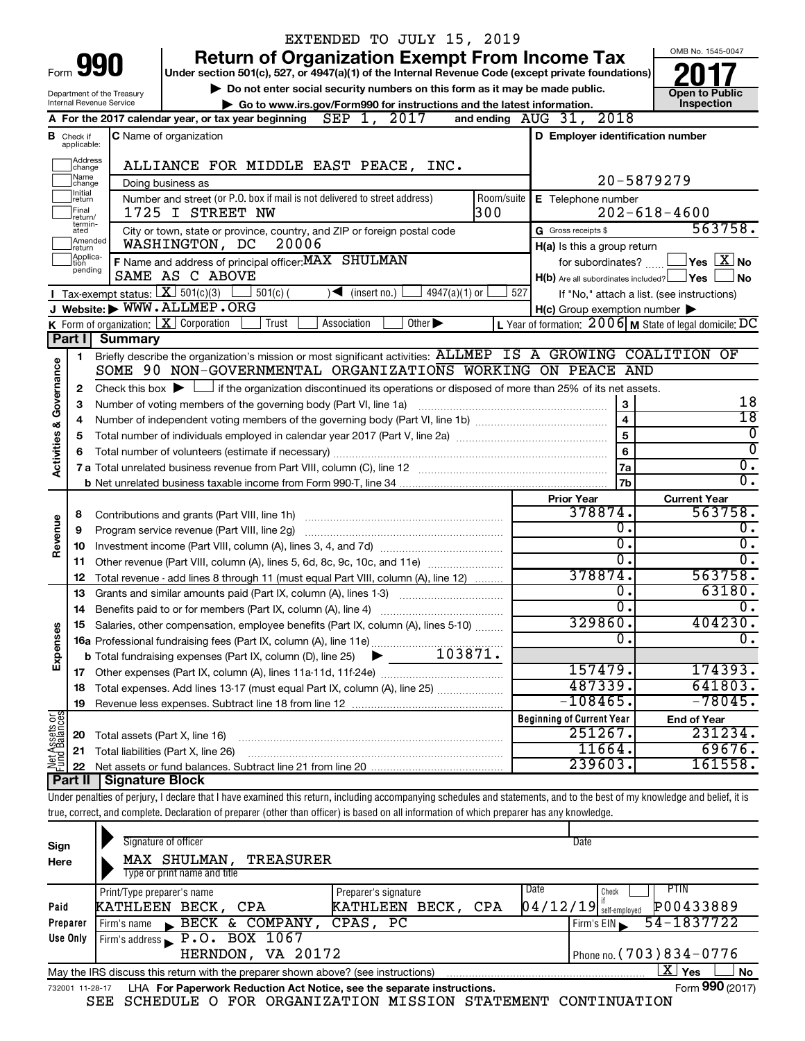EXTENDED TO JULY 15, 2019

# Form 990 — Return of Organization Exempt From Income Tax

Under section 501(c), 527, or 4947(a)(1) of the Internal Revenue Code (except private foundations)

▶ Do not enter social security numbers on this form as it may be made public.

▶ Go to www.irs.gov/Form990 for instructions and the latest information.

Department of the Treasury, Internal Revenue Service

OMB No. 1545-0047

**2017**

**Open to Public Inspection**

**A** For the 2017 calendar year, or tax year beginning SEP 1, 2017 and ending AUG 31, 2018

**B** Check if applicable: Address change, Name change, Initial return, Final return/terminated, Amended return, Application pending

**C** Name of organization: ALLIANCE FOR MIDDLE EAST PEACE, INC.

Doing business as

Number and street (or P.O. box if mail is not delivered to street address): 1725 I STREET NW — Room/suite: 300

City or town, state or province, country, and ZIP or foreign postal code: WASHINGTON, DC 20006

**D** Employer identification number: 20-5879279

**E** Telephone number: 202-618-4600

**G** Gross receipts $ 563758.

**F** Name and address of principal officer: MAX SHULMAN, SAME AS C ABOVE

**H(a)** Is this a group return for subordinates? ☐ Yes ☒ No

**H(b)** Are all subordinates included? ☐ Yes ☐ No — If "No," attach a list. (see instructions)

**H(c)** Group exemption number ▶

**I** Tax-exempt status: ☒ 501(c)(3) ☐ 501(c)( ) ◀ (insert no.) ☐ 4947(a)(1) or ☐ 527

**J** Website: ▶ WWW.ALLMEP.ORG

**K** Form of organization: ☒ Corporation ☐ Trust ☐ Association ☐ Other ▶

**L** Year of formation: 2006 **M** State of legal domicile: DC

## Part I Summary

**Activities & Governance**

1 Briefly describe the organization's mission or most significant activities: ALLMEP IS A GROWING COALITION OF SOME 90 NON-GOVERNMENTAL ORGANIZATIONS WORKING ON PEACE AND

2 Check this box ▶ ☐ if the organization discontinued its operations or disposed of more than 25% of its net assets.

| | | | |
|---|---|---|---|
| 3 | Number of voting members of the governing body (Part VI, line 1a) | 3 | 18 |
| 4 | Number of independent voting members of the governing body (Part VI, line 1b) | 4 | 18 |
| 5 | Total number of individuals employed in calendar year 2017 (Part V, line 2a) | 5 | 0 |
| 6 | Total number of volunteers (estimate if necessary) | 6 | 0 |
| 7a | Total unrelated business revenue from Part VIII, column (C), line 12 | 7a | 0. |
| b | Net unrelated business taxable income from Form 990-T, line 34 | 7b | 0. |

| | | Prior Year | Current Year |
|---|---|---|---|
| **Revenue** | | | |
| 8 | Contributions and grants (Part VIII, line 1h) | 378874. | 563758. |
| 9 | Program service revenue (Part VIII, line 2g) | 0. | 0. |
| 10 | Investment income (Part VIII, column (A), lines 3, 4, and 7d) | 0. | 0. |
| 11 | Other revenue (Part VIII, column (A), lines 5, 6d, 8c, 9c, 10c, and 11e) | 0. | 0. |
| 12 | Total revenue - add lines 8 through 11 (must equal Part VIII, column (A), line 12) | 378874. | 563758. |
| **Expenses** | | | |
| 13 | Grants and similar amounts paid (Part IX, column (A), lines 1-3) | 0. | 63180. |
| 14 | Benefits paid to or for members (Part IX, column (A), line 4) | 0. | 0. |
| 15 | Salaries, other compensation, employee benefits (Part IX, column (A), lines 5-10) | 329860. | 404230. |
| 16a | Professional fundraising fees (Part IX, column (A), line 11e) | 0. | 0. |
| b | Total fundraising expenses (Part IX, column (D), line 25) ▶ 103871. | | |
| 17 | Other expenses (Part IX, column (A), lines 11a-11d, 11f-24e) | 157479. | 174393. |
| 18 | Total expenses. Add lines 13-17 (must equal Part IX, column (A), line 25) | 487339. | 641803. |
| 19 | Revenue less expenses. Subtract line 18 from line 12 | -108465. | -78045. |

| | | Beginning of Current Year | End of Year |
|---|---|---|---|
| **Net Assets or Fund Balances** | | | |
| 20 | Total assets (Part X, line 16) | 251267. | 231234. |
| 21 | Total liabilities (Part X, line 26) | 11664. | 69676. |
| 22 | Net assets or fund balances. Subtract line 21 from line 20 | 239603. | 161558. |

## Part II Signature Block

Under penalties of perjury, I declare that I have examined this return, including accompanying schedules and statements, and to the best of my knowledge and belief, it is true, correct, and complete. Declaration of preparer (other than officer) is based on all information of which preparer has any knowledge.

**Sign Here**

Signature of officer — Date

MAX SHULMAN, TREASURER

Type or print name and title

**Paid Preparer Use Only**

| Print/Type preparer's name | Preparer's signature | Date | Check if self-employed | PTIN |
|---|---|---|---|---|
| KATHLEEN BECK, CPA | KATHLEEN BECK, CPA | 04/12/19 | | P00433889 |

Firm's name ▶ BECK & COMPANY, CPAS, PC — Firm's EIN ▶ 54-1837722

Firm's address ▶ P.O. BOX 1067, HERNDON, VA 20172 — Phone no. (703)834-0776

May the IRS discuss this return with the preparer shown above? (see instructions) ☒ Yes ☐ No

732001 11-28-17 LHA For Paperwork Reduction Act Notice, see the separate instructions. Form **990** (2017)

SEE SCHEDULE O FOR ORGANIZATION MISSION STATEMENT CONTINUATION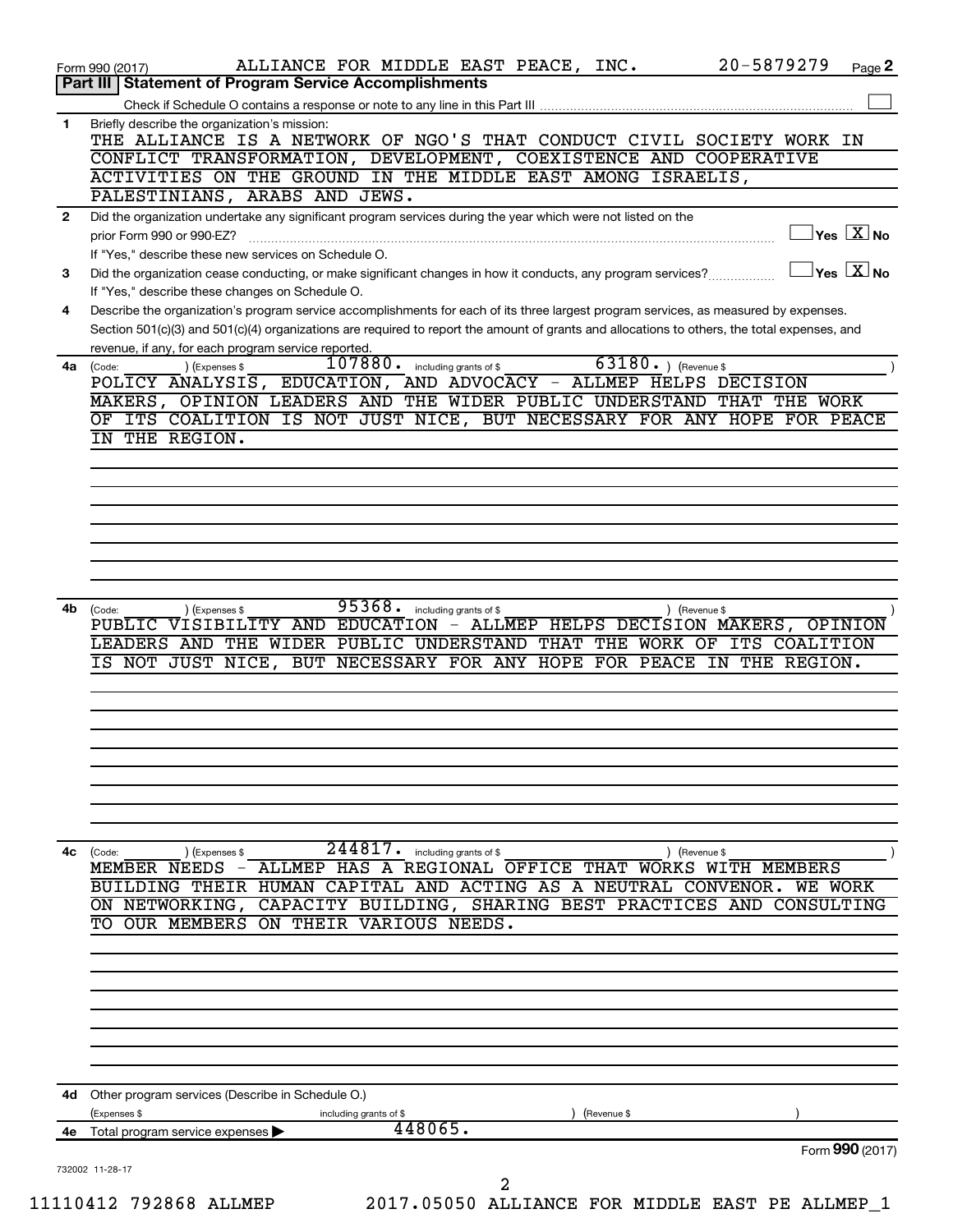Form 990 (2017) ALLIANCE FOR MIDDLE EAST PEACE, INC. 20-5879279 Page 2

## Part III Statement of Program Service Accomplishments

Check if Schedule O contains a response or note to any line in this Part III ☐

**1** Briefly describe the organization's mission:

THE ALLIANCE IS A NETWORK OF NGO'S THAT CONDUCT CIVIL SOCIETY WORK IN CONFLICT TRANSFORMATION, DEVELOPMENT, COEXISTENCE AND COOPERATIVE ACTIVITIES ON THE GROUND IN THE MIDDLE EAST AMONG ISRAELIS, PALESTINIANS, ARABS AND JEWS.

**2** Did the organization undertake any significant program services during the year which were not listed on the prior Form 990 or 990-EZ? ☐ Yes ☒ No

If "Yes," describe these new services on Schedule O.

**3** Did the organization cease conducting, or make significant changes in how it conducts, any program services? ☐ Yes ☒ No

If "Yes," describe these changes on Schedule O.

**4** Describe the organization's program service accomplishments for each of its three largest program services, as measured by expenses. Section 501(c)(3) and 501(c)(4) organizations are required to report the amount of grants and allocations to others, the total expenses, and revenue, if any, for each program service reported.

**4a** (Code: ) (Expenses $ 107880. including grants of $ 63180. ) (Revenue $ )

POLICY ANALYSIS, EDUCATION, AND ADVOCACY - ALLMEP HELPS DECISION MAKERS, OPINION LEADERS AND THE WIDER PUBLIC UNDERSTAND THAT THE WORK OF ITS COALITION IS NOT JUST NICE, BUT NECESSARY FOR ANY HOPE FOR PEACE IN THE REGION.

**4b** (Code: ) (Expenses $ 95368. including grants of $ ) (Revenue $ )

PUBLIC VISIBILITY AND EDUCATION - ALLMEP HELPS DECISION MAKERS, OPINION LEADERS AND THE WIDER PUBLIC UNDERSTAND THAT THE WORK OF ITS COALITION IS NOT JUST NICE, BUT NECESSARY FOR ANY HOPE FOR PEACE IN THE REGION.

**4c** (Code: ) (Expenses $ 244817. including grants of $ ) (Revenue $ )

MEMBER NEEDS - ALLMEP HAS A REGIONAL OFFICE THAT WORKS WITH MEMBERS BUILDING THEIR HUMAN CAPITAL AND ACTING AS A NEUTRAL CONVENOR. WE WORK ON NETWORKING, CAPACITY BUILDING, SHARING BEST PRACTICES AND CONSULTING TO OUR MEMBERS ON THEIR VARIOUS NEEDS.

**4d** Other program services (Describe in Schedule O.)

(Expenses $ including grants of $ ) (Revenue $ )

**4e** Total program service expenses ▶ 448065.

Form 990 (2017)

732002 11-28-17

11110412 792868 ALLMEP 2017.05050 ALLIANCE FOR MIDDLE EAST PE ALLMEP_1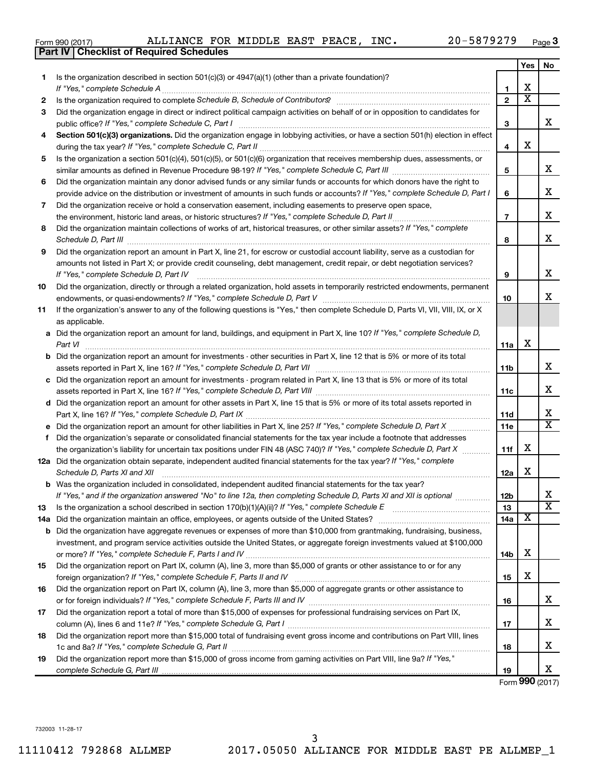Form 990 (2017) ALLIANCE FOR MIDDLE EAST PEACE, INC. 20-5879279

## Part IV | Checklist of Required Schedules

| | | | Yes | No |
|---|---|---|---|---|
| 1 | Is the organization described in section 501(c)(3) or 4947(a)(1) (other than a private foundation)? *If "Yes," complete Schedule A* | 1 | X | |
| 2 | Is the organization required to complete *Schedule B, Schedule of Contributors*? | 2 | X | |
| 3 | Did the organization engage in direct or indirect political campaign activities on behalf of or in opposition to candidates for public office? *If "Yes," complete Schedule C, Part I* | 3 | | X |
| 4 | **Section 501(c)(3) organizations.** Did the organization engage in lobbying activities, or have a section 501(h) election in effect during the tax year? *If "Yes," complete Schedule C, Part II* | 4 | X | |
| 5 | Is the organization a section 501(c)(4), 501(c)(5), or 501(c)(6) organization that receives membership dues, assessments, or similar amounts as defined in Revenue Procedure 98-19? *If "Yes," complete Schedule C, Part III* | 5 | | X |
| 6 | Did the organization maintain any donor advised funds or any similar funds or accounts for which donors have the right to provide advice on the distribution or investment of amounts in such funds or accounts? *If "Yes," complete Schedule D, Part I* | 6 | | X |
| 7 | Did the organization receive or hold a conservation easement, including easements to preserve open space, the environment, historic land areas, or historic structures? *If "Yes," complete Schedule D, Part II* | 7 | | X |
| 8 | Did the organization maintain collections of works of art, historical treasures, or other similar assets? *If "Yes," complete Schedule D, Part III* | 8 | | X |
| 9 | Did the organization report an amount in Part X, line 21, for escrow or custodial account liability, serve as a custodian for amounts not listed in Part X; or provide credit counseling, debt management, credit repair, or debt negotiation services? *If "Yes," complete Schedule D, Part IV* | 9 | | X |
| 10 | Did the organization, directly or through a related organization, hold assets in temporarily restricted endowments, permanent endowments, or quasi-endowments? *If "Yes," complete Schedule D, Part V* | 10 | | X |
| 11 | If the organization's answer to any of the following questions is "Yes," then complete Schedule D, Parts VI, VII, VIII, IX, or X as applicable. | | | |
| a | Did the organization report an amount for land, buildings, and equipment in Part X, line 10? *If "Yes," complete Schedule D, Part VI* | 11a | X | |
| b | Did the organization report an amount for investments - other securities in Part X, line 12 that is 5% or more of its total assets reported in Part X, line 16? *If "Yes," complete Schedule D, Part VII* | 11b | | X |
| c | Did the organization report an amount for investments - program related in Part X, line 13 that is 5% or more of its total assets reported in Part X, line 16? *If "Yes," complete Schedule D, Part VIII* | 11c | | X |
| d | Did the organization report an amount for other assets in Part X, line 15 that is 5% or more of its total assets reported in Part X, line 16? *If "Yes," complete Schedule D, Part IX* | 11d | | X |
| e | Did the organization report an amount for other liabilities in Part X, line 25? *If "Yes," complete Schedule D, Part X* | 11e | | X |
| f | Did the organization's separate or consolidated financial statements for the tax year include a footnote that addresses the organization's liability for uncertain tax positions under FIN 48 (ASC 740)? *If "Yes," complete Schedule D, Part X* | 11f | X | |
| 12a | Did the organization obtain separate, independent audited financial statements for the tax year? *If "Yes," complete Schedule D, Parts XI and XII* | 12a | X | |
| b | Was the organization included in consolidated, independent audited financial statements for the tax year? *If "Yes," and if the organization answered "No" to line 12a, then completing Schedule D, Parts XI and XII is optional* | 12b | | X |
| 13 | Is the organization a school described in section 170(b)(1)(A)(ii)? *If "Yes," complete Schedule E* | 13 | | X |
| 14a | Did the organization maintain an office, employees, or agents outside of the United States? | 14a | X | |
| b | Did the organization have aggregate revenues or expenses of more than $10,000 from grantmaking, fundraising, business, investment, and program service activities outside the United States, or aggregate foreign investments valued at $100,000 or more? *If "Yes," complete Schedule F, Parts I and IV* | 14b | X | |
| 15 | Did the organization report on Part IX, column (A), line 3, more than $5,000 of grants or other assistance to or for any foreign organization? *If "Yes," complete Schedule F, Parts II and IV* | 15 | X | |
| 16 | Did the organization report on Part IX, column (A), line 3, more than $5,000 of aggregate grants or other assistance to or for foreign individuals? *If "Yes," complete Schedule F, Parts III and IV* | 16 | | X |
| 17 | Did the organization report a total of more than $15,000 of expenses for professional fundraising services on Part IX, column (A), lines 6 and 11e? *If "Yes," complete Schedule G, Part I* | 17 | | X |
| 18 | Did the organization report more than $15,000 total of fundraising event gross income and contributions on Part VIII, lines 1c and 8a? *If "Yes," complete Schedule G, Part II* | 18 | | X |
| 19 | Did the organization report more than $15,000 of gross income from gaming activities on Part VIII, line 9a? *If "Yes," complete Schedule G, Part III* | 19 | | X |

Form **990** (2017)

732003 11-28-17

11110412 792868 ALLMEP 2017.05050 ALLIANCE FOR MIDDLE EAST PE ALLMEP_1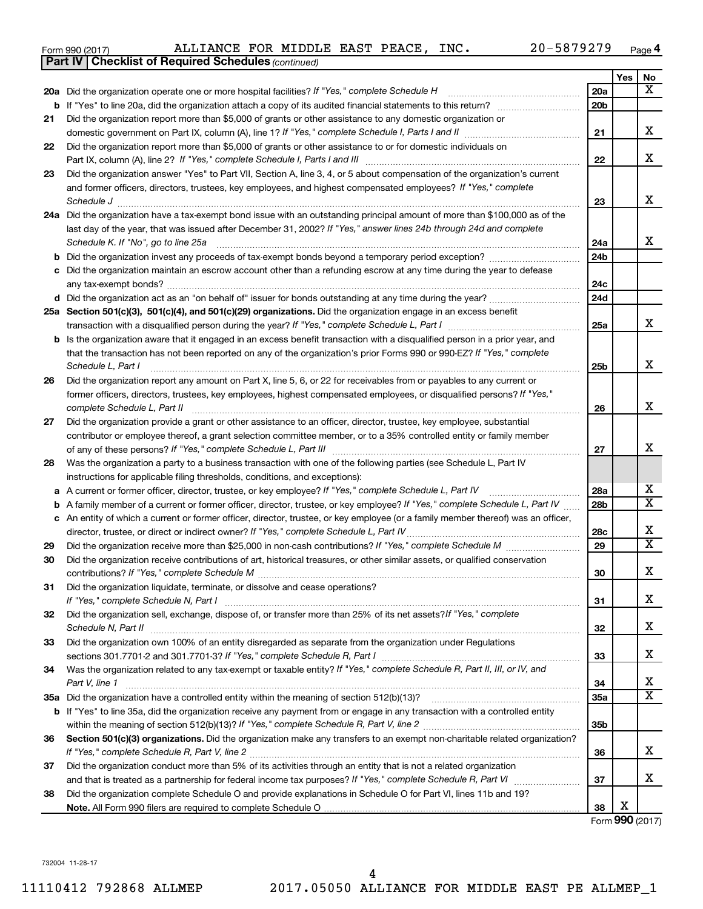Form 990 (2017) ALLIANCE FOR MIDDLE EAST PEACE, INC. 20-5879279

**Part IV | Checklist of Required Schedules** *(continued)*

| | | | Yes | No |
|---|---|---|---|---|
| 20a | Did the organization operate one or more hospital facilities? *If "Yes," complete Schedule H* | 20a | | X |
| b | If "Yes" to line 20a, did the organization attach a copy of its audited financial statements to this return? | 20b | | |
| 21 | Did the organization report more than $5,000 of grants or other assistance to any domestic organization or domestic government on Part IX, column (A), line 1? *If "Yes," complete Schedule I, Parts I and II* | 21 | | X |
| 22 | Did the organization report more than $5,000 of grants or other assistance to or for domestic individuals on Part IX, column (A), line 2? *If "Yes," complete Schedule I, Parts I and III* | 22 | | X |
| 23 | Did the organization answer "Yes" to Part VII, Section A, line 3, 4, or 5 about compensation of the organization's current and former officers, directors, trustees, key employees, and highest compensated employees? *If "Yes," complete Schedule J* | 23 | | X |
| 24a | Did the organization have a tax-exempt bond issue with an outstanding principal amount of more than $100,000 as of the last day of the year, that was issued after December 31, 2002? *If "Yes," answer lines 24b through 24d and complete Schedule K. If "No", go to line 25a* | 24a | | X |
| b | Did the organization invest any proceeds of tax-exempt bonds beyond a temporary period exception? | 24b | | |
| c | Did the organization maintain an escrow account other than a refunding escrow at any time during the year to defease any tax-exempt bonds? | 24c | | |
| d | Did the organization act as an "on behalf of" issuer for bonds outstanding at any time during the year? | 24d | | |
| 25a | **Section 501(c)(3), 501(c)(4), and 501(c)(29) organizations.** Did the organization engage in an excess benefit transaction with a disqualified person during the year? *If "Yes," complete Schedule L, Part I* | 25a | | X |
| b | Is the organization aware that it engaged in an excess benefit transaction with a disqualified person in a prior year, and that the transaction has not been reported on any of the organization's prior Forms 990 or 990-EZ? *If "Yes," complete Schedule L, Part I* | 25b | | X |
| 26 | Did the organization report any amount on Part X, line 5, 6, or 22 for receivables from or payables to any current or former officers, directors, trustees, key employees, highest compensated employees, or disqualified persons? *If "Yes," complete Schedule L, Part II* | 26 | | X |
| 27 | Did the organization provide a grant or other assistance to an officer, director, trustee, key employee, substantial contributor or employee thereof, a grant selection committee member, or to a 35% controlled entity or family member of any of these persons? *If "Yes," complete Schedule L, Part III* | 27 | | X |
| 28 | Was the organization a party to a business transaction with one of the following parties (see Schedule L, Part IV instructions for applicable filing thresholds, conditions, and exceptions): | | | |
| a | A current or former officer, director, trustee, or key employee? *If "Yes," complete Schedule L, Part IV* | 28a | | X |
| b | A family member of a current or former officer, director, trustee, or key employee? *If "Yes," complete Schedule L, Part IV* | 28b | | X |
| c | An entity of which a current or former officer, director, trustee, or key employee (or a family member thereof) was an officer, director, trustee, or direct or indirect owner? *If "Yes," complete Schedule L, Part IV* | 28c | | X |
| 29 | Did the organization receive more than $25,000 in non-cash contributions? *If "Yes," complete Schedule M* | 29 | | X |
| 30 | Did the organization receive contributions of art, historical treasures, or other similar assets, or qualified conservation contributions? *If "Yes," complete Schedule M* | 30 | | X |
| 31 | Did the organization liquidate, terminate, or dissolve and cease operations? *If "Yes," complete Schedule N, Part I* | 31 | | X |
| 32 | Did the organization sell, exchange, dispose of, or transfer more than 25% of its net assets? *If "Yes," complete Schedule N, Part II* | 32 | | X |
| 33 | Did the organization own 100% of an entity disregarded as separate from the organization under Regulations sections 301.7701-2 and 301.7701-3? *If "Yes," complete Schedule R, Part I* | 33 | | X |
| 34 | Was the organization related to any tax-exempt or taxable entity? *If "Yes," complete Schedule R, Part II, III, or IV, and Part V, line 1* | 34 | | X |
| 35a | Did the organization have a controlled entity within the meaning of section 512(b)(13)? | 35a | | X |
| b | If "Yes" to line 35a, did the organization receive any payment from or engage in any transaction with a controlled entity within the meaning of section 512(b)(13)? *If "Yes," complete Schedule R, Part V, line 2* | 35b | | |
| 36 | **Section 501(c)(3) organizations.** Did the organization make any transfers to an exempt non-charitable related organization? *If "Yes," complete Schedule R, Part V, line 2* | 36 | | X |
| 37 | Did the organization conduct more than 5% of its activities through an entity that is not a related organization and that is treated as a partnership for federal income tax purposes? *If "Yes," complete Schedule R, Part VI* | 37 | | X |
| 38 | Did the organization complete Schedule O and provide explanations in Schedule O for Part VI, lines 11b and 19? **Note.** All Form 990 filers are required to complete Schedule O | 38 | X | |

Form **990** (2017)

732004 11-28-17

11110412 792868 ALLMEP 2017.05050 ALLIANCE FOR MIDDLE EAST PE ALLMEP_1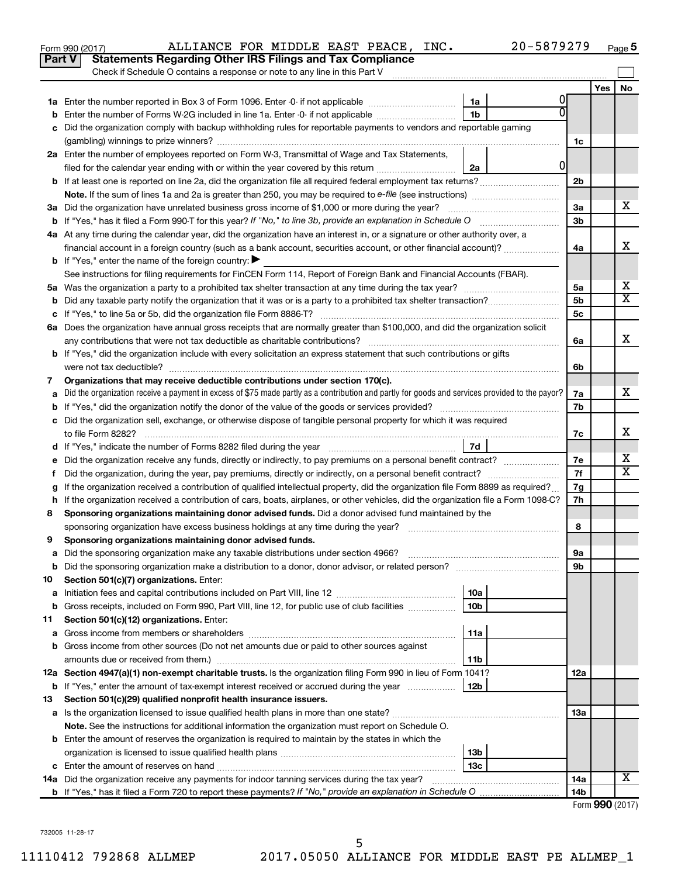Form 990 (2017) ALLIANCE FOR MIDDLE EAST PEACE, INC. 20-5879279 Page 5

## Part V Statements Regarding Other IRS Filings and Tax Compliance

Check if Schedule O contains a response or note to any line in this Part V

| | | | | | Yes | No |
|---|---|---|---|---|---|---|
| **1a** | Enter the number reported in Box 3 of Form 1096. Enter -0- if not applicable | 1a | 0 | | | |
| **b** | Enter the number of Forms W-2G included in line 1a. Enter -0- if not applicable | 1b | 0 | | | |
| **c** | Did the organization comply with backup withholding rules for reportable payments to vendors and reportable gaming (gambling) winnings to prize winners? | | | 1c | | |
| **2a** | Enter the number of employees reported on Form W-3, Transmittal of Wage and Tax Statements, filed for the calendar year ending with or within the year covered by this return | 2a | 0 | | | |
| **b** | If at least one is reported on line 2a, did the organization file all required federal employment tax returns? | | | 2b | | |
| | **Note.** If the sum of lines 1a and 2a is greater than 250, you may be required to *e-file* (see instructions) | | | | | |
| **3a** | Did the organization have unrelated business gross income of $1,000 or more during the year? | | | 3a | | X |
| **b** | If "Yes," has it filed a Form 990-T for this year? *If "No," to line 3b, provide an explanation in Schedule O* | | | 3b | | |
| **4a** | At any time during the calendar year, did the organization have an interest in, or a signature or other authority over, a financial account in a foreign country (such as a bank account, securities account, or other financial account)? | | | 4a | | X |
| **b** | If "Yes," enter the name of the foreign country: ▶ | | | | | |
| | See instructions for filing requirements for FinCEN Form 114, Report of Foreign Bank and Financial Accounts (FBAR). | | | | | |
| **5a** | Was the organization a party to a prohibited tax shelter transaction at any time during the tax year? | | | 5a | | X |
| **b** | Did any taxable party notify the organization that it was or is a party to a prohibited tax shelter transaction? | | | 5b | | X |
| **c** | If "Yes," to line 5a or 5b, did the organization file Form 8886-T? | | | 5c | | |
| **6a** | Does the organization have annual gross receipts that are normally greater than $100,000, and did the organization solicit any contributions that were not tax deductible as charitable contributions? | | | 6a | | X |
| **b** | If "Yes," did the organization include with every solicitation an express statement that such contributions or gifts were not tax deductible? | | | 6b | | |
| **7** | **Organizations that may receive deductible contributions under section 170(c).** | | | | | |
| **a** | Did the organization receive a payment in excess of $75 made partly as a contribution and partly for goods and services provided to the payor? | | | 7a | | X |
| **b** | If "Yes," did the organization notify the donor of the value of the goods or services provided? | | | 7b | | |
| **c** | Did the organization sell, exchange, or otherwise dispose of tangible personal property for which it was required to file Form 8282? | | | 7c | | X |
| **d** | If "Yes," indicate the number of Forms 8282 filed during the year | 7d | | | | |
| **e** | Did the organization receive any funds, directly or indirectly, to pay premiums on a personal benefit contract? | | | 7e | | X |
| **f** | Did the organization, during the year, pay premiums, directly or indirectly, on a personal benefit contract? | | | 7f | | X |
| **g** | If the organization received a contribution of qualified intellectual property, did the organization file Form 8899 as required? | | | 7g | | |
| **h** | If the organization received a contribution of cars, boats, airplanes, or other vehicles, did the organization file a Form 1098-C? | | | 7h | | |
| **8** | **Sponsoring organizations maintaining donor advised funds.** Did a donor advised fund maintained by the sponsoring organization have excess business holdings at any time during the year? | | | 8 | | |
| **9** | **Sponsoring organizations maintaining donor advised funds.** | | | | | |
| **a** | Did the sponsoring organization make any taxable distributions under section 4966? | | | 9a | | |
| **b** | Did the sponsoring organization make a distribution to a donor, donor advisor, or related person? | | | 9b | | |
| **10** | **Section 501(c)(7) organizations.** Enter: | | | | | |
| **a** | Initiation fees and capital contributions included on Part VIII, line 12 | 10a | | | | |
| **b** | Gross receipts, included on Form 990, Part VIII, line 12, for public use of club facilities | 10b | | | | |
| **11** | **Section 501(c)(12) organizations.** Enter: | | | | | |
| **a** | Gross income from members or shareholders | 11a | | | | |
| **b** | Gross income from other sources (Do not net amounts due or paid to other sources against amounts due or received from them.) | 11b | | | | |
| **12a** | **Section 4947(a)(1) non-exempt charitable trusts.** Is the organization filing Form 990 in lieu of Form 1041? | | | 12a | | |
| **b** | If "Yes," enter the amount of tax-exempt interest received or accrued during the year | 12b | | | | |
| **13** | **Section 501(c)(29) qualified nonprofit health insurance issuers.** | | | | | |
| **a** | Is the organization licensed to issue qualified health plans in more than one state? | | | 13a | | |
| | **Note.** See the instructions for additional information the organization must report on Schedule O. | | | | | |
| **b** | Enter the amount of reserves the organization is required to maintain by the states in which the organization is licensed to issue qualified health plans | 13b | | | | |
| **c** | Enter the amount of reserves on hand | 13c | | | | |
| **14a** | Did the organization receive any payments for indoor tanning services during the tax year? | | | 14a | | X |
| **b** | If "Yes," has it filed a Form 720 to report these payments? *If "No," provide an explanation in Schedule O* | | | 14b | | |

Form **990** (2017)

732005 11-28-17

11110412 792868 ALLMEP 2017.05050 ALLIANCE FOR MIDDLE EAST PE ALLMEP_1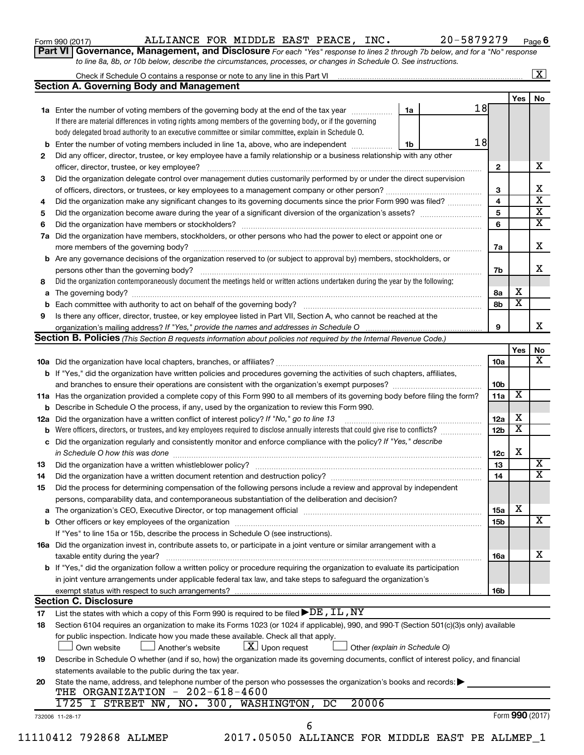Form 990 (2017) ALLIANCE FOR MIDDLE EAST PEACE, INC. 20-5879279 Page 6

**Part VI Governance, Management, and Disclosure** *For each "Yes" response to lines 2 through 7b below, and for a "No" response to line 8a, 8b, or 10b below, describe the circumstances, processes, or changes in Schedule O. See instructions.*

Check if Schedule O contains a response or note to any line in this Part VI [X]

**Section A. Governing Body and Management**

| | | | Yes | No |
|---|---|---|---|---|
| **1a** | Enter the number of voting members of the governing body at the end of the tax year (1a) 18. If there are material differences in voting rights among members of the governing body, or if the governing body delegated broad authority to an executive committee or similar committee, explain in Schedule O. | | | |
| **b** | Enter the number of voting members included in line 1a, above, who are independent (1b) 18 | | | |
| **2** | Did any officer, director, trustee, or key employee have a family relationship or a business relationship with any other officer, director, trustee, or key employee? | 2 | | X |
| **3** | Did the organization delegate control over management duties customarily performed by or under the direct supervision of officers, directors, or trustees, or key employees to a management company or other person? | 3 | | X |
| **4** | Did the organization make any significant changes to its governing documents since the prior Form 990 was filed? | 4 | | X |
| **5** | Did the organization become aware during the year of a significant diversion of the organization's assets? | 5 | | X |
| **6** | Did the organization have members or stockholders? | 6 | | X |
| **7a** | Did the organization have members, stockholders, or other persons who had the power to elect or appoint one or more members of the governing body? | 7a | | X |
| **b** | Are any governance decisions of the organization reserved to (or subject to approval by) members, stockholders, or persons other than the governing body? | 7b | | X |
| **8** | Did the organization contemporaneously document the meetings held or written actions undertaken during the year by the following: | | | |
| **a** | The governing body? | 8a | X | |
| **b** | Each committee with authority to act on behalf of the governing body? | 8b | X | |
| **9** | Is there any officer, director, trustee, or key employee listed in Part VII, Section A, who cannot be reached at the organization's mailing address? *If "Yes," provide the names and addresses in Schedule O* | 9 | | X |

**Section B. Policies** *(This Section B requests information about policies not required by the Internal Revenue Code.)*

| | | | Yes | No |
|---|---|---|---|---|
| **10a** | Did the organization have local chapters, branches, or affiliates? | 10a | | X |
| **b** | If "Yes," did the organization have written policies and procedures governing the activities of such chapters, affiliates, and branches to ensure their operations are consistent with the organization's exempt purposes? | 10b | | |
| **11a** | Has the organization provided a complete copy of this Form 990 to all members of its governing body before filing the form? | 11a | X | |
| **b** | Describe in Schedule O the process, if any, used by the organization to review this Form 990. | | | |
| **12a** | Did the organization have a written conflict of interest policy? *If "No," go to line 13* | 12a | X | |
| **b** | Were officers, directors, or trustees, and key employees required to disclose annually interests that could give rise to conflicts? | 12b | X | |
| **c** | Did the organization regularly and consistently monitor and enforce compliance with the policy? *If "Yes," describe in Schedule O how this was done* | 12c | X | |
| **13** | Did the organization have a written whistleblower policy? | 13 | | X |
| **14** | Did the organization have a written document retention and destruction policy? | 14 | | X |
| **15** | Did the process for determining compensation of the following persons include a review and approval by independent persons, comparability data, and contemporaneous substantiation of the deliberation and decision? | | | |
| **a** | The organization's CEO, Executive Director, or top management official | 15a | X | |
| **b** | Other officers or key employees of the organization | 15b | | X |
| | If "Yes" to line 15a or 15b, describe the process in Schedule O (see instructions). | | | |
| **16a** | Did the organization invest in, contribute assets to, or participate in a joint venture or similar arrangement with a taxable entity during the year? | 16a | | X |
| **b** | If "Yes," did the organization follow a written policy or procedure requiring the organization to evaluate its participation in joint venture arrangements under applicable federal tax law, and take steps to safeguard the organization's exempt status with respect to such arrangements? | 16b | | |

**Section C. Disclosure**

**17** List the states with which a copy of this Form 990 is required to be filed ▶ DE, IL, NY

**18** Section 6104 requires an organization to make its Forms 1023 (or 1024 if applicable), 990, and 990-T (Section 501(c)(3)s only) available for public inspection. Indicate how you made these available. Check all that apply.

[ ] Own website [ ] Another's website [X] Upon request [ ] Other *(explain in Schedule O)*

**19** Describe in Schedule O whether (and if so, how) the organization made its governing documents, conflict of interest policy, and financial statements available to the public during the tax year.

**20** State the name, address, and telephone number of the person who possesses the organization's books and records: ▶

THE ORGANIZATION - 202-618-4600
1725 I STREET NW, NO. 300, WASHINGTON, DC 20006

732006 11-28-17 Form **990** (2017)

11110412 792868 ALLMEP 2017.05050 ALLIANCE FOR MIDDLE EAST PE ALLMEP_1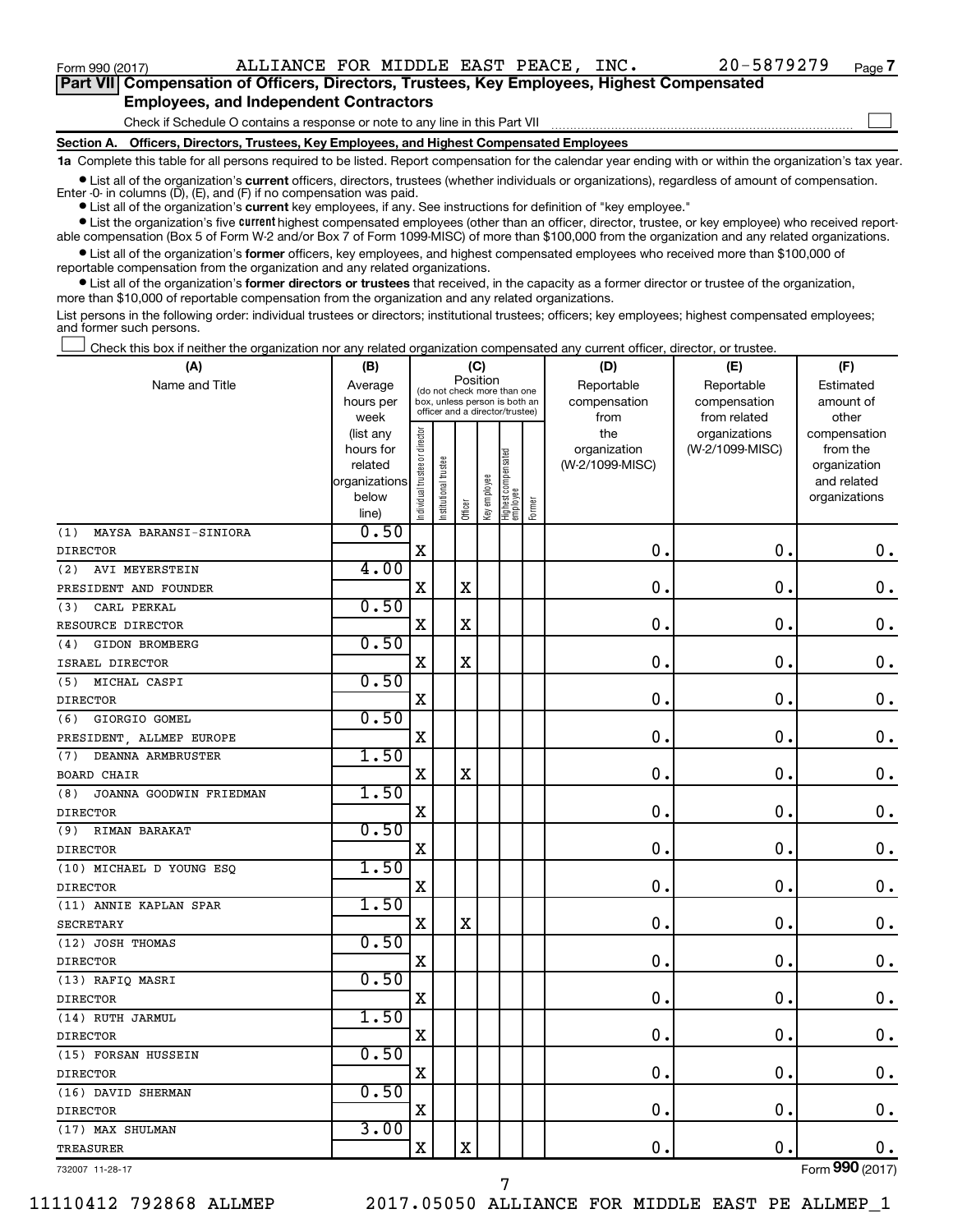Form 990 (2017) ALLIANCE FOR MIDDLE EAST PEACE, INC. 20-5879279

**Part VII Compensation of Officers, Directors, Trustees, Key Employees, Highest Compensated Employees, and Independent Contractors**

Check if Schedule O contains a response or note to any line in this Part VII

**Section A. Officers, Directors, Trustees, Key Employees, and Highest Compensated Employees**

**1a** Complete this table for all persons required to be listed. Report compensation for the calendar year ending with or within the organization's tax year.

- List all of the organization's **current** officers, directors, trustees (whether individuals or organizations), regardless of amount of compensation. Enter -0- in columns (D), (E), and (F) if no compensation was paid.
- List all of the organization's **current** key employees, if any. See instructions for definition of "key employee."
- List the organization's five **current** highest compensated employees (other than an officer, director, trustee, or key employee) who received reportable compensation (Box 5 of Form W-2 and/or Box 7 of Form 1099-MISC) of more than $100,000 from the organization and any related organizations.
- List all of the organization's **former** officers, key employees, and highest compensated employees who received more than $100,000 of reportable compensation from the organization and any related organizations.
- List all of the organization's **former directors or trustees** that received, in the capacity as a former director or trustee of the organization, more than $10,000 of reportable compensation from the organization and any related organizations.

List persons in the following order: individual trustees or directors; institutional trustees; officers; key employees; highest compensated employees; and former such persons.

Check this box if neither the organization nor any related organization compensated any current officer, director, or trustee.

| (A) Name and Title | (B) Average hours per week (list any hours for related organizations below line) | (C) Position: Individual trustee or director | Institutional trustee | Officer | Key employee | Highest compensated employee | Former | (D) Reportable compensation from the organization (W-2/1099-MISC) | (E) Reportable compensation from related organizations (W-2/1099-MISC) | (F) Estimated amount of other compensation from the organization and related organizations |
|---|---|---|---|---|---|---|---|---|---|---|
| (1) MAYSA BARANSI-SINIORA<br>DIRECTOR | 0.50 | X | | | | | | 0. | 0. | 0. |
| (2) AVI MEYERSTEIN<br>PRESIDENT AND FOUNDER | 4.00 | X | | X | | | | 0. | 0. | 0. |
| (3) CARL PERKAL<br>RESOURCE DIRECTOR | 0.50 | X | | X | | | | 0. | 0. | 0. |
| (4) GIDON BROMBERG<br>ISRAEL DIRECTOR | 0.50 | X | | X | | | | 0. | 0. | 0. |
| (5) MICHAL CASPI<br>DIRECTOR | 0.50 | X | | | | | | 0. | 0. | 0. |
| (6) GIORGIO GOMEL<br>PRESIDENT, ALLMEP EUROPE | 0.50 | X | | | | | | 0. | 0. | 0. |
| (7) DEANNA ARMBRUSTER<br>BOARD CHAIR | 1.50 | X | | X | | | | 0. | 0. | 0. |
| (8) JOANNA GOODWIN FRIEDMAN<br>DIRECTOR | 1.50 | X | | | | | | 0. | 0. | 0. |
| (9) RIMAN BARAKAT<br>DIRECTOR | 0.50 | X | | | | | | 0. | 0. | 0. |
| (10) MICHAEL D YOUNG ESQ<br>DIRECTOR | 1.50 | X | | | | | | 0. | 0. | 0. |
| (11) ANNIE KAPLAN SPAR<br>SECRETARY | 1.50 | X | | X | | | | 0. | 0. | 0. |
| (12) JOSH THOMAS<br>DIRECTOR | 0.50 | X | | | | | | 0. | 0. | 0. |
| (13) RAFIQ MASRI<br>DIRECTOR | 0.50 | X | | | | | | 0. | 0. | 0. |
| (14) RUTH JARMUL<br>DIRECTOR | 1.50 | X | | | | | | 0. | 0. | 0. |
| (15) FORSAN HUSSEIN<br>DIRECTOR | 0.50 | X | | | | | | 0. | 0. | 0. |
| (16) DAVID SHERMAN<br>DIRECTOR | 0.50 | X | | | | | | 0. | 0. | 0. |
| (17) MAX SHULMAN<br>TREASURER | 3.00 | X | | X | | | | 0. | 0. | 0. |

732007 11-28-17 Form **990** (2017)

11110412 792868 ALLMEP 2017.05050 ALLIANCE FOR MIDDLE EAST PE ALLMEP_1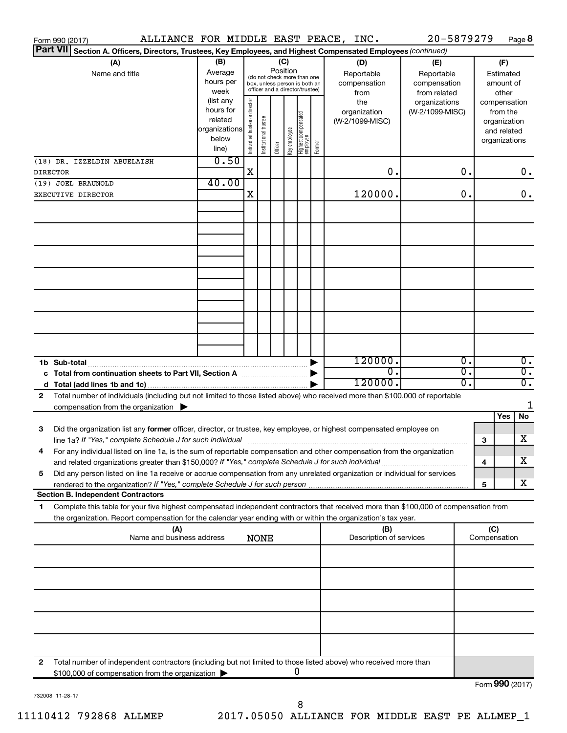Form 990 (2017) ALLIANCE FOR MIDDLE EAST PEACE, INC. 20-5879279 Page 8

**Part VII Section A. Officers, Directors, Trustees, Key Employees, and Highest Compensated Employees** *(continued)*

| (A) Name and title | (B) Average hours per week (list any hours for related organizations below line) | (C) Position (do not check more than one box, unless person is both an officer and a director/trustee): Individual trustee or director | Institutional trustee | Officer | Key employee | Highest compensated employee | Former | (D) Reportable compensation from the organization (W-2/1099-MISC) | (E) Reportable compensation from related organizations (W-2/1099-MISC) | (F) Estimated amount of other compensation from the organization and related organizations |
|---|---|---|---|---|---|---|---|---|---|---|
| (18) DR. IZZELDIN ABUELAISH<br>DIRECTOR | 0.50 | X | | | | | | 0. | 0. | 0. |
| (19) JOEL BRAUNOLD<br>EXECUTIVE DIRECTOR | 40.00 | X | | | | | | 120000. | 0. | 0. |
| | | | | | | | | | | |
| **1b Sub-total** | | | | | | | | 120000. | 0. | 0. |
| **c Total from continuation sheets to Part VII, Section A** | | | | | | | | 0. | 0. | 0. |
| **d Total (add lines 1b and 1c)** | | | | | | | | 120000. | 0. | 0. |

**2** Total number of individuals (including but not limited to those listed above) who received more than $100,000 of reportable compensation from the organization ▶ 1

| | | Yes | No |
|---|---|---|---|
| **3** Did the organization list any **former** officer, director, or trustee, key employee, or highest compensated employee on line 1a? *If "Yes," complete Schedule J for such individual* | 3 | | X |
| **4** For any individual listed on line 1a, is the sum of reportable compensation and other compensation from the organization and related organizations greater than $150,000? *If "Yes," complete Schedule J for such individual* | 4 | | X |
| **5** Did any person listed on line 1a receive or accrue compensation from any unrelated organization or individual for services rendered to the organization? *If "Yes," complete Schedule J for such person* | 5 | | X |

**Section B. Independent Contractors**

**1** Complete this table for your five highest compensated independent contractors that received more than $100,000 of compensation from the organization. Report compensation for the calendar year ending with or within the organization's tax year.

| (A) Name and business address | (B) Description of services | (C) Compensation |
|---|---|---|
| NONE | | |
| | | |
| | | |
| | | |
| | | |

**2** Total number of independent contractors (including but not limited to those listed above) who received more than $100,000 of compensation from the organization ▶ 0

Form **990** (2017)

732008 11-28-17

11110412 792868 ALLMEP 2017.05050 ALLIANCE FOR MIDDLE EAST PE ALLMEP_1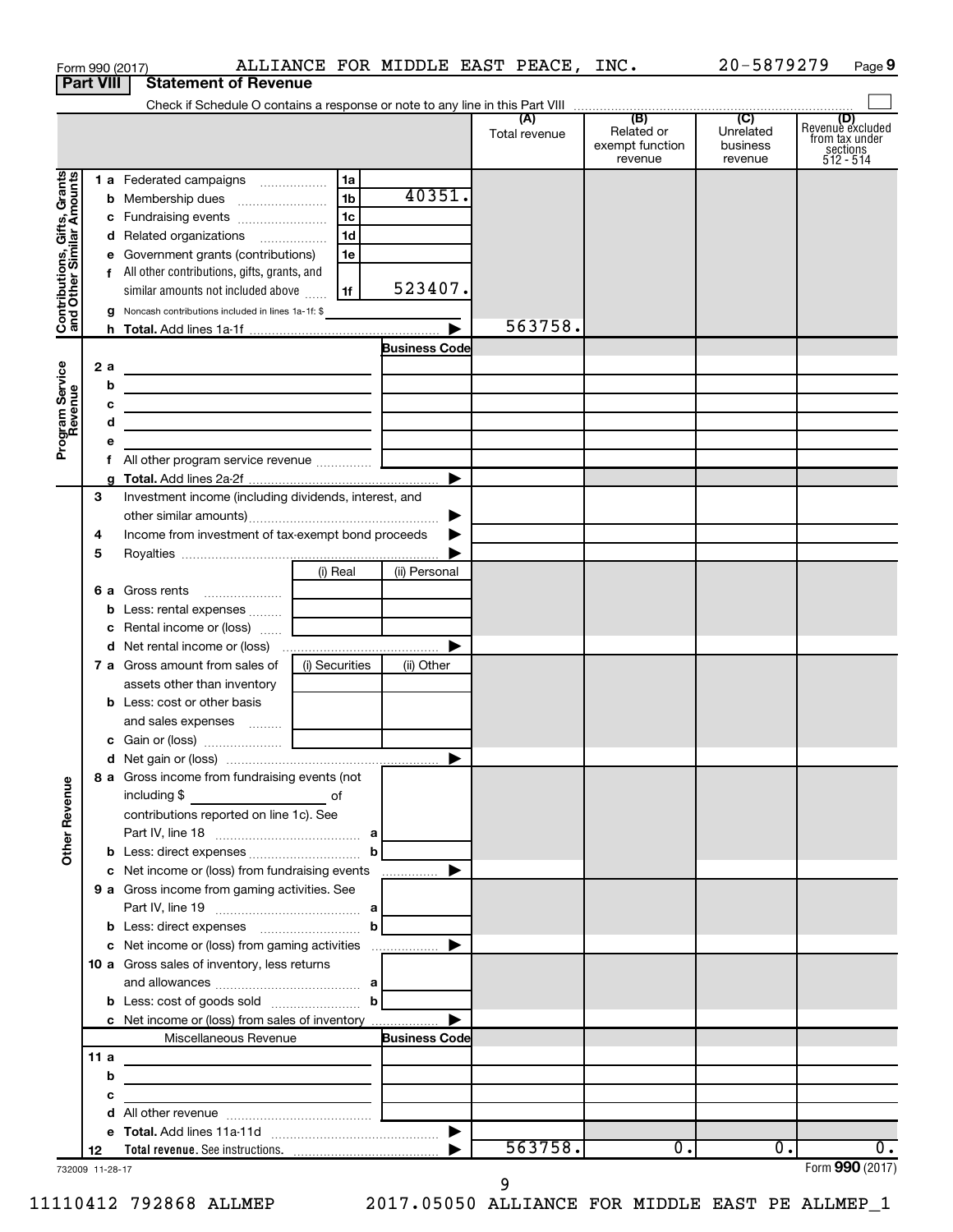Form 990 (2017) ALLIANCE FOR MIDDLE EAST PEACE, INC. 20-5879279 Page 9

**Part VIII Statement of Revenue**

Check if Schedule O contains a response or note to any line in this Part VIII

| | | | (A) Total revenue | (B) Related or exempt function revenue | (C) Unrelated business revenue | (D) Revenue excluded from tax under sections 512 - 514 |
|---|---|---|---|---|---|---|
| **Contributions, Gifts, Grants and Other Similar Amounts** | 1 a Federated campaigns | 1a | | | | |
| | b Membership dues | 1b 40351. | | | | |
| | c Fundraising events | 1c | | | | |
| | d Related organizations | 1d | | | | |
| | e Government grants (contributions) | 1e | | | | |
| | f All other contributions, gifts, grants, and similar amounts not included above | 1f 523407. | | | | |
| | g Noncash contributions included in lines 1a-1f: $ | | | | | |
| | h **Total.** Add lines 1a-1f | ▶ | 563758. | | | |
| **Program Service Revenue** | | Business Code | | | | |
| | 2 a | | | | | |
| | b | | | | | |
| | c | | | | | |
| | d | | | | | |
| | e | | | | | |
| | f All other program service revenue | | | | | |
| | g **Total.** Add lines 2a-2f | ▶ | | | | |
| | 3 Investment income (including dividends, interest, and other similar amounts) | ▶ | | | | |
| | 4 Income from investment of tax-exempt bond proceeds | ▶ | | | | |
| | 5 Royalties | ▶ | | | | |
| | | (i) Real / (ii) Personal | | | | |
| | 6 a Gross rents | | | | | |
| | b Less: rental expenses | | | | | |
| | c Rental income or (loss) | | | | | |
| | d Net rental income or (loss) | ▶ | | | | |
| | 7 a Gross amount from sales of assets other than inventory | (i) Securities / (ii) Other | | | | |
| | b Less: cost or other basis and sales expenses | | | | | |
| | c Gain or (loss) | | | | | |
| | d Net gain or (loss) | ▶ | | | | |
| **Other Revenue** | 8 a Gross income from fundraising events (not including $ ________ of contributions reported on line 1c). See Part IV, line 18 | a | | | | |
| | b Less: direct expenses | b | | | | |
| | c Net income or (loss) from fundraising events | ▶ | | | | |
| | 9 a Gross income from gaming activities. See Part IV, line 19 | a | | | | |
| | b Less: direct expenses | b | | | | |
| | c Net income or (loss) from gaming activities | ▶ | | | | |
| | 10 a Gross sales of inventory, less returns and allowances | a | | | | |
| | b Less: cost of goods sold | b | | | | |
| | c Net income or (loss) from sales of inventory | ▶ | | | | |
| | Miscellaneous Revenue | Business Code | | | | |
| | 11 a | | | | | |
| | b | | | | | |
| | c | | | | | |
| | d All other revenue | | | | | |
| | e **Total.** Add lines 11a-11d | ▶ | | | | |
| | 12 **Total revenue.** See instructions. | ▶ | 563758. | 0. | 0. | 0. |

732009 11-28-17

Form **990** (2017)

11110412 792868 ALLMEP 2017.05050 ALLIANCE FOR MIDDLE EAST PE ALLMEP_1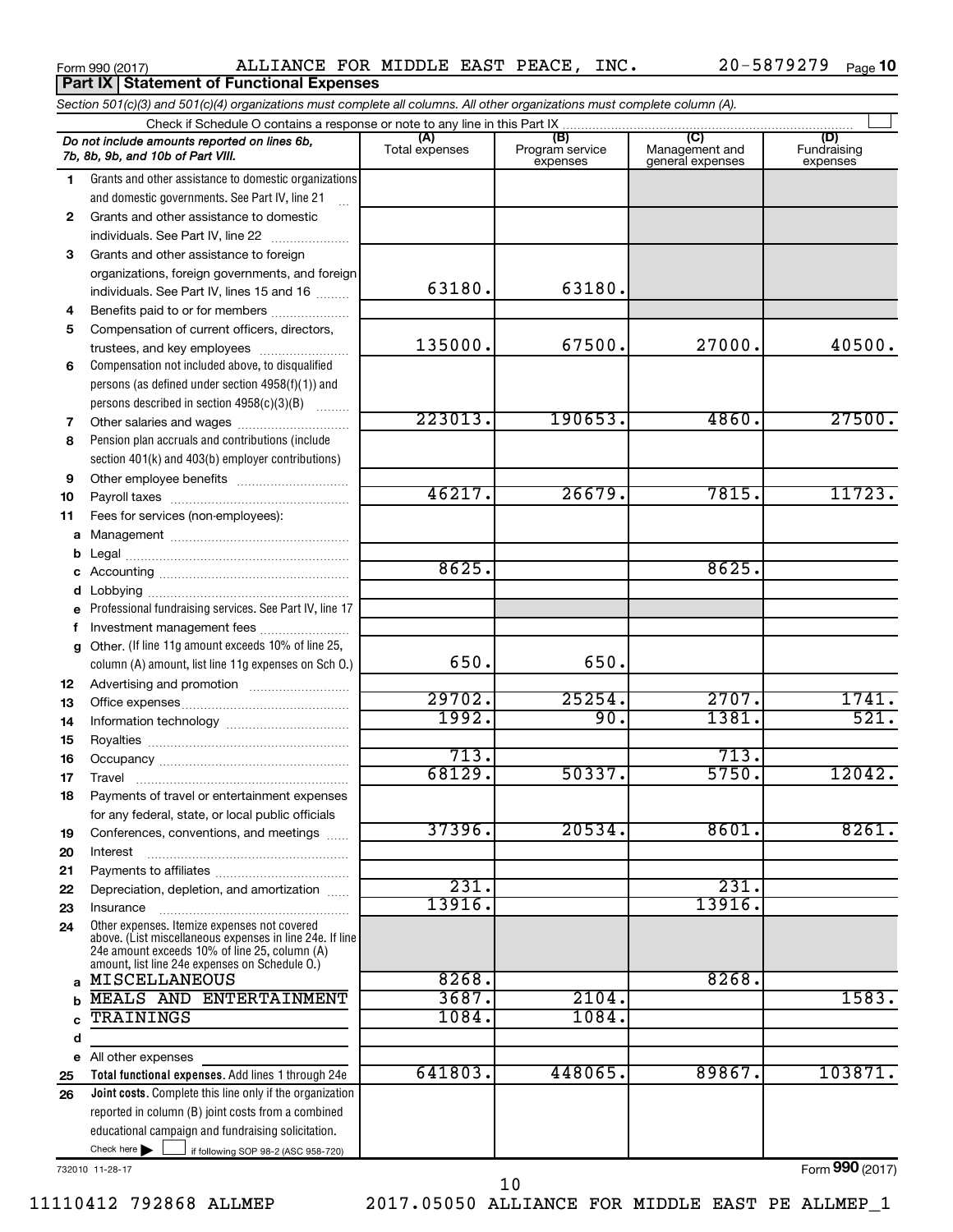Form 990 (2017) ALLIANCE FOR MIDDLE EAST PEACE, INC. 20-5879279 Page **10**

## Part IX Statement of Functional Expenses

*Section 501(c)(3) and 501(c)(4) organizations must complete all columns. All other organizations must complete column (A).*

Check if Schedule O contains a response or note to any line in this Part IX

| *Do not include amounts reported on lines 6b, 7b, 8b, 9b, and 10b of Part VIII.* | (A) Total expenses | (B) Program service expenses | (C) Management and general expenses | (D) Fundraising expenses |
|---|---|---|---|---|
| **1** Grants and other assistance to domestic organizations and domestic governments. See Part IV, line 21 | | | | |
| **2** Grants and other assistance to domestic individuals. See Part IV, line 22 | | | | |
| **3** Grants and other assistance to foreign organizations, foreign governments, and foreign individuals. See Part IV, lines 15 and 16 | 63180. | 63180. | | |
| **4** Benefits paid to or for members | | | | |
| **5** Compensation of current officers, directors, trustees, and key employees | 135000. | 67500. | 27000. | 40500. |
| **6** Compensation not included above, to disqualified persons (as defined under section 4958(f)(1)) and persons described in section 4958(c)(3)(B) | | | | |
| **7** Other salaries and wages | 223013. | 190653. | 4860. | 27500. |
| **8** Pension plan accruals and contributions (include section 401(k) and 403(b) employer contributions) | | | | |
| **9** Other employee benefits | | | | |
| **10** Payroll taxes | 46217. | 26679. | 7815. | 11723. |
| **11** Fees for services (non-employees): | | | | |
| **a** Management | | | | |
| **b** Legal | | | | |
| **c** Accounting | 8625. | | 8625. | |
| **d** Lobbying | | | | |
| **e** Professional fundraising services. See Part IV, line 17 | | | | |
| **f** Investment management fees | | | | |
| **g** Other. (If line 11g amount exceeds 10% of line 25, column (A) amount, list line 11g expenses on Sch O.) | 650. | 650. | | |
| **12** Advertising and promotion | | | | |
| **13** Office expenses | 29702. | 25254. | 2707. | 1741. |
| **14** Information technology | 1992. | 90. | 1381. | 521. |
| **15** Royalties | | | | |
| **16** Occupancy | 713. | | 713. | |
| **17** Travel | 68129. | 50337. | 5750. | 12042. |
| **18** Payments of travel or entertainment expenses for any federal, state, or local public officials | | | | |
| **19** Conferences, conventions, and meetings | 37396. | 20534. | 8601. | 8261. |
| **20** Interest | | | | |
| **21** Payments to affiliates | | | | |
| **22** Depreciation, depletion, and amortization | 231. | | 231. | |
| **23** Insurance | 13916. | | 13916. | |
| **24** Other expenses. Itemize expenses not covered above. (List miscellaneous expenses in line 24e. If line 24e amount exceeds 10% of line 25, column (A) amount, list line 24e expenses on Schedule O.) | | | | |
| **a** MISCELLANEOUS | 8268. | | 8268. | |
| **b** MEALS AND ENTERTAINMENT | 3687. | 2104. | | 1583. |
| **c** TRAININGS | 1084. | 1084. | | |
| **d** | | | | |
| **e** All other expenses | | | | |
| **25 Total functional expenses.** Add lines 1 through 24e | 641803. | 448065. | 89867. | 103871. |
| **26 Joint costs.** Complete this line only if the organization reported in column (B) joint costs from a combined educational campaign and fundraising solicitation. Check here ▶ ☐ if following SOP 98-2 (ASC 958-720) | | | | |

732010 11-28-17

Form **990** (2017)

11110412 792868 ALLMEP 2017.05050 ALLIANCE FOR MIDDLE EAST PE ALLMEP_1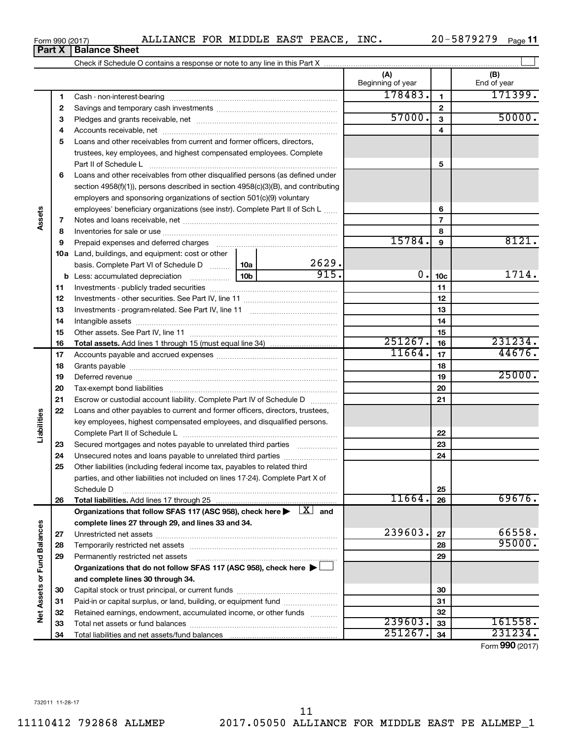Form 990 (2017) ALLIANCE FOR MIDDLE EAST PEACE, INC. 20-5879279

**Part X | Balance Sheet**

Check if Schedule O contains a response or note to any line in this Part X

| | | | | (A) Beginning of year | | (B) End of year |
|---|---|---|---|---|---|---|
| Assets | 1 | Cash - non-interest-bearing | | 178483. | 1 | 171399. |
| | 2 | Savings and temporary cash investments | | | 2 | |
| | 3 | Pledges and grants receivable, net | | 57000. | 3 | 50000. |
| | 4 | Accounts receivable, net | | | 4 | |
| | 5 | Loans and other receivables from current and former officers, directors, trustees, key employees, and highest compensated employees. Complete Part II of Schedule L | | | 5 | |
| | 6 | Loans and other receivables from other disqualified persons (as defined under section 4958(f)(1)), persons described in section 4958(c)(3)(B), and contributing employers and sponsoring organizations of section 501(c)(9) voluntary employees' beneficiary organizations (see instr). Complete Part II of Sch L | | | 6 | |
| | 7 | Notes and loans receivable, net | | | 7 | |
| | 8 | Inventories for sale or use | | | 8 | |
| | 9 | Prepaid expenses and deferred charges | | 15784. | 9 | 8121. |
| | 10a | Land, buildings, and equipment: cost or other basis. Complete Part VI of Schedule D | 10a 2629. | | | |
| | b | Less: accumulated depreciation | 10b 915. | 0. | 10c | 1714. |
| | 11 | Investments - publicly traded securities | | | 11 | |
| | 12 | Investments - other securities. See Part IV, line 11 | | | 12 | |
| | 13 | Investments - program-related. See Part IV, line 11 | | | 13 | |
| | 14 | Intangible assets | | | 14 | |
| | 15 | Other assets. See Part IV, line 11 | | | 15 | |
| | 16 | **Total assets.** Add lines 1 through 15 (must equal line 34) | | 251267. | 16 | 231234. |
| Liabilities | 17 | Accounts payable and accrued expenses | | 11664. | 17 | 44676. |
| | 18 | Grants payable | | | 18 | |
| | 19 | Deferred revenue | | | 19 | 25000. |
| | 20 | Tax-exempt bond liabilities | | | 20 | |
| | 21 | Escrow or custodial account liability. Complete Part IV of Schedule D | | | 21 | |
| | 22 | Loans and other payables to current and former officers, directors, trustees, key employees, highest compensated employees, and disqualified persons. Complete Part II of Schedule L | | | 22 | |
| | 23 | Secured mortgages and notes payable to unrelated third parties | | | 23 | |
| | 24 | Unsecured notes and loans payable to unrelated third parties | | | 24 | |
| | 25 | Other liabilities (including federal income tax, payables to related third parties, and other liabilities not included on lines 17-24). Complete Part X of Schedule D | | | 25 | |
| | 26 | **Total liabilities.** Add lines 17 through 25 | | 11664. | 26 | 69676. |
| Net Assets or Fund Balances | | **Organizations that follow SFAS 117 (ASC 958), check here** [X] **and complete lines 27 through 29, and lines 33 and 34.** | | | | |
| | 27 | Unrestricted net assets | | 239603. | 27 | 66558. |
| | 28 | Temporarily restricted net assets | | | 28 | 95000. |
| | 29 | Permanently restricted net assets | | | 29 | |
| | | **Organizations that do not follow SFAS 117 (ASC 958), check here** [ ] **and complete lines 30 through 34.** | | | | |
| | 30 | Capital stock or trust principal, or current funds | | | 30 | |
| | 31 | Paid-in or capital surplus, or land, building, or equipment fund | | | 31 | |
| | 32 | Retained earnings, endowment, accumulated income, or other funds | | | 32 | |
| | 33 | Total net assets or fund balances | | 239603. | 33 | 161558. |
| | 34 | Total liabilities and net assets/fund balances | | 251267. | 34 | 231234. |

Form **990** (2017)

732011 11-28-17

11110412 792868 ALLMEP 2017.05050 ALLIANCE FOR MIDDLE EAST PE ALLMEP_1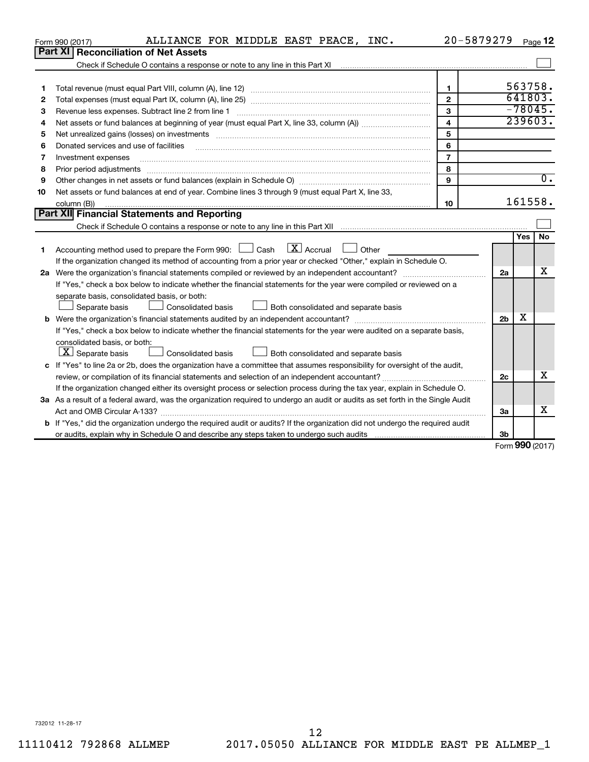Form 990 (2017) ALLIANCE FOR MIDDLE EAST PEACE, INC. 20-5879279 Page 12

## Part XI Reconciliation of Net Assets

Check if Schedule O contains a response or note to any line in this Part XI ☐

| | | | |
|---|---|---|---|
| 1 | Total revenue (must equal Part VIII, column (A), line 12) | 1 | 563758. |
| 2 | Total expenses (must equal Part IX, column (A), line 25) | 2 | 641803. |
| 3 | Revenue less expenses. Subtract line 2 from line 1 | 3 | -78045. |
| 4 | Net assets or fund balances at beginning of year (must equal Part X, line 33, column (A)) | 4 | 239603. |
| 5 | Net unrealized gains (losses) on investments | 5 | |
| 6 | Donated services and use of facilities | 6 | |
| 7 | Investment expenses | 7 | |
| 8 | Prior period adjustments | 8 | |
| 9 | Other changes in net assets or fund balances (explain in Schedule O) | 9 | 0. |
| 10 | Net assets or fund balances at end of year. Combine lines 3 through 9 (must equal Part X, line 33, column (B)) | 10 | 161558. |

## Part XII Financial Statements and Reporting

Check if Schedule O contains a response or note to any line in this Part XII ☐

| | | | Yes | No |
|---|---|---|---|---|
| 1 | Accounting method used to prepare the Form 990: ☐ Cash ☒ Accrual ☐ Other<br>If the organization changed its method of accounting from a prior year or checked "Other," explain in Schedule O. | | | |
| 2a | Were the organization's financial statements compiled or reviewed by an independent accountant?<br>If "Yes," check a box below to indicate whether the financial statements for the year were compiled or reviewed on a separate basis, consolidated basis, or both:<br>☐ Separate basis ☐ Consolidated basis ☐ Both consolidated and separate basis | 2a | | X |
| b | Were the organization's financial statements audited by an independent accountant?<br>If "Yes," check a box below to indicate whether the financial statements for the year were audited on a separate basis, consolidated basis, or both:<br>☒ Separate basis ☐ Consolidated basis ☐ Both consolidated and separate basis | 2b | X | |
| c | If "Yes" to line 2a or 2b, does the organization have a committee that assumes responsibility for oversight of the audit, review, or compilation of its financial statements and selection of an independent accountant?<br>If the organization changed either its oversight process or selection process during the tax year, explain in Schedule O. | 2c | | X |
| 3a | As a result of a federal award, was the organization required to undergo an audit or audits as set forth in the Single Audit Act and OMB Circular A-133? | 3a | | X |
| b | If "Yes," did the organization undergo the required audit or audits? If the organization did not undergo the required audit or audits, explain why in Schedule O and describe any steps taken to undergo such audits | 3b | | |

Form 990 (2017)

732012 11-28-17

11110412 792868 ALLMEP 2017.05050 ALLIANCE FOR MIDDLE EAST PE ALLMEP_1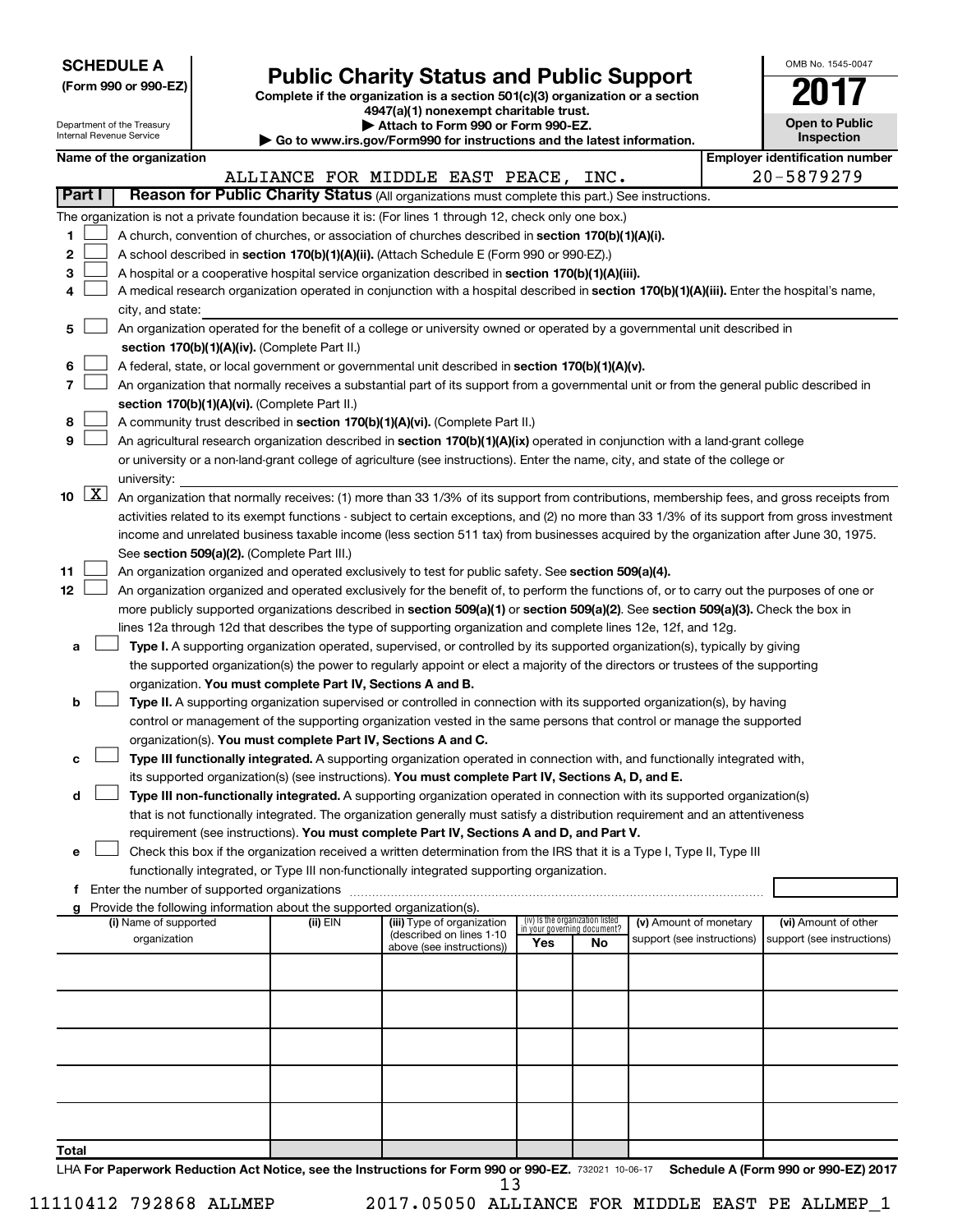**SCHEDULE A**
**(Form 990 or 990-EZ)**

Department of the Treasury
Internal Revenue Service

# Public Charity Status and Public Support

**Complete if the organization is a section 501(c)(3) organization or a section 4947(a)(1) nonexempt charitable trust.**
**▶ Attach to Form 990 or Form 990-EZ.**
**▶ Go to www.irs.gov/Form990 for instructions and the latest information.**

OMB No. 1545-0047

**2017**

**Open to Public Inspection**

**Name of the organization:** ALLIANCE FOR MIDDLE EAST PEACE, INC.

**Employer identification number:** 20-5879279

## Part I — Reason for Public Charity Status (All organizations must complete this part.) See instructions.

The organization is not a private foundation because it is: (For lines 1 through 12, check only one box.)

1. ☐ A church, convention of churches, or association of churches described in **section 170(b)(1)(A)(i).**
2. ☐ A school described in **section 170(b)(1)(A)(ii).** (Attach Schedule E (Form 990 or 990-EZ).)
3. ☐ A hospital or a cooperative hospital service organization described in **section 170(b)(1)(A)(iii).**
4. ☐ A medical research organization operated in conjunction with a hospital described in **section 170(b)(1)(A)(iii).** Enter the hospital's name, city, and state:
5. ☐ An organization operated for the benefit of a college or university owned or operated by a governmental unit described in **section 170(b)(1)(A)(iv).** (Complete Part II.)
6. ☐ A federal, state, or local government or governmental unit described in **section 170(b)(1)(A)(v).**
7. ☐ An organization that normally receives a substantial part of its support from a governmental unit or from the general public described in **section 170(b)(1)(A)(vi).** (Complete Part II.)
8. ☐ A community trust described in **section 170(b)(1)(A)(vi).** (Complete Part II.)
9. ☐ An agricultural research organization described in **section 170(b)(1)(A)(ix)** operated in conjunction with a land-grant college or university or a non-land-grant college of agriculture (see instructions). Enter the name, city, and state of the college or university:
10. ☒ An organization that normally receives: (1) more than 33 1/3% of its support from contributions, membership fees, and gross receipts from activities related to its exempt functions - subject to certain exceptions, and (2) no more than 33 1/3% of its support from gross investment income and unrelated business taxable income (less section 511 tax) from businesses acquired by the organization after June 30, 1975. See **section 509(a)(2).** (Complete Part III.)
11. ☐ An organization organized and operated exclusively to test for public safety. See **section 509(a)(4).**
12. ☐ An organization organized and operated exclusively for the benefit of, to perform the functions of, or to carry out the purposes of one or more publicly supported organizations described in **section 509(a)(1)** or **section 509(a)(2)**. See **section 509(a)(3).** Check the box in lines 12a through 12d that describes the type of supporting organization and complete lines 12e, 12f, and 12g.
   - a ☐ **Type I.** A supporting organization operated, supervised, or controlled by its supported organization(s), typically by giving the supported organization(s) the power to regularly appoint or elect a majority of the directors or trustees of the supporting organization. **You must complete Part IV, Sections A and B.**
   - b ☐ **Type II.** A supporting organization supervised or controlled in connection with its supported organization(s), by having control or management of the supporting organization vested in the same persons that control or manage the supported organization(s). **You must complete Part IV, Sections A and C.**
   - c ☐ **Type III functionally integrated.** A supporting organization operated in connection with, and functionally integrated with, its supported organization(s) (see instructions). **You must complete Part IV, Sections A, D, and E.**
   - d ☐ **Type III non-functionally integrated.** A supporting organization operated in connection with its supported organization(s) that is not functionally integrated. The organization generally must satisfy a distribution requirement and an attentiveness requirement (see instructions). **You must complete Part IV, Sections A and D, and Part V.**
   - e ☐ Check this box if the organization received a written determination from the IRS that it is a Type I, Type II, Type III functionally integrated, or Type III non-functionally integrated supporting organization.
   - f Enter the number of supported organizations
   - g Provide the following information about the supported organization(s).

| (i) Name of supported organization | (ii) EIN | (iii) Type of organization (described on lines 1-10 above (see instructions)) | (iv) Is the organization listed in your governing document? Yes | No | (v) Amount of monetary support (see instructions) | (vi) Amount of other support (see instructions) |
|---|---|---|---|---|---|---|
| | | | | | | |
| | | | | | | |
| | | | | | | |
| | | | | | | |
| | | | | | | |
| **Total** | | | | | | |

LHA **For Paperwork Reduction Act Notice, see the Instructions for Form 990 or 990-EZ.** 732021 10-06-17 **Schedule A (Form 990 or 990-EZ) 2017**

11110412 792868 ALLMEP 2017.05050 ALLIANCE FOR MIDDLE EAST PE ALLMEP_1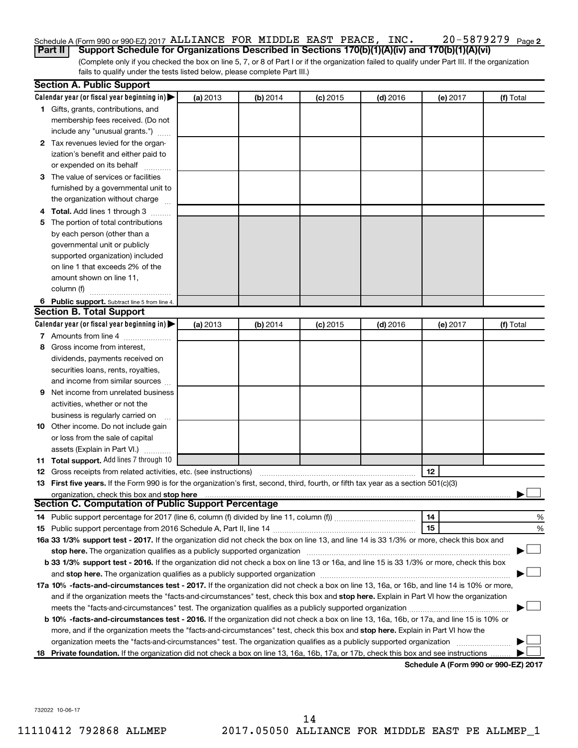Schedule A (Form 990 or 990-EZ) 2017 ALLIANCE FOR MIDDLE EAST PEACE, INC. 20-5879279 Page 2

**Part II Support Schedule for Organizations Described in Sections 170(b)(1)(A)(iv) and 170(b)(1)(A)(vi)**

(Complete only if you checked the box on line 5, 7, or 8 of Part I or if the organization failed to qualify under Part III. If the organization fails to qualify under the tests listed below, please complete Part III.)

## Section A. Public Support

| Calendar year (or fiscal year beginning in) ▶ | (a) 2013 | (b) 2014 | (c) 2015 | (d) 2016 | (e) 2017 | (f) Total |
|---|---|---|---|---|---|---|
| **1** Gifts, grants, contributions, and membership fees received. (Do not include any "unusual grants.") | | | | | | |
| **2** Tax revenues levied for the organization's benefit and either paid to or expended on its behalf | | | | | | |
| **3** The value of services or facilities furnished by a governmental unit to the organization without charge | | | | | | |
| **4 Total.** Add lines 1 through 3 | | | | | | |
| **5** The portion of total contributions by each person (other than a governmental unit or publicly supported organization) included on line 1 that exceeds 2% of the amount shown on line 11, column (f) | | | | | | |
| **6 Public support.** Subtract line 5 from line 4. | | | | | | |

## Section B. Total Support

| Calendar year (or fiscal year beginning in) ▶ | (a) 2013 | (b) 2014 | (c) 2015 | (d) 2016 | (e) 2017 | (f) Total |
|---|---|---|---|---|---|---|
| **7** Amounts from line 4 | | | | | | |
| **8** Gross income from interest, dividends, payments received on securities loans, rents, royalties, and income from similar sources | | | | | | |
| **9** Net income from unrelated business activities, whether or not the business is regularly carried on | | | | | | |
| **10** Other income. Do not include gain or loss from the sale of capital assets (Explain in Part VI.) | | | | | | |
| **11 Total support.** Add lines 7 through 10 | | | | | | |

**12** Gross receipts from related activities, etc. (see instructions) **12**

**13 First five years.** If the Form 990 is for the organization's first, second, third, fourth, or fifth tax year as a section 501(c)(3) organization, check this box and **stop here** ▶ ☐

## Section C. Computation of Public Support Percentage

**14** Public support percentage for 2017 (line 6, column (f) divided by line 11, column (f)) **14** %

**15** Public support percentage from 2016 Schedule A, Part II, line 14 **15** %

**16a 33 1/3% support test - 2017.** If the organization did not check the box on line 13, and line 14 is 33 1/3% or more, check this box and **stop here.** The organization qualifies as a publicly supported organization ▶ ☐

**b 33 1/3% support test - 2016.** If the organization did not check a box on line 13 or 16a, and line 15 is 33 1/3% or more, check this box and **stop here.** The organization qualifies as a publicly supported organization ▶ ☐

**17a 10% -facts-and-circumstances test - 2017.** If the organization did not check a box on line 13, 16a, or 16b, and line 14 is 10% or more, and if the organization meets the "facts-and-circumstances" test, check this box and **stop here.** Explain in Part VI how the organization meets the "facts-and-circumstances" test. The organization qualifies as a publicly supported organization ▶ ☐

**b 10% -facts-and-circumstances test - 2016.** If the organization did not check a box on line 13, 16a, 16b, or 17a, and line 15 is 10% or more, and if the organization meets the "facts-and-circumstances" test, check this box and **stop here.** Explain in Part VI how the organization meets the "facts-and-circumstances" test. The organization qualifies as a publicly supported organization ▶ ☐

**18 Private foundation.** If the organization did not check a box on line 13, 16a, 16b, 17a, or 17b, check this box and see instructions ▶ ☐

**Schedule A (Form 990 or 990-EZ) 2017**

732022 10-06-17

11110412 792868 ALLMEP 2017.05050 ALLIANCE FOR MIDDLE EAST PE ALLMEP_1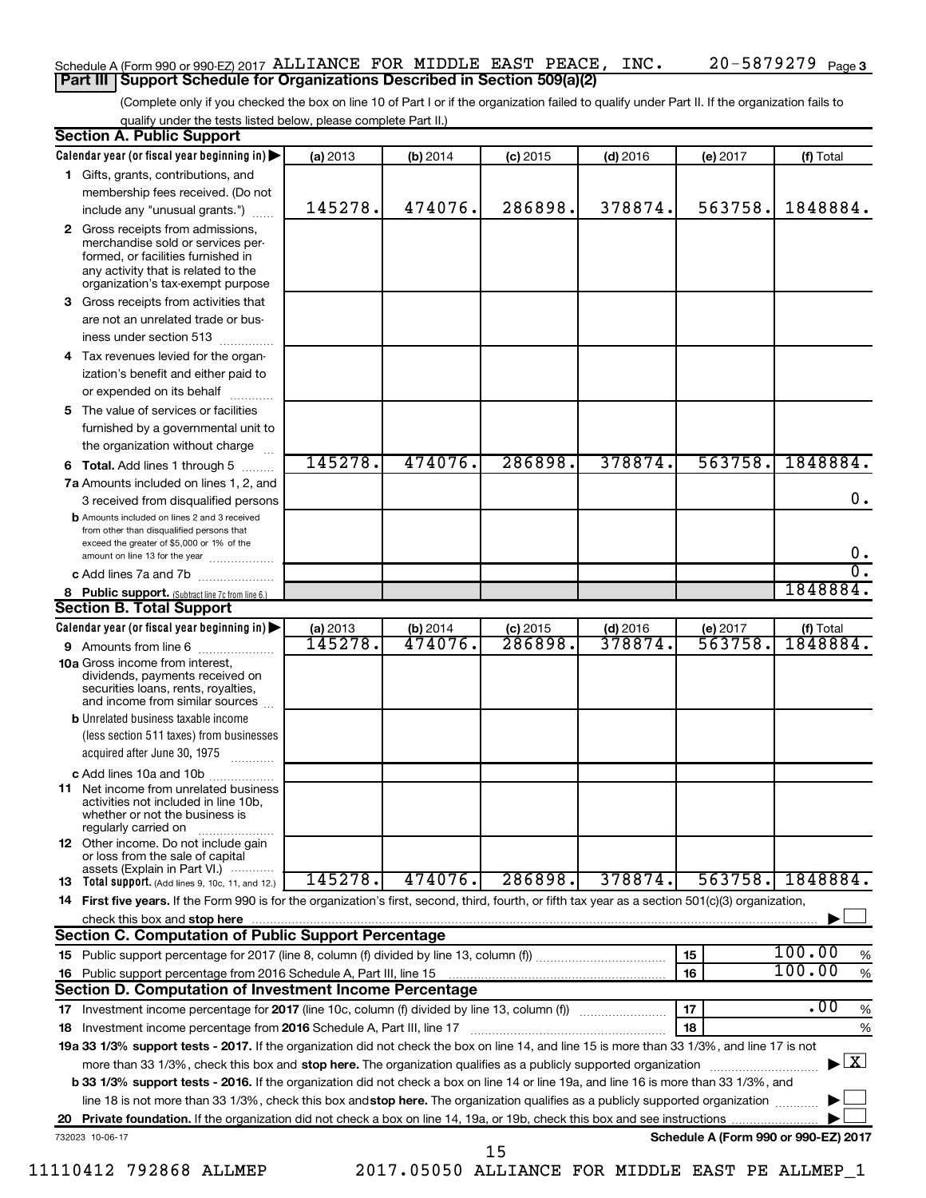Schedule A (Form 990 or 990-EZ) 2017 ALLIANCE FOR MIDDLE EAST PEACE, INC. 20-5879279 Page 3

## Part III Support Schedule for Organizations Described in Section 509(a)(2)

(Complete only if you checked the box on line 10 of Part I or if the organization failed to qualify under Part II. If the organization fails to qualify under the tests listed below, please complete Part II.)

### Section A. Public Support

| Calendar year (or fiscal year beginning in) | (a) 2013 | (b) 2014 | (c) 2015 | (d) 2016 | (e) 2017 | (f) Total |
|---|---|---|---|---|---|---|
| 1 Gifts, grants, contributions, and membership fees received. (Do not include any "unusual grants.") | 145278. | 474076. | 286898. | 378874. | 563758. | 1848884. |
| 2 Gross receipts from admissions, merchandise sold or services performed, or facilities furnished in any activity that is related to the organization's tax-exempt purpose | | | | | | |
| 3 Gross receipts from activities that are not an unrelated trade or business under section 513 | | | | | | |
| 4 Tax revenues levied for the organization's benefit and either paid to or expended on its behalf | | | | | | |
| 5 The value of services or facilities furnished by a governmental unit to the organization without charge | | | | | | |
| 6 **Total.** Add lines 1 through 5 | 145278. | 474076. | 286898. | 378874. | 563758. | 1848884. |
| 7a Amounts included on lines 1, 2, and 3 received from disqualified persons | | | | | | 0. |
| b Amounts included on lines 2 and 3 received from other than disqualified persons that exceed the greater of $5,000 or 1% of the amount on line 13 for the year | | | | | | 0. |
| c Add lines 7a and 7b | | | | | | 0. |
| 8 **Public support.** (Subtract line 7c from line 6.) | | | | | | 1848884. |

### Section B. Total Support

| Calendar year (or fiscal year beginning in) | (a) 2013 | (b) 2014 | (c) 2015 | (d) 2016 | (e) 2017 | (f) Total |
|---|---|---|---|---|---|---|
| 9 Amounts from line 6 | 145278. | 474076. | 286898. | 378874. | 563758. | 1848884. |
| 10a Gross income from interest, dividends, payments received on securities loans, rents, royalties, and income from similar sources | | | | | | |
| b Unrelated business taxable income (less section 511 taxes) from businesses acquired after June 30, 1975 | | | | | | |
| c Add lines 10a and 10b | | | | | | |
| 11 Net income from unrelated business activities not included in line 10b, whether or not the business is regularly carried on | | | | | | |
| 12 Other income. Do not include gain or loss from the sale of capital assets (Explain in Part VI.) | | | | | | |
| 13 **Total support.** (Add lines 9, 10c, 11, and 12.) | 145278. | 474076. | 286898. | 378874. | 563758. | 1848884. |

14 **First five years.** If the Form 990 is for the organization's first, second, third, fourth, or fifth tax year as a section 501(c)(3) organization, check this box and **stop here** ☐

### Section C. Computation of Public Support Percentage

| | | | |
|---|---|---|---|
| 15 Public support percentage for 2017 (line 8, column (f) divided by line 13, column (f)) | 15 | 100.00 | % |
| 16 Public support percentage from 2016 Schedule A, Part III, line 15 | 16 | 100.00 | % |

### Section D. Computation of Investment Income Percentage

| | | | |
|---|---|---|---|
| 17 Investment income percentage for **2017** (line 10c, column (f) divided by line 13, column (f)) | 17 | .00 | % |
| 18 Investment income percentage from **2016** Schedule A, Part III, line 17 | 18 | | % |

**19a 33 1/3% support tests - 2017.** If the organization did not check the box on line 14, and line 15 is more than 33 1/3%, and line 17 is not more than 33 1/3%, check this box and **stop here.** The organization qualifies as a publicly supported organization ☒

**b 33 1/3% support tests - 2016.** If the organization did not check a box on line 14 or line 19a, and line 16 is more than 33 1/3%, and line 18 is not more than 33 1/3%, check this box and **stop here.** The organization qualifies as a publicly supported organization ☐

**20 Private foundation.** If the organization did not check a box on line 14, 19a, or 19b, check this box and see instructions ☐

732023 10-06-17

**Schedule A (Form 990 or 990-EZ) 2017**

11110412 792868 ALLMEP 2017.05050 ALLIANCE FOR MIDDLE EAST PE ALLMEP_1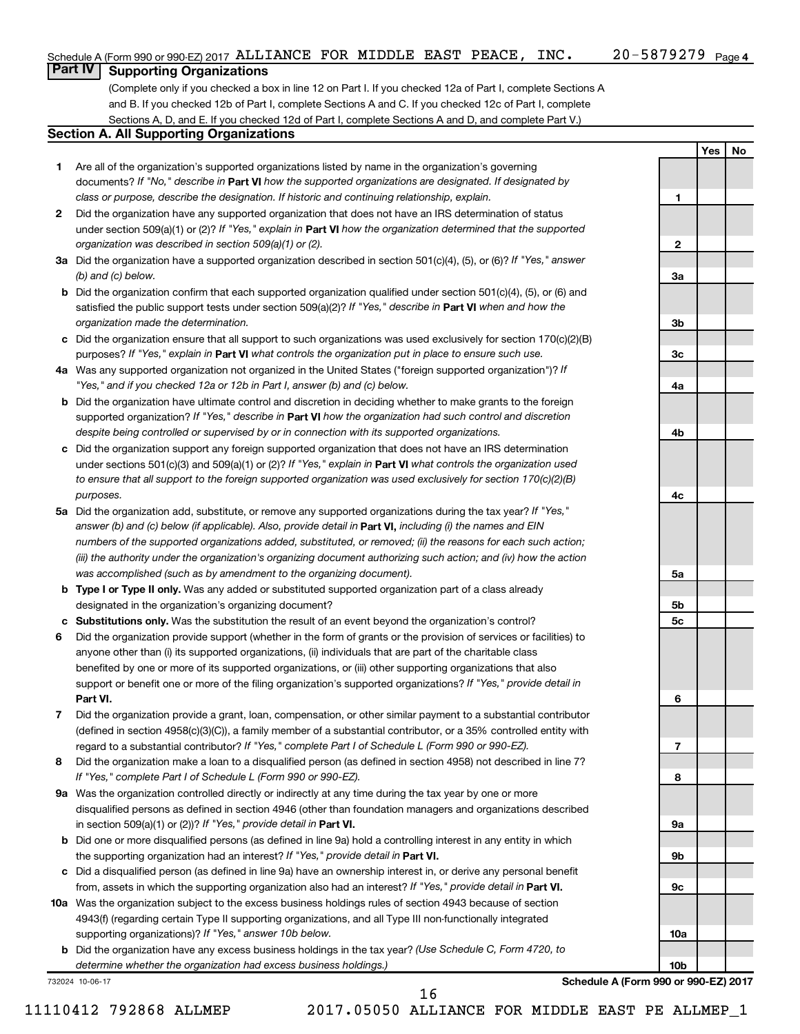Schedule A (Form 990 or 990-EZ) 2017 ALLIANCE FOR MIDDLE EAST PEACE, INC. 20-5879279 Page 4

## Part IV Supporting Organizations

(Complete only if you checked a box in line 12 on Part I. If you checked 12a of Part I, complete Sections A and B. If you checked 12b of Part I, complete Sections A and C. If you checked 12c of Part I, complete Sections A, D, and E. If you checked 12d of Part I, complete Sections A and D, and complete Part V.)

### Section A. All Supporting Organizations

| | | | Yes | No |
|---|---|---|---|---|
| **1** | Are all of the organization's supported organizations listed by name in the organization's governing documents? *If "No," describe in* **Part VI** *how the supported organizations are designated. If designated by class or purpose, describe the designation. If historic and continuing relationship, explain.* | **1** | | |
| **2** | Did the organization have any supported organization that does not have an IRS determination of status under section 509(a)(1) or (2)? *If "Yes," explain in* **Part VI** *how the organization determined that the supported organization was described in section 509(a)(1) or (2).* | **2** | | |
| **3a** | Did the organization have a supported organization described in section 501(c)(4), (5), or (6)? *If "Yes," answer (b) and (c) below.* | **3a** | | |
| **b** | Did the organization confirm that each supported organization qualified under section 501(c)(4), (5), or (6) and satisfied the public support tests under section 509(a)(2)? *If "Yes," describe in* **Part VI** *when and how the organization made the determination.* | **3b** | | |
| **c** | Did the organization ensure that all support to such organizations was used exclusively for section 170(c)(2)(B) purposes? *If "Yes," explain in* **Part VI** *what controls the organization put in place to ensure such use.* | **3c** | | |
| **4a** | Was any supported organization not organized in the United States ("foreign supported organization")? *If "Yes," and if you checked 12a or 12b in Part I, answer (b) and (c) below.* | **4a** | | |
| **b** | Did the organization have ultimate control and discretion in deciding whether to make grants to the foreign supported organization? *If "Yes," describe in* **Part VI** *how the organization had such control and discretion despite being controlled or supervised by or in connection with its supported organizations.* | **4b** | | |
| **c** | Did the organization support any foreign supported organization that does not have an IRS determination under sections 501(c)(3) and 509(a)(1) or (2)? *If "Yes," explain in* **Part VI** *what controls the organization used to ensure that all support to the foreign supported organization was used exclusively for section 170(c)(2)(B) purposes.* | **4c** | | |
| **5a** | Did the organization add, substitute, or remove any supported organizations during the tax year? *If "Yes," answer (b) and (c) below (if applicable). Also, provide detail in* **Part VI,** *including (i) the names and EIN numbers of the supported organizations added, substituted, or removed; (ii) the reasons for each such action; (iii) the authority under the organization's organizing document authorizing such action; and (iv) how the action was accomplished (such as by amendment to the organizing document).* | **5a** | | |
| **b** | **Type I or Type II only.** Was any added or substituted supported organization part of a class already designated in the organization's organizing document? | **5b** | | |
| **c** | **Substitutions only.** Was the substitution the result of an event beyond the organization's control? | **5c** | | |
| **6** | Did the organization provide support (whether in the form of grants or the provision of services or facilities) to anyone other than (i) its supported organizations, (ii) individuals that are part of the charitable class benefited by one or more of its supported organizations, or (iii) other supporting organizations that also support or benefit one or more of the filing organization's supported organizations? *If "Yes," provide detail in* **Part VI.** | **6** | | |
| **7** | Did the organization provide a grant, loan, compensation, or other similar payment to a substantial contributor (defined in section 4958(c)(3)(C)), a family member of a substantial contributor, or a 35% controlled entity with regard to a substantial contributor? *If "Yes," complete Part I of Schedule L (Form 990 or 990-EZ).* | **7** | | |
| **8** | Did the organization make a loan to a disqualified person (as defined in section 4958) not described in line 7? *If "Yes," complete Part I of Schedule L (Form 990 or 990-EZ).* | **8** | | |
| **9a** | Was the organization controlled directly or indirectly at any time during the tax year by one or more disqualified persons as defined in section 4946 (other than foundation managers and organizations described in section 509(a)(1) or (2))? *If "Yes," provide detail in* **Part VI.** | **9a** | | |
| **b** | Did one or more disqualified persons (as defined in line 9a) hold a controlling interest in any entity in which the supporting organization had an interest? *If "Yes," provide detail in* **Part VI.** | **9b** | | |
| **c** | Did a disqualified person (as defined in line 9a) have an ownership interest in, or derive any personal benefit from, assets in which the supporting organization also had an interest? *If "Yes," provide detail in* **Part VI.** | **9c** | | |
| **10a** | Was the organization subject to the excess business holdings rules of section 4943 because of section 4943(f) (regarding certain Type II supporting organizations, and all Type III non-functionally integrated supporting organizations)? *If "Yes," answer 10b below.* | **10a** | | |
| **b** | Did the organization have any excess business holdings in the tax year? *(Use Schedule C, Form 4720, to determine whether the organization had excess business holdings.)* | **10b** | | |

732024 10-06-17 **Schedule A (Form 990 or 990-EZ) 2017**

11110412 792868 ALLMEP 2017.05050 ALLIANCE FOR MIDDLE EAST PE ALLMEP_1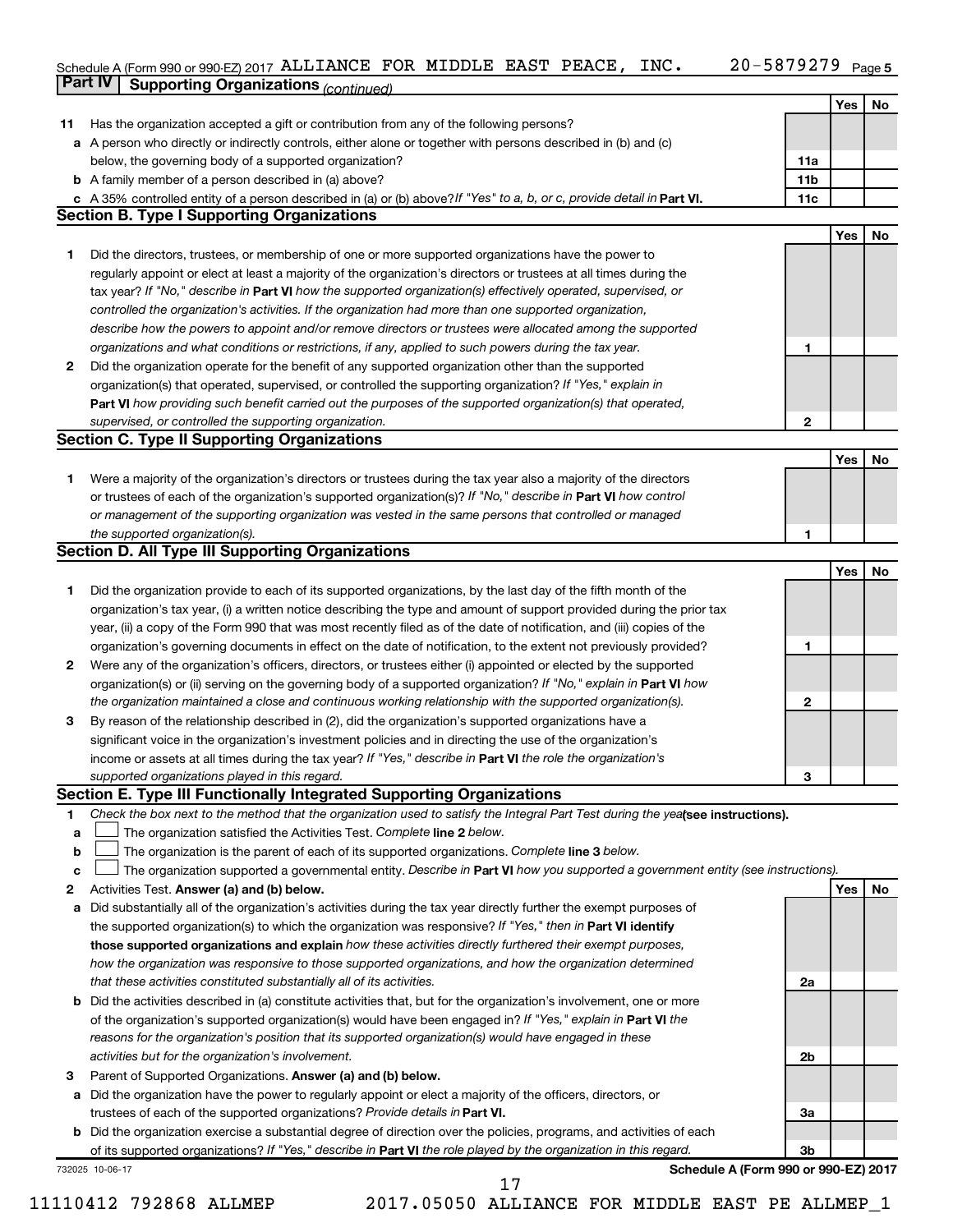Schedule A (Form 990 or 990-EZ) 2017 ALLIANCE FOR MIDDLE EAST PEACE, INC. 20-5879279 Page 5

**Part IV Supporting Organizations** *(continued)*

| | | | Yes | No |
|---|---|---|---|---|
| **11** | Has the organization accepted a gift or contribution from any of the following persons? | | | |
| **a** | A person who directly or indirectly controls, either alone or together with persons described in (b) and (c) below, the governing body of a supported organization? | 11a | | |
| **b** | A family member of a person described in (a) above? | 11b | | |
| **c** | A 35% controlled entity of a person described in (a) or (b) above? *If "Yes" to a, b, or c, provide detail in* **Part VI.** | 11c | | |

## Section B. Type I Supporting Organizations

| | | | Yes | No |
|---|---|---|---|---|
| **1** | Did the directors, trustees, or membership of one or more supported organizations have the power to regularly appoint or elect at least a majority of the organization's directors or trustees at all times during the tax year? *If "No," describe in* **Part VI** *how the supported organization(s) effectively operated, supervised, or controlled the organization's activities. If the organization had more than one supported organization, describe how the powers to appoint and/or remove directors or trustees were allocated among the supported organizations and what conditions or restrictions, if any, applied to such powers during the tax year.* | 1 | | |
| **2** | Did the organization operate for the benefit of any supported organization other than the supported organization(s) that operated, supervised, or controlled the supporting organization? *If "Yes," explain in* **Part VI** *how providing such benefit carried out the purposes of the supported organization(s) that operated, supervised, or controlled the supporting organization.* | 2 | | |

## Section C. Type II Supporting Organizations

| | | | Yes | No |
|---|---|---|---|---|
| **1** | Were a majority of the organization's directors or trustees during the tax year also a majority of the directors or trustees of each of the organization's supported organization(s)? *If "No," describe in* **Part VI** *how control or management of the supporting organization was vested in the same persons that controlled or managed the supported organization(s).* | 1 | | |

## Section D. All Type III Supporting Organizations

| | | | Yes | No |
|---|---|---|---|---|
| **1** | Did the organization provide to each of its supported organizations, by the last day of the fifth month of the organization's tax year, (i) a written notice describing the type and amount of support provided during the prior tax year, (ii) a copy of the Form 990 that was most recently filed as of the date of notification, and (iii) copies of the organization's governing documents in effect on the date of notification, to the extent not previously provided? | 1 | | |
| **2** | Were any of the organization's officers, directors, or trustees either (i) appointed or elected by the supported organization(s) or (ii) serving on the governing body of a supported organization? *If "No," explain in* **Part VI** *how the organization maintained a close and continuous working relationship with the supported organization(s).* | 2 | | |
| **3** | By reason of the relationship described in (2), did the organization's supported organizations have a significant voice in the organization's investment policies and in directing the use of the organization's income or assets at all times during the tax year? *If "Yes," describe in* **Part VI** *the role the organization's supported organizations played in this regard.* | 3 | | |

## Section E. Type III Functionally Integrated Supporting Organizations

**1** *Check the box next to the method that the organization used to satisfy the Integral Part Test during the year* **(see instructions).**

- **a** ☐ The organization satisfied the Activities Test. *Complete* **line 2** *below.*
- **b** ☐ The organization is the parent of each of its supported organizations. *Complete* **line 3** *below.*
- **c** ☐ The organization supported a governmental entity. *Describe in* **Part VI** *how you supported a government entity (see instructions).*

| | | | Yes | No |
|---|---|---|---|---|
| **2** | Activities Test. **Answer (a) and (b) below.** | | | |
| **a** | Did substantially all of the organization's activities during the tax year directly further the exempt purposes of the supported organization(s) to which the organization was responsive? *If "Yes," then in* **Part VI identify those supported organizations and explain** *how these activities directly furthered their exempt purposes, how the organization was responsive to those supported organizations, and how the organization determined that these activities constituted substantially all of its activities.* | 2a | | |
| **b** | Did the activities described in (a) constitute activities that, but for the organization's involvement, one or more of the organization's supported organization(s) would have been engaged in? *If "Yes," explain in* **Part VI** *the reasons for the organization's position that its supported organization(s) would have engaged in these activities but for the organization's involvement.* | 2b | | |
| **3** | Parent of Supported Organizations. **Answer (a) and (b) below.** | | | |
| **a** | Did the organization have the power to regularly appoint or elect a majority of the officers, directors, or trustees of each of the supported organizations? *Provide details in* **Part VI.** | 3a | | |
| **b** | Did the organization exercise a substantial degree of direction over the policies, programs, and activities of each of its supported organizations? *If "Yes," describe in* **Part VI** *the role played by the organization in this regard.* | 3b | | |

732025 10-06-17 **Schedule A (Form 990 or 990-EZ) 2017**

11110412 792868 ALLMEP 2017.05050 ALLIANCE FOR MIDDLE EAST PE ALLMEP_1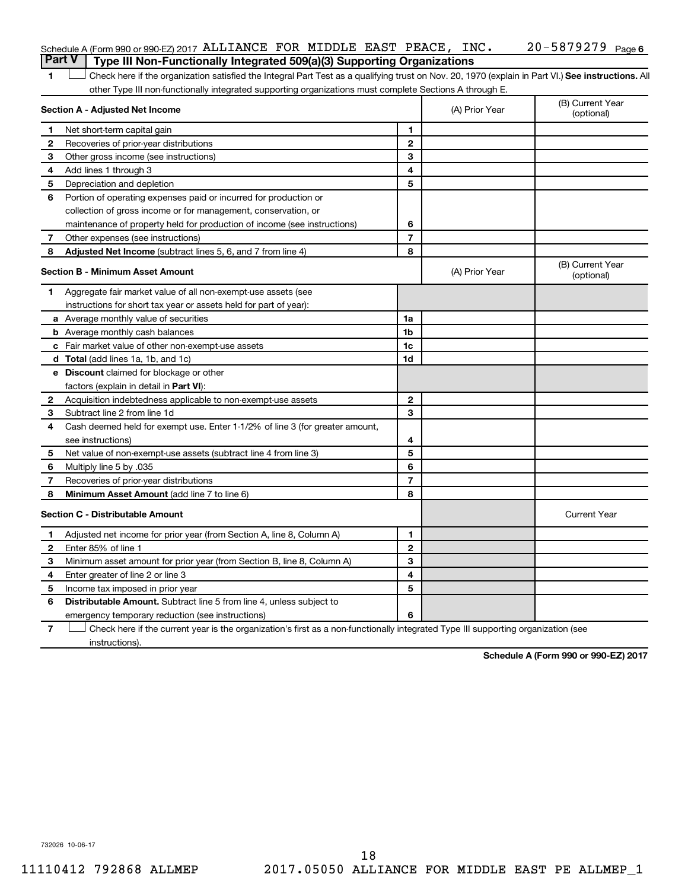Schedule A (Form 990 or 990-EZ) 2017 ALLIANCE FOR MIDDLE EAST PEACE, INC. 20-5879279 Page 6

## Part V Type III Non-Functionally Integrated 509(a)(3) Supporting Organizations

1 ☐ Check here if the organization satisfied the Integral Part Test as a qualifying trust on Nov. 20, 1970 (explain in Part VI.) **See instructions.** All other Type III non-functionally integrated supporting organizations must complete Sections A through E.

| **Section A - Adjusted Net Income** | | (A) Prior Year | (B) Current Year (optional) |
|---|---|---|---|
| 1 Net short-term capital gain | 1 | | |
| 2 Recoveries of prior-year distributions | 2 | | |
| 3 Other gross income (see instructions) | 3 | | |
| 4 Add lines 1 through 3 | 4 | | |
| 5 Depreciation and depletion | 5 | | |
| 6 Portion of operating expenses paid or incurred for production or collection of gross income or for management, conservation, or maintenance of property held for production of income (see instructions) | 6 | | |
| 7 Other expenses (see instructions) | 7 | | |
| 8 **Adjusted Net Income** (subtract lines 5, 6, and 7 from line 4) | 8 | | |

| **Section B - Minimum Asset Amount** | | (A) Prior Year | (B) Current Year (optional) |
|---|---|---|---|
| 1 Aggregate fair market value of all non-exempt-use assets (see instructions for short tax year or assets held for part of year): | | | |
| a Average monthly value of securities | 1a | | |
| b Average monthly cash balances | 1b | | |
| c Fair market value of other non-exempt-use assets | 1c | | |
| d **Total** (add lines 1a, 1b, and 1c) | 1d | | |
| e **Discount** claimed for blockage or other factors (explain in detail in **Part VI**): | | | |
| 2 Acquisition indebtedness applicable to non-exempt-use assets | 2 | | |
| 3 Subtract line 2 from line 1d | 3 | | |
| 4 Cash deemed held for exempt use. Enter 1-1/2% of line 3 (for greater amount, see instructions) | 4 | | |
| 5 Net value of non-exempt-use assets (subtract line 4 from line 3) | 5 | | |
| 6 Multiply line 5 by .035 | 6 | | |
| 7 Recoveries of prior-year distributions | 7 | | |
| 8 **Minimum Asset Amount** (add line 7 to line 6) | 8 | | |

| **Section C - Distributable Amount** | | | Current Year |
|---|---|---|---|
| 1 Adjusted net income for prior year (from Section A, line 8, Column A) | 1 | | |
| 2 Enter 85% of line 1 | 2 | | |
| 3 Minimum asset amount for prior year (from Section B, line 8, Column A) | 3 | | |
| 4 Enter greater of line 2 or line 3 | 4 | | |
| 5 Income tax imposed in prior year | 5 | | |
| 6 **Distributable Amount.** Subtract line 5 from line 4, unless subject to emergency temporary reduction (see instructions) | 6 | | |

7 ☐ Check here if the current year is the organization's first as a non-functionally integrated Type III supporting organization (see instructions).

**Schedule A (Form 990 or 990-EZ) 2017**

732026 10-06-17

11110412 792868 ALLMEP 2017.05050 ALLIANCE FOR MIDDLE EAST PE ALLMEP_1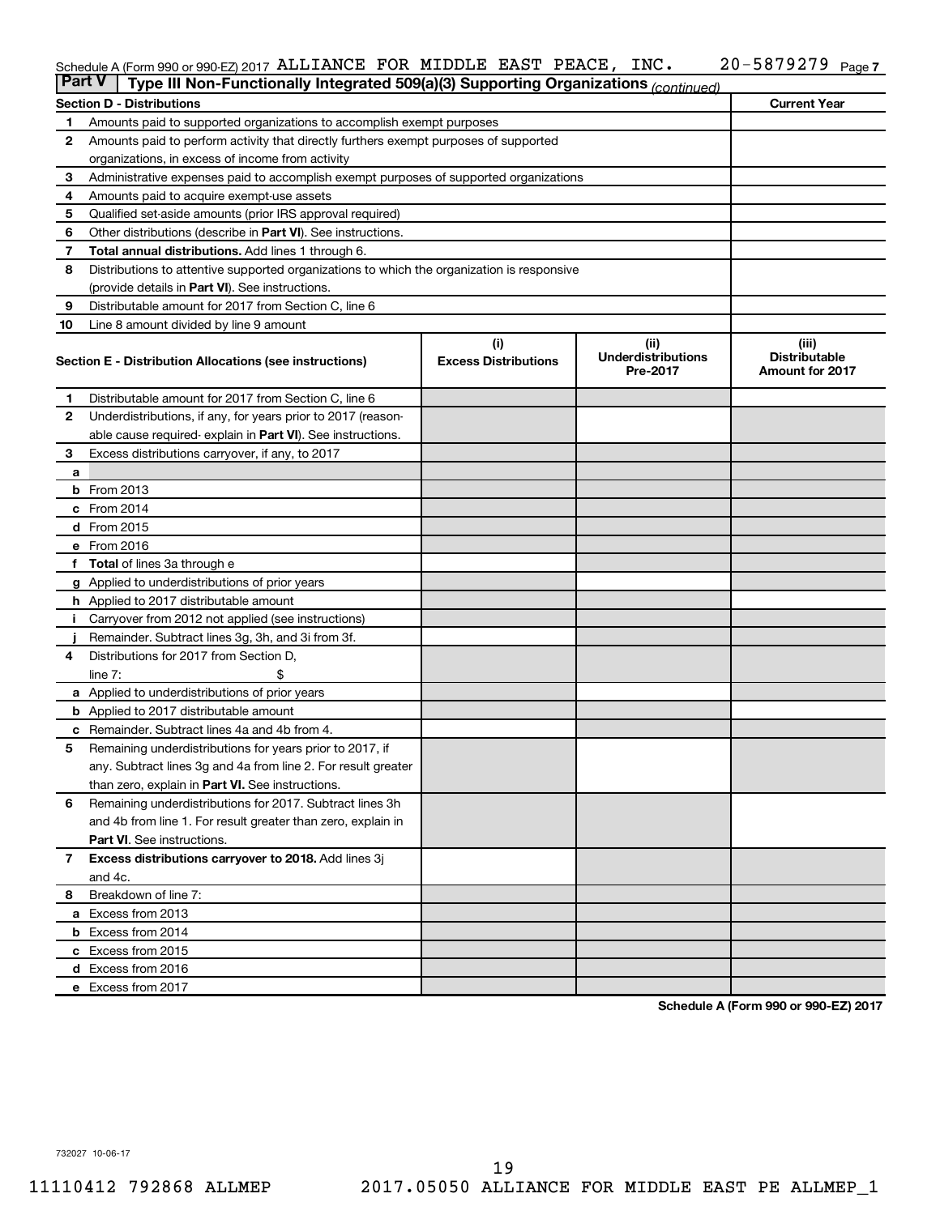Schedule A (Form 990 or 990-EZ) 2017 ALLIANCE FOR MIDDLE EAST PEACE, INC. 20-5879279 Page 7

## Part V Type III Non-Functionally Integrated 509(a)(3) Supporting Organizations *(continued)*

| Section D - Distributions | | Current Year |
|---|---|---|
| 1 | Amounts paid to supported organizations to accomplish exempt purposes | |
| 2 | Amounts paid to perform activity that directly furthers exempt purposes of supported organizations, in excess of income from activity | |
| 3 | Administrative expenses paid to accomplish exempt purposes of supported organizations | |
| 4 | Amounts paid to acquire exempt-use assets | |
| 5 | Qualified set-aside amounts (prior IRS approval required) | |
| 6 | Other distributions (describe in **Part VI**). See instructions. | |
| 7 | **Total annual distributions.** Add lines 1 through 6. | |
| 8 | Distributions to attentive supported organizations to which the organization is responsive (provide details in **Part VI**). See instructions. | |
| 9 | Distributable amount for 2017 from Section C, line 6 | |
| 10 | Line 8 amount divided by line 9 amount | |

| Section E - Distribution Allocations (see instructions) | | (i) Excess Distributions | (ii) Underdistributions Pre-2017 | (iii) Distributable Amount for 2017 |
|---|---|---|---|---|
| 1 | Distributable amount for 2017 from Section C, line 6 | | | |
| 2 | Underdistributions, if any, for years prior to 2017 (reasonable cause required- explain in **Part VI**). See instructions. | | | |
| 3 | Excess distributions carryover, if any, to 2017 | | | |
| a | | | | |
| b | From 2013 | | | |
| c | From 2014 | | | |
| d | From 2015 | | | |
| e | From 2016 | | | |
| f | **Total** of lines 3a through e | | | |
| g | Applied to underdistributions of prior years | | | |
| h | Applied to 2017 distributable amount | | | |
| i | Carryover from 2012 not applied (see instructions) | | | |
| j | Remainder. Subtract lines 3g, 3h, and 3i from 3f. | | | |
| 4 | Distributions for 2017 from Section D, line 7: $ | | | |
| a | Applied to underdistributions of prior years | | | |
| b | Applied to 2017 distributable amount | | | |
| c | Remainder. Subtract lines 4a and 4b from 4. | | | |
| 5 | Remaining underdistributions for years prior to 2017, if any. Subtract lines 3g and 4a from line 2. For result greater than zero, explain in **Part VI.** See instructions. | | | |
| 6 | Remaining underdistributions for 2017. Subtract lines 3h and 4b from line 1. For result greater than zero, explain in **Part VI**. See instructions. | | | |
| 7 | **Excess distributions carryover to 2018.** Add lines 3j and 4c. | | | |
| 8 | Breakdown of line 7: | | | |
| a | Excess from 2013 | | | |
| b | Excess from 2014 | | | |
| c | Excess from 2015 | | | |
| d | Excess from 2016 | | | |
| e | Excess from 2017 | | | |

**Schedule A (Form 990 or 990-EZ) 2017**

732027 10-06-17

11110412 792868 ALLMEP 2017.05050 ALLIANCE FOR MIDDLE EAST PE ALLMEP_1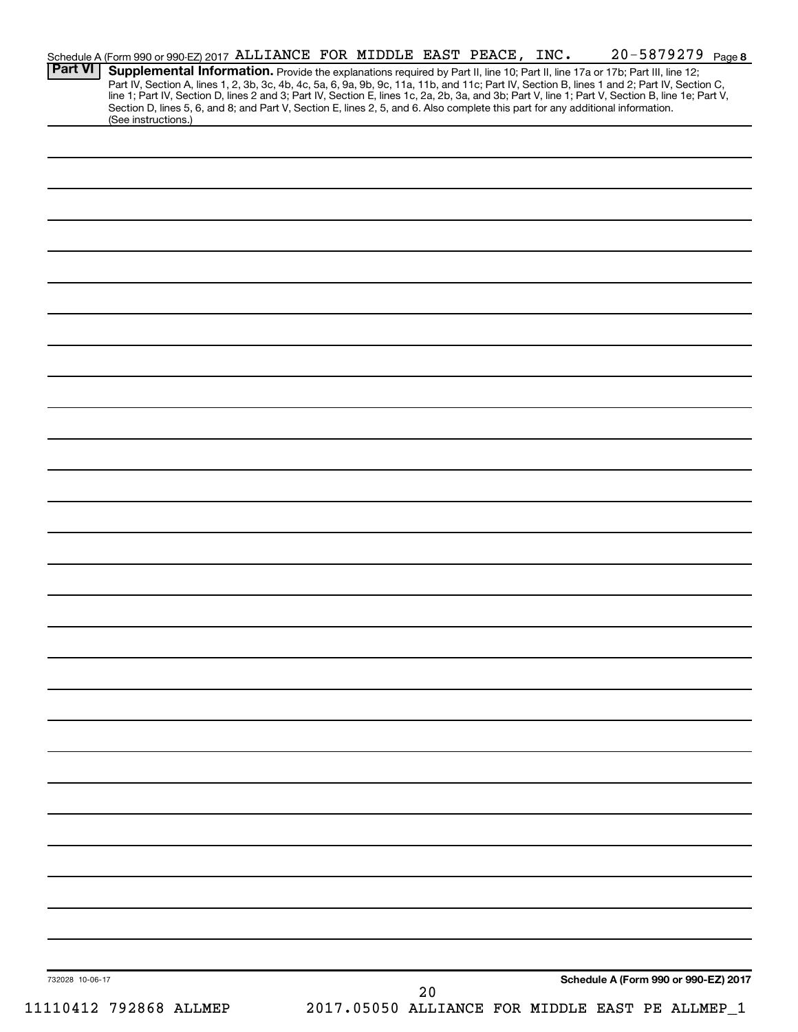Schedule A (Form 990 or 990-EZ) 2017 ALLIANCE FOR MIDDLE EAST PEACE, INC. 20-5879279 Page 8

**Part VI** **Supplemental Information.** Provide the explanations required by Part II, line 10; Part II, line 17a or 17b; Part III, line 12; Part IV, Section A, lines 1, 2, 3b, 3c, 4b, 4c, 5a, 6, 9a, 9b, 9c, 11a, 11b, and 11c; Part IV, Section B, lines 1 and 2; Part IV, Section C, line 1; Part IV, Section D, lines 2 and 3; Part IV, Section E, lines 1c, 2a, 2b, 3a, and 3b; Part V, line 1; Part V, Section B, line 1e; Part V, Section D, lines 5, 6, and 8; and Part V, Section E, lines 2, 5, and 6. Also complete this part for any additional information. (See instructions.)

732028 10-06-17

**Schedule A (Form 990 or 990-EZ) 2017**

11110412 792868 ALLMEP 2017.05050 ALLIANCE FOR MIDDLE EAST PE ALLMEP_1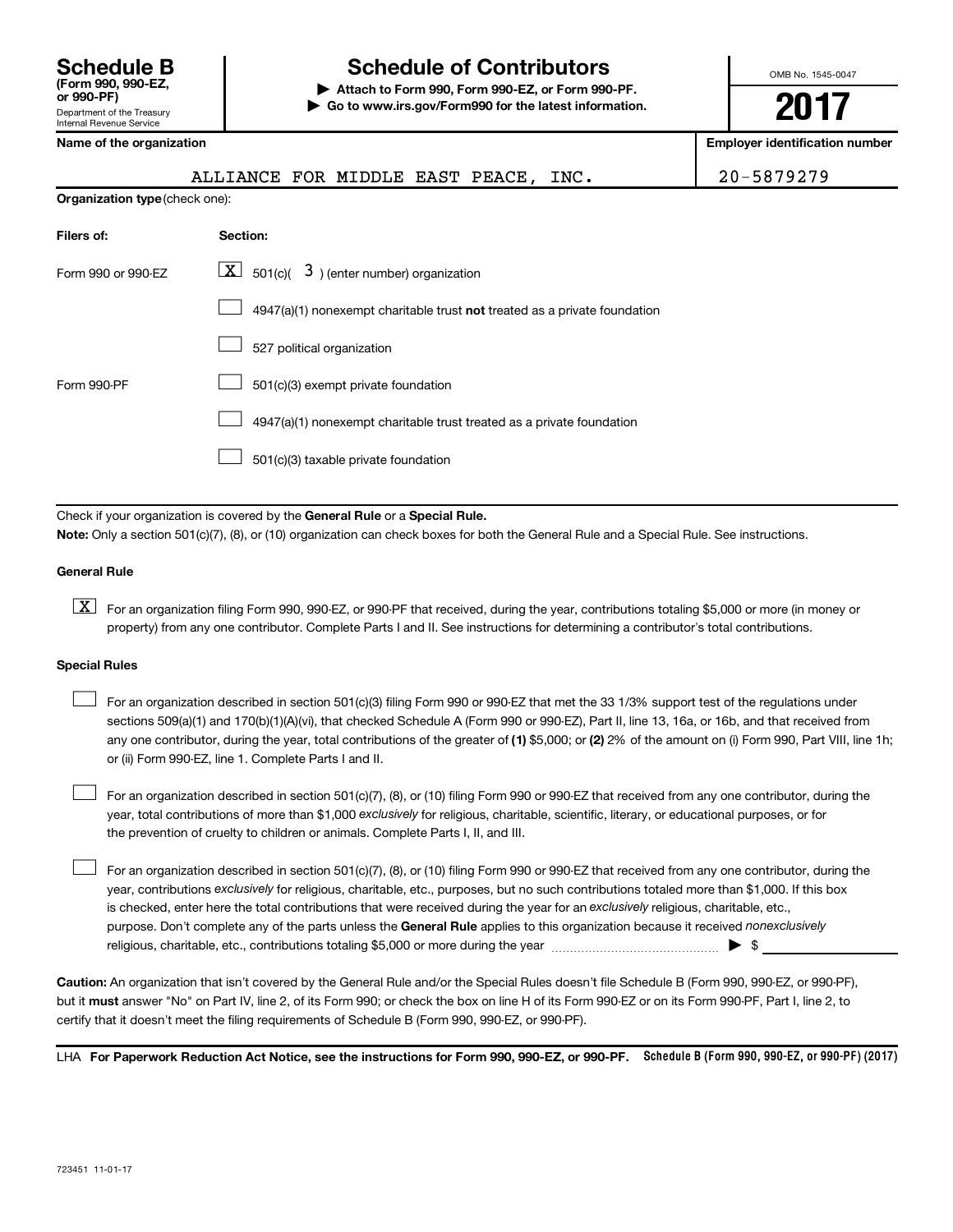**Schedule B**
**(Form 990, 990-EZ, or 990-PF)**
Department of the Treasury
Internal Revenue Service

# Schedule of Contributors

▶ **Attach to Form 990, Form 990-EZ, or Form 990-PF.**
▶ **Go to www.irs.gov/Form990 for the latest information.**

OMB No. 1545-0047

**2017**

| **Name of the organization** | **Employer identification number** |
|---|---|
| ALLIANCE FOR MIDDLE EAST PEACE, INC. | 20-5879279 |

**Organization type** (check one):

| **Filers of:** | **Section:** |
|---|---|
| Form 990 or 990-EZ | [X] 501(c)( 3 ) (enter number) organization |
| | [ ] 4947(a)(1) nonexempt charitable trust **not** treated as a private foundation |
| | [ ] 527 political organization |
| Form 990-PF | [ ] 501(c)(3) exempt private foundation |
| | [ ] 4947(a)(1) nonexempt charitable trust treated as a private foundation |
| | [ ] 501(c)(3) taxable private foundation |

Check if your organization is covered by the **General Rule** or a **Special Rule.**

**Note:** Only a section 501(c)(7), (8), or (10) organization can check boxes for both the General Rule and a Special Rule. See instructions.

**General Rule**

[X] For an organization filing Form 990, 990-EZ, or 990-PF that received, during the year, contributions totaling $5,000 or more (in money or property) from any one contributor. Complete Parts I and II. See instructions for determining a contributor's total contributions.

**Special Rules**

[ ] For an organization described in section 501(c)(3) filing Form 990 or 990-EZ that met the 33 1/3% support test of the regulations under sections 509(a)(1) and 170(b)(1)(A)(vi), that checked Schedule A (Form 990 or 990-EZ), Part II, line 13, 16a, or 16b, and that received from any one contributor, during the year, total contributions of the greater of **(1)** $5,000; or **(2)** 2% of the amount on (i) Form 990, Part VIII, line 1h; or (ii) Form 990-EZ, line 1. Complete Parts I and II.

[ ] For an organization described in section 501(c)(7), (8), or (10) filing Form 990 or 990-EZ that received from any one contributor, during the year, total contributions of more than $1,000 *exclusively* for religious, charitable, scientific, literary, or educational purposes, or for the prevention of cruelty to children or animals. Complete Parts I, II, and III.

[ ] For an organization described in section 501(c)(7), (8), or (10) filing Form 990 or 990-EZ that received from any one contributor, during the year, contributions *exclusively* for religious, charitable, etc., purposes, but no such contributions totaled more than $1,000. If this box is checked, enter here the total contributions that were received during the year for an *exclusively* religious, charitable, etc., purpose. Don't complete any of the parts unless the **General Rule** applies to this organization because it received *nonexclusively* religious, charitable, etc., contributions totaling $5,000 or more during the year ▶ $ ____________

**Caution:** An organization that isn't covered by the General Rule and/or the Special Rules doesn't file Schedule B (Form 990, 990-EZ, or 990-PF), but it **must** answer "No" on Part IV, line 2, of its Form 990; or check the box on line H of its Form 990-EZ or on its Form 990-PF, Part I, line 2, to certify that it doesn't meet the filing requirements of Schedule B (Form 990, 990-EZ, or 990-PF).

LHA **For Paperwork Reduction Act Notice, see the instructions for Form 990, 990-EZ, or 990-PF.** **Schedule B (Form 990, 990-EZ, or 990-PF) (2017)**

723451 11-01-17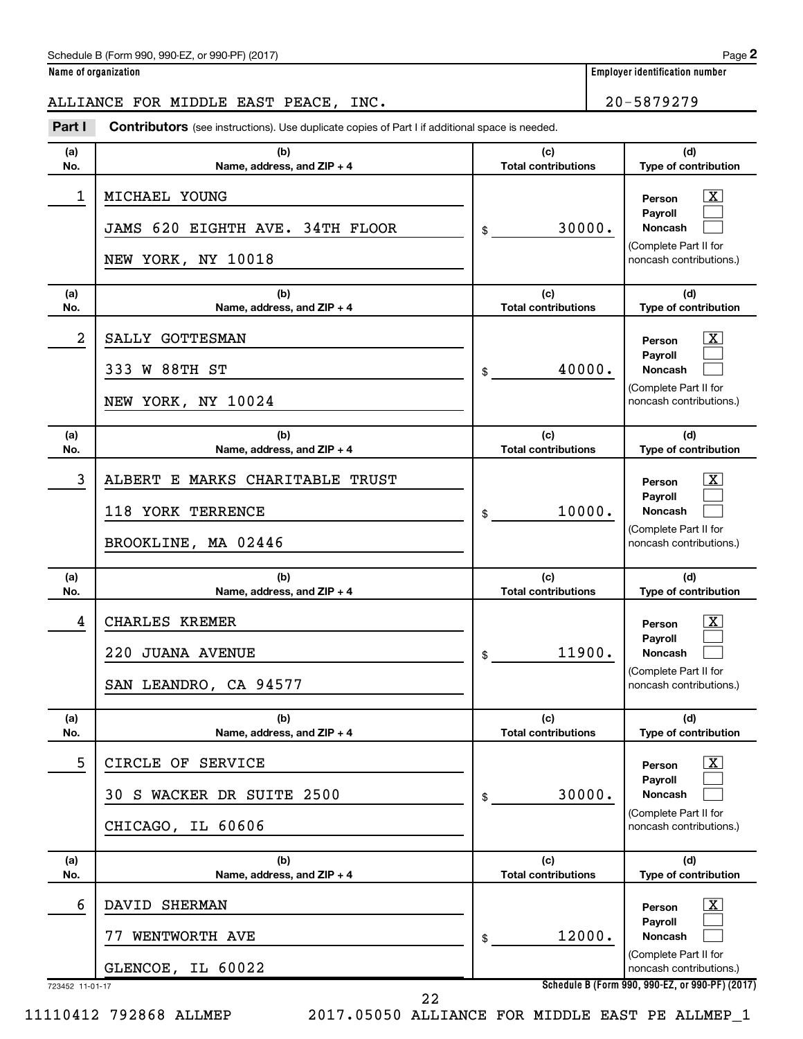Schedule B (Form 990, 990-EZ, or 990-PF) (2017) Page **2**

**Name of organization** | **Employer identification number**

ALLIANCE FOR MIDDLE EAST PEACE, INC. | 20-5879279

**Part I** **Contributors** (see instructions). Use duplicate copies of Part I if additional space is needed.

| (a) No. | (b) Name, address, and ZIP + 4 | (c) Total contributions | (d) Type of contribution |
|---|---|---|---|
| 1 | MICHAEL YOUNG<br>JAMS 620 EIGHTH AVE. 34TH FLOOR<br>NEW YORK, NY 10018 | $ 30000. | Person [X]<br>Payroll [ ]<br>Noncash [ ]<br>(Complete Part II for noncash contributions.) |
| 2 | SALLY GOTTESMAN<br>333 W 88TH ST<br>NEW YORK, NY 10024 | $ 40000. | Person [X]<br>Payroll [ ]<br>Noncash [ ]<br>(Complete Part II for noncash contributions.) |
| 3 | ALBERT E MARKS CHARITABLE TRUST<br>118 YORK TERRENCE<br>BROOKLINE, MA 02446 | $ 10000. | Person [X]<br>Payroll [ ]<br>Noncash [ ]<br>(Complete Part II for noncash contributions.) |
| 4 | CHARLES KREMER<br>220 JUANA AVENUE<br>SAN LEANDRO, CA 94577 | $ 11900. | Person [X]<br>Payroll [ ]<br>Noncash [ ]<br>(Complete Part II for noncash contributions.) |
| 5 | CIRCLE OF SERVICE<br>30 S WACKER DR SUITE 2500<br>CHICAGO, IL 60606 | $ 30000. | Person [X]<br>Payroll [ ]<br>Noncash [ ]<br>(Complete Part II for noncash contributions.) |
| 6 | DAVID SHERMAN<br>77 WENTWORTH AVE<br>GLENCOE, IL 60022 | $ 12000. | Person [X]<br>Payroll [ ]<br>Noncash [ ]<br>(Complete Part II for noncash contributions.) |

723452 11-01-17 **Schedule B (Form 990, 990-EZ, or 990-PF) (2017)**

11110412 792868 ALLMEP 2017.05050 ALLIANCE FOR MIDDLE EAST PE ALLMEP_1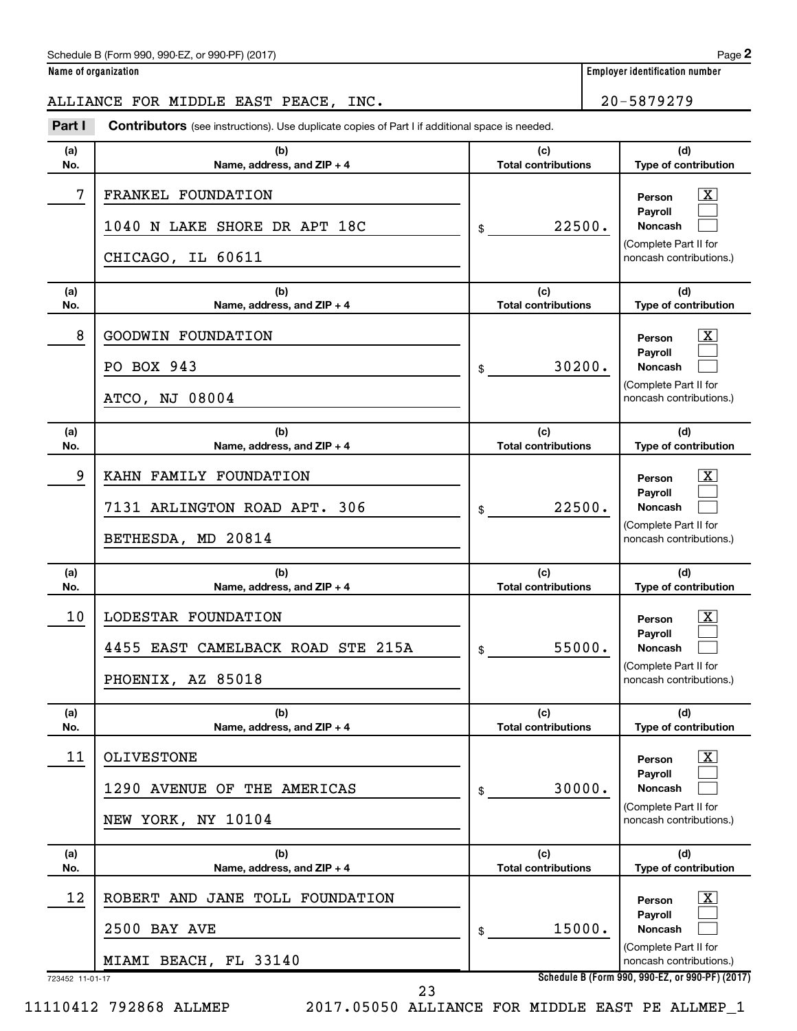Schedule B (Form 990, 990-EZ, or 990-PF) (2017) Page **2**

**Name of organization** ALLIANCE FOR MIDDLE EAST PEACE, INC.

**Employer identification number** 20-5879279

**Part I** **Contributors** (see instructions). Use duplicate copies of Part I if additional space is needed.

| (a) No. | (b) Name, address, and ZIP + 4 | (c) Total contributions | (d) Type of contribution |
|---|---|---|---|
| 7 | FRANKEL FOUNDATION<br>1040 N LAKE SHORE DR APT 18C<br>CHICAGO, IL 60611 | $ 22500. | Person [X]<br>Payroll [ ]<br>Noncash [ ]<br>(Complete Part II for noncash contributions.) |
| 8 | GOODWIN FOUNDATION<br>PO BOX 943<br>ATCO, NJ 08004 | $ 30200. | Person [X]<br>Payroll [ ]<br>Noncash [ ]<br>(Complete Part II for noncash contributions.) |
| 9 | KAHN FAMILY FOUNDATION<br>7131 ARLINGTON ROAD APT. 306<br>BETHESDA, MD 20814 | $ 22500. | Person [X]<br>Payroll [ ]<br>Noncash [ ]<br>(Complete Part II for noncash contributions.) |
| 10 | LODESTAR FOUNDATION<br>4455 EAST CAMELBACK ROAD STE 215A<br>PHOENIX, AZ 85018 | $ 55000. | Person [X]<br>Payroll [ ]<br>Noncash [ ]<br>(Complete Part II for noncash contributions.) |
| 11 | OLIVESTONE<br>1290 AVENUE OF THE AMERICAS<br>NEW YORK, NY 10104 | $ 30000. | Person [X]<br>Payroll [ ]<br>Noncash [ ]<br>(Complete Part II for noncash contributions.) |
| 12 | ROBERT AND JANE TOLL FOUNDATION<br>2500 BAY AVE<br>MIAMI BEACH, FL 33140 | $ 15000. | Person [X]<br>Payroll [ ]<br>Noncash [ ]<br>(Complete Part II for noncash contributions.) |

723452 11-01-17 **Schedule B (Form 990, 990-EZ, or 990-PF) (2017)**

11110412 792868 ALLMEP 2017.05050 ALLIANCE FOR MIDDLE EAST PE ALLMEP_1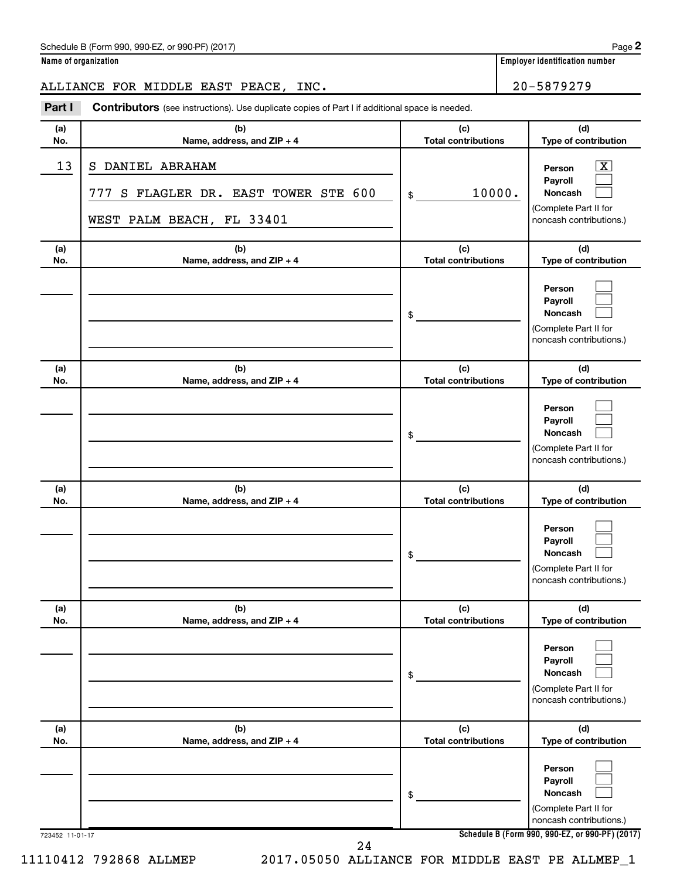Schedule B (Form 990, 990-EZ, or 990-PF) (2017) Page **2**

**Name of organization**

ALLIANCE FOR MIDDLE EAST PEACE, INC.

**Employer identification number**

20-5879279

**Part I** **Contributors** (see instructions). Use duplicate copies of Part I if additional space is needed.

| (a) No. | (b) Name, address, and ZIP + 4 | (c) Total contributions | (d) Type of contribution |
|---|---|---|---|
| 13 | S DANIEL ABRAHAM<br>777 S FLAGLER DR. EAST TOWER STE 600<br>WEST PALM BEACH, FL 33401 | $ 10000. | Person [X]<br>Payroll [ ]<br>Noncash [ ]<br>(Complete Part II for noncash contributions.) |
| | | $ | Person [ ]<br>Payroll [ ]<br>Noncash [ ]<br>(Complete Part II for noncash contributions.) |
| | | $ | Person [ ]<br>Payroll [ ]<br>Noncash [ ]<br>(Complete Part II for noncash contributions.) |
| | | $ | Person [ ]<br>Payroll [ ]<br>Noncash [ ]<br>(Complete Part II for noncash contributions.) |
| | | $ | Person [ ]<br>Payroll [ ]<br>Noncash [ ]<br>(Complete Part II for noncash contributions.) |
| | | $ | Person [ ]<br>Payroll [ ]<br>Noncash [ ]<br>(Complete Part II for noncash contributions.) |

723452 11-01-17

**Schedule B (Form 990, 990-EZ, or 990-PF) (2017)**

11110412 792868 ALLMEP 2017.05050 ALLIANCE FOR MIDDLE EAST PE ALLMEP_1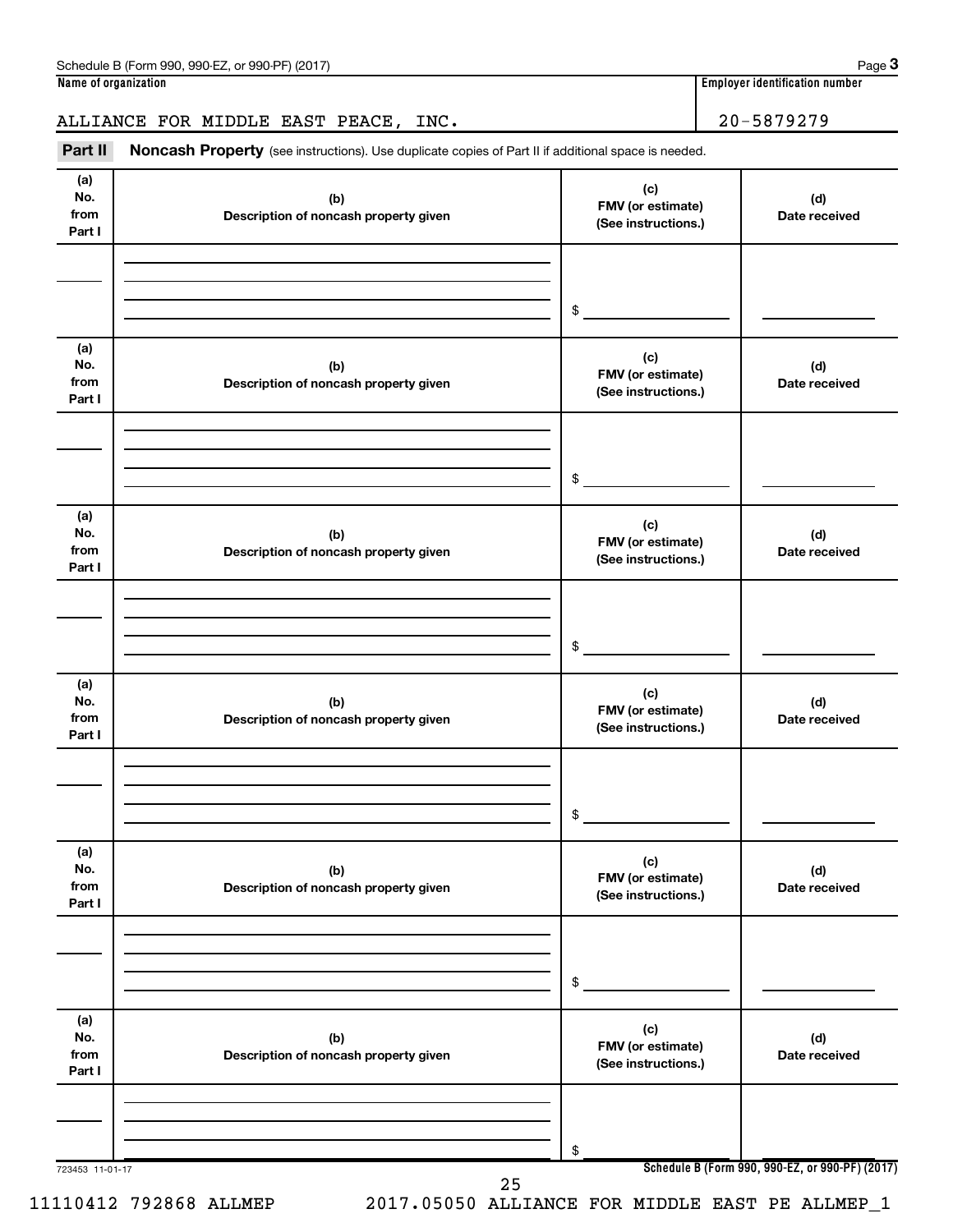Name of organization: ALLIANCE FOR MIDDLE EAST PEACE, INC.

Employer identification number: 20-5879279

**Part II** **Noncash Property** (see instructions). Use duplicate copies of Part II if additional space is needed.

| (a) No. from Part I | (b) Description of noncash property given | (c) FMV (or estimate) (See instructions.) | (d) Date received |
|---|---|---|---|
| | | $ | |

| (a) No. from Part I | (b) Description of noncash property given | (c) FMV (or estimate) (See instructions.) | (d) Date received |
|---|---|---|---|
| | | $ | |

| (a) No. from Part I | (b) Description of noncash property given | (c) FMV (or estimate) (See instructions.) | (d) Date received |
|---|---|---|---|
| | | $ | |

| (a) No. from Part I | (b) Description of noncash property given | (c) FMV (or estimate) (See instructions.) | (d) Date received |
|---|---|---|---|
| | | $ | |

| (a) No. from Part I | (b) Description of noncash property given | (c) FMV (or estimate) (See instructions.) | (d) Date received |
|---|---|---|---|
| | | $ | |

| (a) No. from Part I | (b) Description of noncash property given | (c) FMV (or estimate) (See instructions.) | (d) Date received |
|---|---|---|---|
| | | $ | |

723453 11-01-17

11110412 792868 ALLMEP 2017.05050 ALLIANCE FOR MIDDLE EAST PE ALLMEP_1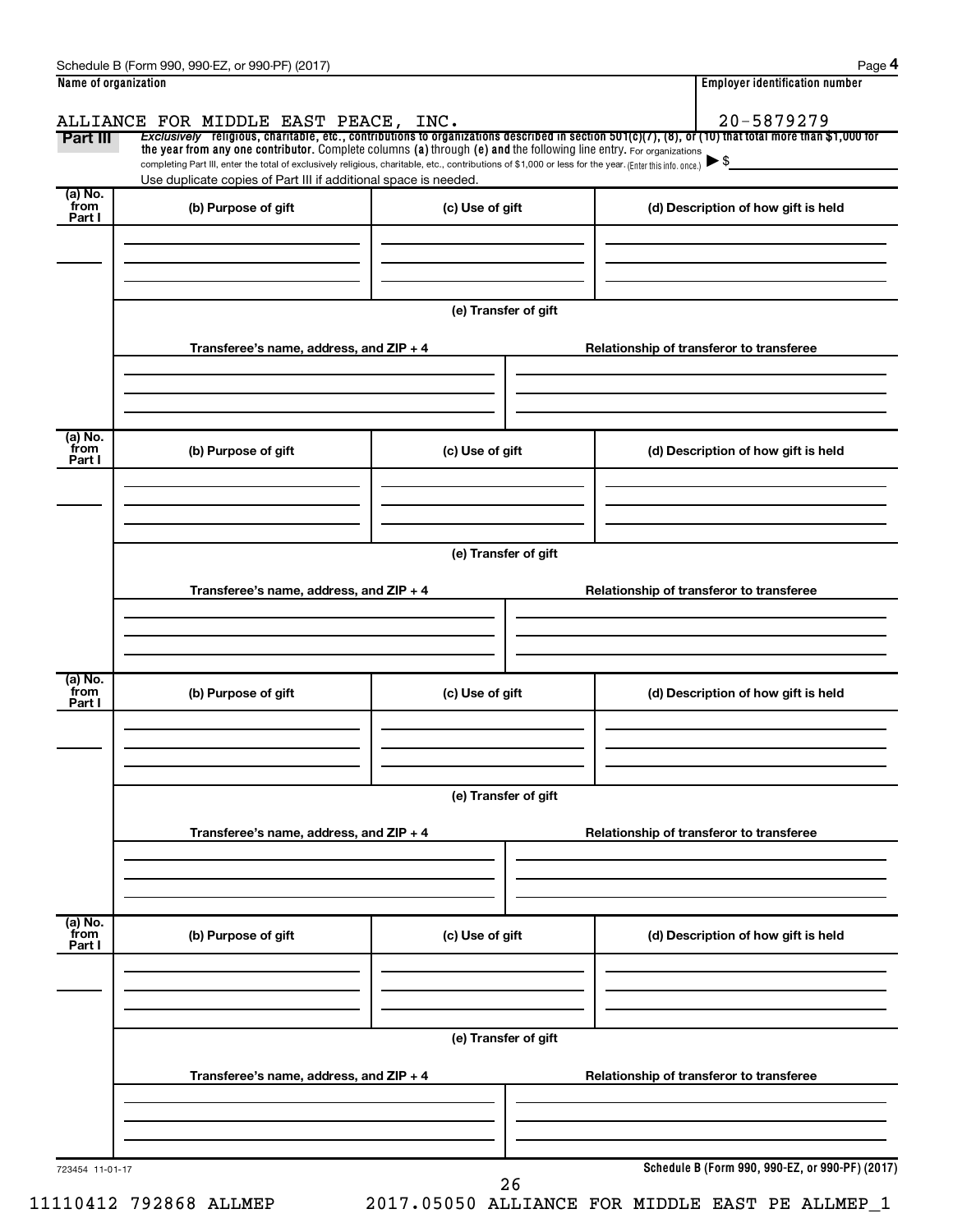Schedule B (Form 990, 990-EZ, or 990-PF) (2017)

**Name of organization**

ALLIANCE FOR MIDDLE EAST PEACE, INC.

**Employer identification number**

20-5879279

**Part III** *Exclusively* religious, charitable, etc., contributions to organizations described in section 501(c)(7), (8), or (10) that total more than $1,000 for the year from any one contributor. Complete columns (a) through (e) and the following line entry. For organizations completing Part III, enter the total of exclusively religious, charitable, etc., contributions of $1,000 or less for the year. (Enter this info. once.) ▶ $

Use duplicate copies of Part III if additional space is needed.

| (a) No. from Part I | (b) Purpose of gift | (c) Use of gift | (d) Description of how gift is held |
|---|---|---|---|
| | | | |

(e) Transfer of gift

| Transferee's name, address, and ZIP + 4 | Relationship of transferor to transferee |
|---|---|
| | |

| (a) No. from Part I | (b) Purpose of gift | (c) Use of gift | (d) Description of how gift is held |
|---|---|---|---|
| | | | |

(e) Transfer of gift

| Transferee's name, address, and ZIP + 4 | Relationship of transferor to transferee |
|---|---|
| | |

| (a) No. from Part I | (b) Purpose of gift | (c) Use of gift | (d) Description of how gift is held |
|---|---|---|---|
| | | | |

(e) Transfer of gift

| Transferee's name, address, and ZIP + 4 | Relationship of transferor to transferee |
|---|---|
| | |

| (a) No. from Part I | (b) Purpose of gift | (c) Use of gift | (d) Description of how gift is held |
|---|---|---|---|
| | | | |

(e) Transfer of gift

| Transferee's name, address, and ZIP + 4 | Relationship of transferor to transferee |
|---|---|
| | |

723454 11-01-17

**Schedule B (Form 990, 990-EZ, or 990-PF) (2017)**

11110412 792868 ALLMEP 2017.05050 ALLIANCE FOR MIDDLE EAST PE ALLMEP_1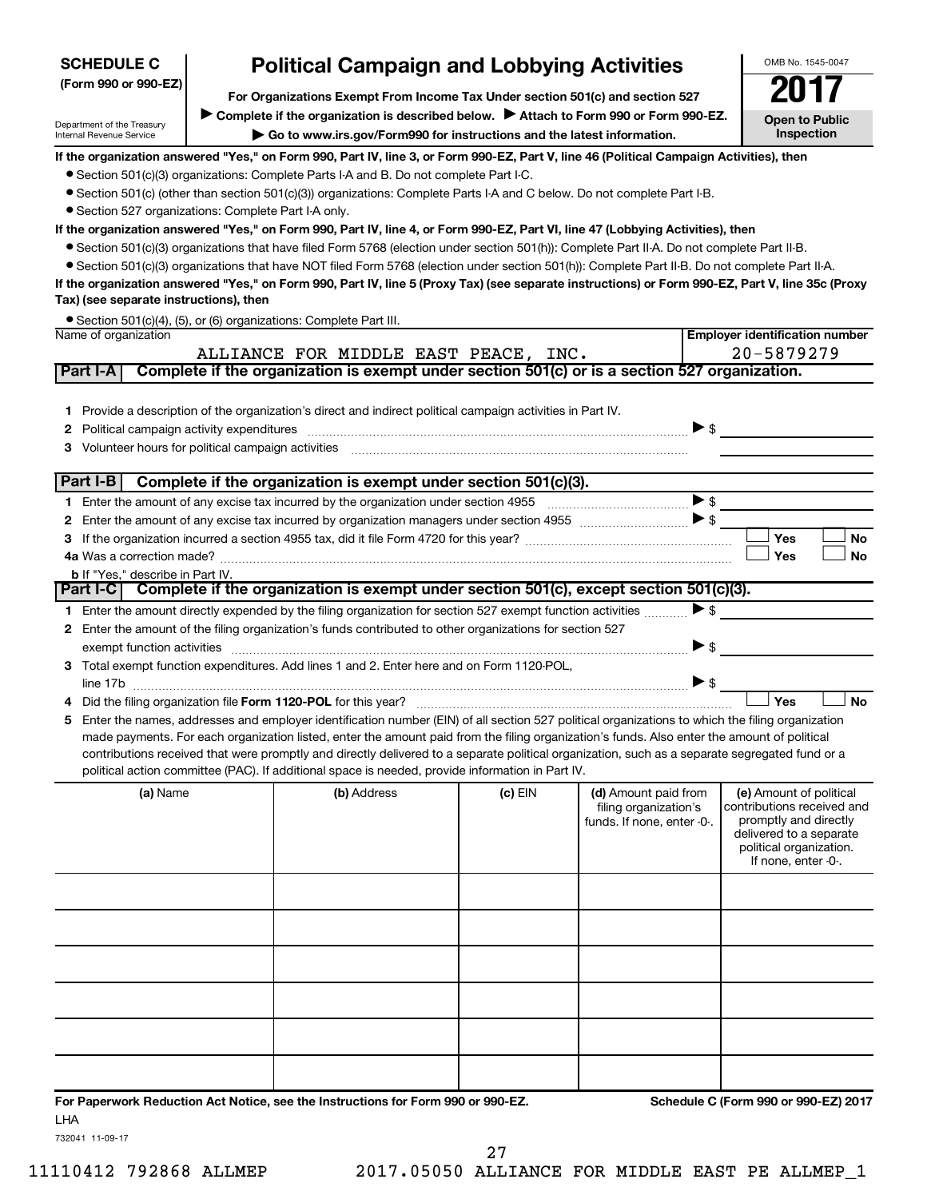**SCHEDULE C**
**(Form 990 or 990-EZ)**

Department of the Treasury
Internal Revenue Service

# Political Campaign and Lobbying Activities

**For Organizations Exempt From Income Tax Under section 501(c) and section 527**

▶ **Complete if the organization is described below.** ▶ **Attach to Form 990 or Form 990-EZ.**

▶ **Go to www.irs.gov/Form990 for instructions and the latest information.**

OMB No. 1545-0047

**2017**

**Open to Public Inspection**

**If the organization answered "Yes," on Form 990, Part IV, line 3, or Form 990-EZ, Part V, line 46 (Political Campaign Activities), then**

- Section 501(c)(3) organizations: Complete Parts I-A and B. Do not complete Part I-C.
- Section 501(c) (other than section 501(c)(3)) organizations: Complete Parts I-A and C below. Do not complete Part I-B.
- Section 527 organizations: Complete Part I-A only.

**If the organization answered "Yes," on Form 990, Part IV, line 4, or Form 990-EZ, Part VI, line 47 (Lobbying Activities), then**

- Section 501(c)(3) organizations that have filed Form 5768 (election under section 501(h)): Complete Part II-A. Do not complete Part II-B.
- Section 501(c)(3) organizations that have NOT filed Form 5768 (election under section 501(h)): Complete Part II-B. Do not complete Part II-A.

**If the organization answered "Yes," on Form 990, Part IV, line 5 (Proxy Tax) (see separate instructions) or Form 990-EZ, Part V, line 35c (Proxy Tax) (see separate instructions), then**

- Section 501(c)(4), (5), or (6) organizations: Complete Part III.

| Name of organization | Employer identification number |
|---|---|
| ALLIANCE FOR MIDDLE EAST PEACE, INC. | 20-5879279 |

## Part I-A Complete if the organization is exempt under section 501(c) or is a section 527 organization.

1 Provide a description of the organization's direct and indirect political campaign activities in Part IV.
2 Political campaign activity expenditures ▶ $
3 Volunteer hours for political campaign activities

## Part I-B Complete if the organization is exempt under section 501(c)(3).

1 Enter the amount of any excise tax incurred by the organization under section 4955 ▶ $
2 Enter the amount of any excise tax incurred by organization managers under section 4955 ▶ $
3 If the organization incurred a section 4955 tax, did it file Form 4720 for this year? ☐ Yes ☐ No
4a Was a correction made? ☐ Yes ☐ No
b If "Yes," describe in Part IV.

## Part I-C Complete if the organization is exempt under section 501(c), except section 501(c)(3).

1 Enter the amount directly expended by the filing organization for section 527 exempt function activities ▶ $
2 Enter the amount of the filing organization's funds contributed to other organizations for section 527 exempt function activities ▶ $
3 Total exempt function expenditures. Add lines 1 and 2. Enter here and on Form 1120-POL, line 17b ▶ $
4 Did the filing organization file **Form 1120-POL** for this year? ☐ Yes ☐ No
5 Enter the names, addresses and employer identification number (EIN) of all section 527 political organizations to which the filing organization made payments. For each organization listed, enter the amount paid from the filing organization's funds. Also enter the amount of political contributions received that were promptly and directly delivered to a separate political organization, such as a separate segregated fund or a political action committee (PAC). If additional space is needed, provide information in Part IV.

| (a) Name | (b) Address | (c) EIN | (d) Amount paid from filing organization's funds. If none, enter -0-. | (e) Amount of political contributions received and promptly and directly delivered to a separate political organization. If none, enter -0-. |
|---|---|---|---|---|
| | | | | |
| | | | | |
| | | | | |
| | | | | |
| | | | | |
| | | | | |

**For Paperwork Reduction Act Notice, see the Instructions for Form 990 or 990-EZ.** LHA

**Schedule C (Form 990 or 990-EZ) 2017**

732041 11-09-17

11110412 792868 ALLMEP 2017.05050 ALLIANCE FOR MIDDLE EAST PE ALLMEP_1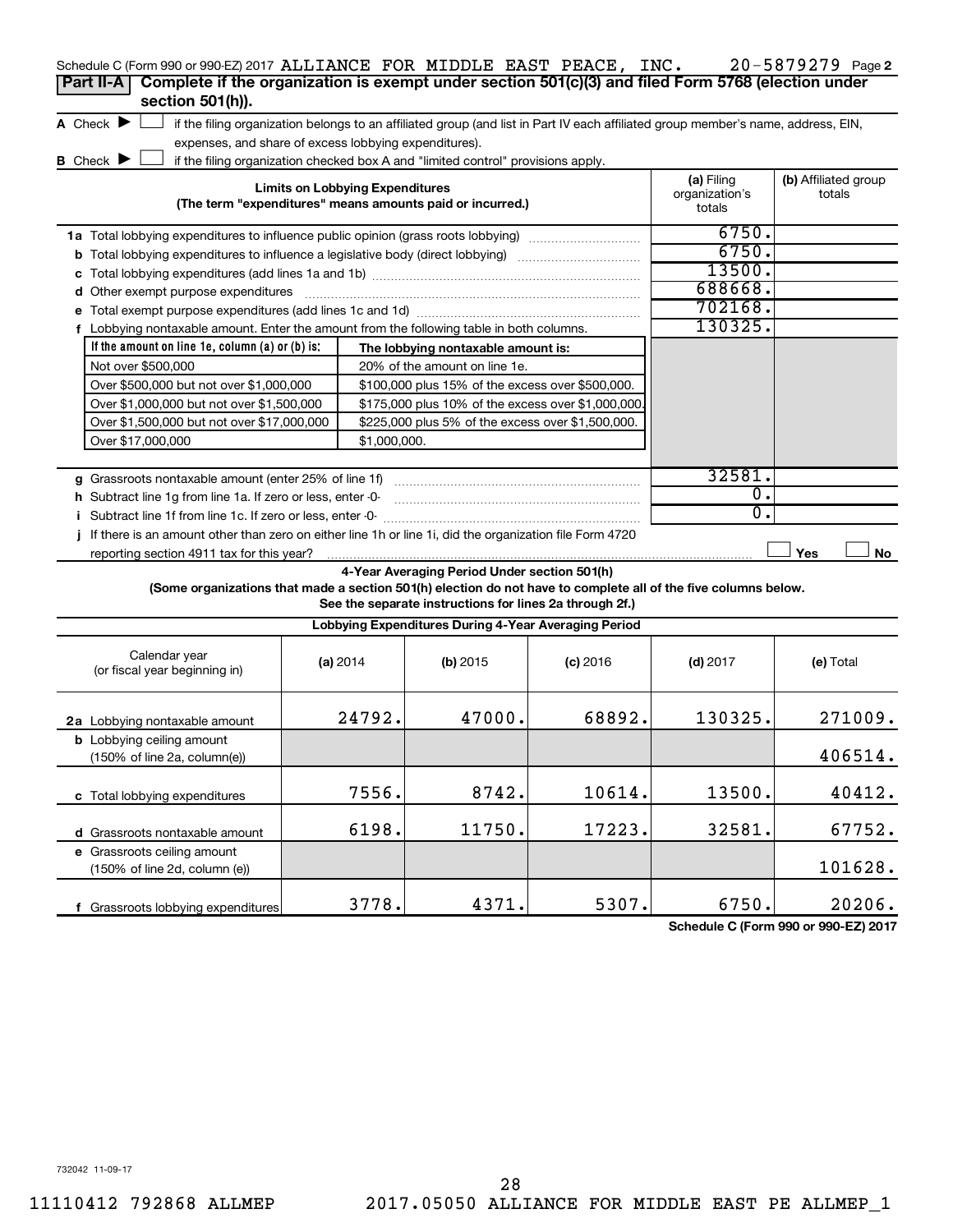Schedule C (Form 990 or 990-EZ) 2017 ALLIANCE FOR MIDDLE EAST PEACE, INC. 20-5879279 Page 2

## Part II-A Complete if the organization is exempt under section 501(c)(3) and filed Form 5768 (election under section 501(h)).

A Check ▶ ☐ if the filing organization belongs to an affiliated group (and list in Part IV each affiliated group member's name, address, EIN, expenses, and share of excess lobbying expenditures).

B Check ▶ ☐ if the filing organization checked box A and "limited control" provisions apply.

| Limits on Lobbying Expenditures (The term "expenditures" means amounts paid or incurred.) | (a) Filing organization's totals | (b) Affiliated group totals |
|---|---|---|
| 1a Total lobbying expenditures to influence public opinion (grass roots lobbying) | 6750. | |
| b Total lobbying expenditures to influence a legislative body (direct lobbying) | 6750. | |
| c Total lobbying expenditures (add lines 1a and 1b) | 13500. | |
| d Other exempt purpose expenditures | 688668. | |
| e Total exempt purpose expenditures (add lines 1c and 1d) | 702168. | |
| f Lobbying nontaxable amount. Enter the amount from the following table in both columns. | 130325. | |

| If the amount on line 1e, column (a) or (b) is: | The lobbying nontaxable amount is: |
|---|---|
| Not over $500,000 | 20% of the amount on line 1e. |
| Over $500,000 but not over $1,000,000 | $100,000 plus 15% of the excess over $500,000. |
| Over $1,000,000 but not over $1,500,000 | $175,000 plus 10% of the excess over $1,000,000. |
| Over $1,500,000 but not over $17,000,000 | $225,000 plus 5% of the excess over $1,500,000. |
| Over $17,000,000 | $1,000,000. |

| | (a) Filing organization's totals | (b) Affiliated group totals |
|---|---|---|
| g Grassroots nontaxable amount (enter 25% of line 1f) | 32581. | |
| h Subtract line 1g from line 1a. If zero or less, enter -0- | 0. | |
| i Subtract line 1f from line 1c. If zero or less, enter -0- | 0. | |
| j If there is an amount other than zero on either line 1h or line 1i, did the organization file Form 4720 reporting section 4911 tax for this year? | ☐ Yes | ☐ No |

### 4-Year Averaging Period Under section 501(h)

**(Some organizations that made a section 501(h) election do not have to complete all of the five columns below. See the separate instructions for lines 2a through 2f.)**

**Lobbying Expenditures During 4-Year Averaging Period**

| Calendar year (or fiscal year beginning in) | (a) 2014 | (b) 2015 | (c) 2016 | (d) 2017 | (e) Total |
|---|---|---|---|---|---|
| 2a Lobbying nontaxable amount | 24792. | 47000. | 68892. | 130325. | 271009. |
| b Lobbying ceiling amount (150% of line 2a, column(e)) | | | | | 406514. |
| c Total lobbying expenditures | 7556. | 8742. | 10614. | 13500. | 40412. |
| d Grassroots nontaxable amount | 6198. | 11750. | 17223. | 32581. | 67752. |
| e Grassroots ceiling amount (150% of line 2d, column (e)) | | | | | 101628. |
| f Grassroots lobbying expenditures | 3778. | 4371. | 5307. | 6750. | 20206. |

Schedule C (Form 990 or 990-EZ) 2017

732042 11-09-17

11110412 792868 ALLMEP 2017.05050 ALLIANCE FOR MIDDLE EAST PE ALLMEP_1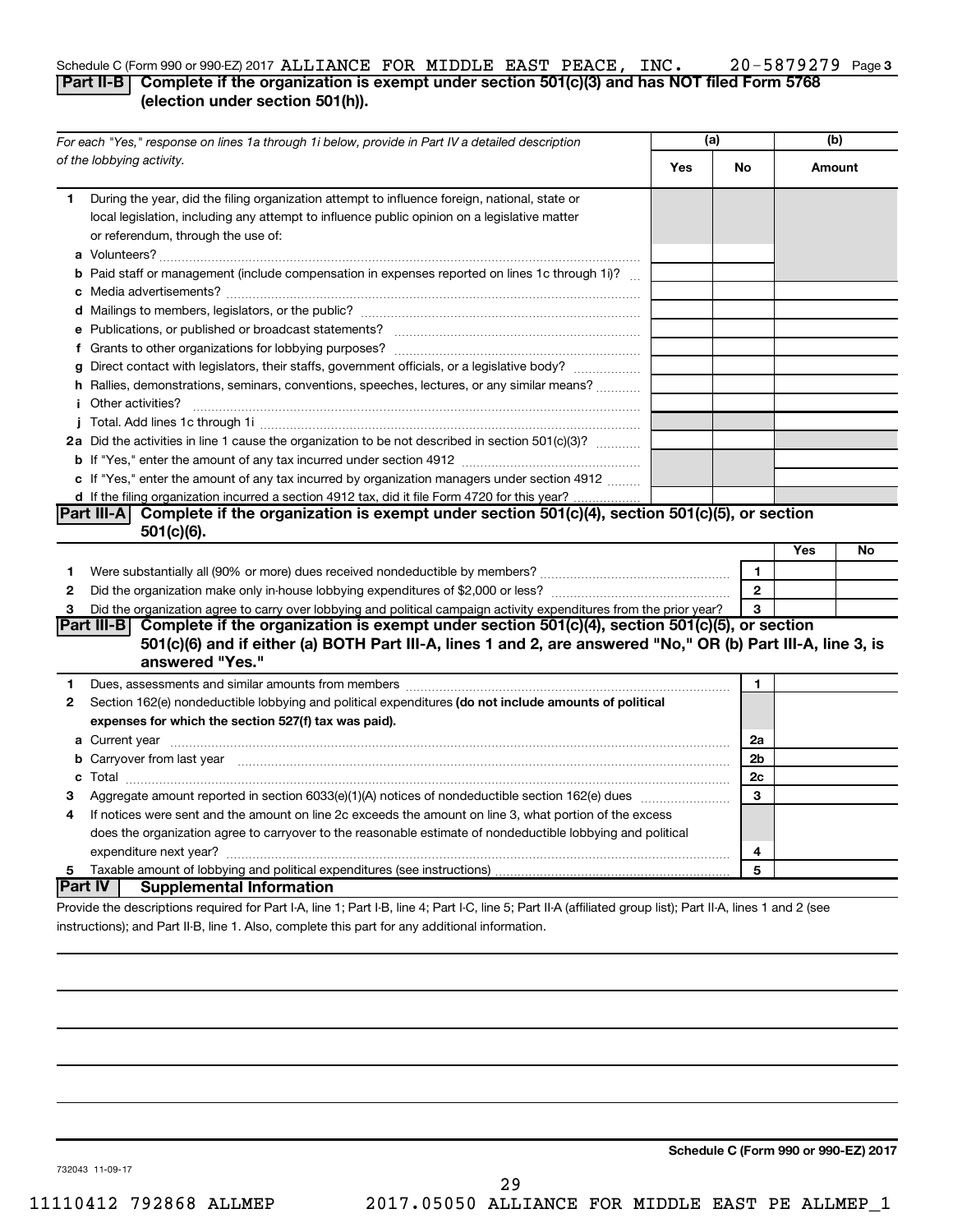Schedule C (Form 990 or 990-EZ) 2017 ALLIANCE FOR MIDDLE EAST PEACE, INC. 20-5879279 Page 3

**Part II-B Complete if the organization is exempt under section 501(c)(3) and has NOT filed Form 5768 (election under section 501(h)).**

| *For each "Yes," response on lines 1a through 1i below, provide in Part IV a detailed description of the lobbying activity.* | (a) Yes | (a) No | (b) Amount |
|---|---|---|---|
| **1** During the year, did the filing organization attempt to influence foreign, national, state or local legislation, including any attempt to influence public opinion on a legislative matter or referendum, through the use of: | | | |
| **a** Volunteers? | | | |
| **b** Paid staff or management (include compensation in expenses reported on lines 1c through 1i)? | | | |
| **c** Media advertisements? | | | |
| **d** Mailings to members, legislators, or the public? | | | |
| **e** Publications, or published or broadcast statements? | | | |
| **f** Grants to other organizations for lobbying purposes? | | | |
| **g** Direct contact with legislators, their staffs, government officials, or a legislative body? | | | |
| **h** Rallies, demonstrations, seminars, conventions, speeches, lectures, or any similar means? | | | |
| **i** Other activities? | | | |
| **j** Total. Add lines 1c through 1i | | | |
| **2a** Did the activities in line 1 cause the organization to be not described in section 501(c)(3)? | | | |
| **b** If "Yes," enter the amount of any tax incurred under section 4912 | | | |
| **c** If "Yes," enter the amount of any tax incurred by organization managers under section 4912 | | | |
| **d** If the filing organization incurred a section 4912 tax, did it file Form 4720 for this year? | | | |

**Part III-A Complete if the organization is exempt under section 501(c)(4), section 501(c)(5), or section 501(c)(6).**

| | | | Yes | No |
|---|---|---|---|---|
| **1** | Were substantially all (90% or more) dues received nondeductible by members? | 1 | | |
| **2** | Did the organization make only in-house lobbying expenditures of $2,000 or less? | 2 | | |
| **3** | Did the organization agree to carry over lobbying and political campaign activity expenditures from the prior year? | 3 | | |

**Part III-B Complete if the organization is exempt under section 501(c)(4), section 501(c)(5), or section 501(c)(6) and if either (a) BOTH Part III-A, lines 1 and 2, are answered "No," OR (b) Part III-A, line 3, is answered "Yes."**

| | | | |
|---|---|---|---|
| **1** | Dues, assessments and similar amounts from members | 1 | |
| **2** | Section 162(e) nondeductible lobbying and political expenditures **(do not include amounts of political expenses for which the section 527(f) tax was paid).** | | |
| **a** | Current year | 2a | |
| **b** | Carryover from last year | 2b | |
| **c** | Total | 2c | |
| **3** | Aggregate amount reported in section 6033(e)(1)(A) notices of nondeductible section 162(e) dues | 3 | |
| **4** | If notices were sent and the amount on line 2c exceeds the amount on line 3, what portion of the excess does the organization agree to carryover to the reasonable estimate of nondeductible lobbying and political expenditure next year? | 4 | |
| **5** | Taxable amount of lobbying and political expenditures (see instructions) | 5 | |

**Part IV Supplemental Information**

Provide the descriptions required for Part I-A, line 1; Part I-B, line 4; Part I-C, line 5; Part II-A (affiliated group list); Part II-A, lines 1 and 2 (see instructions); and Part II-B, line 1. Also, complete this part for any additional information.

**Schedule C (Form 990 or 990-EZ) 2017**

732043 11-09-17

11110412 792868 ALLMEP 2017.05050 ALLIANCE FOR MIDDLE EAST PE ALLMEP_1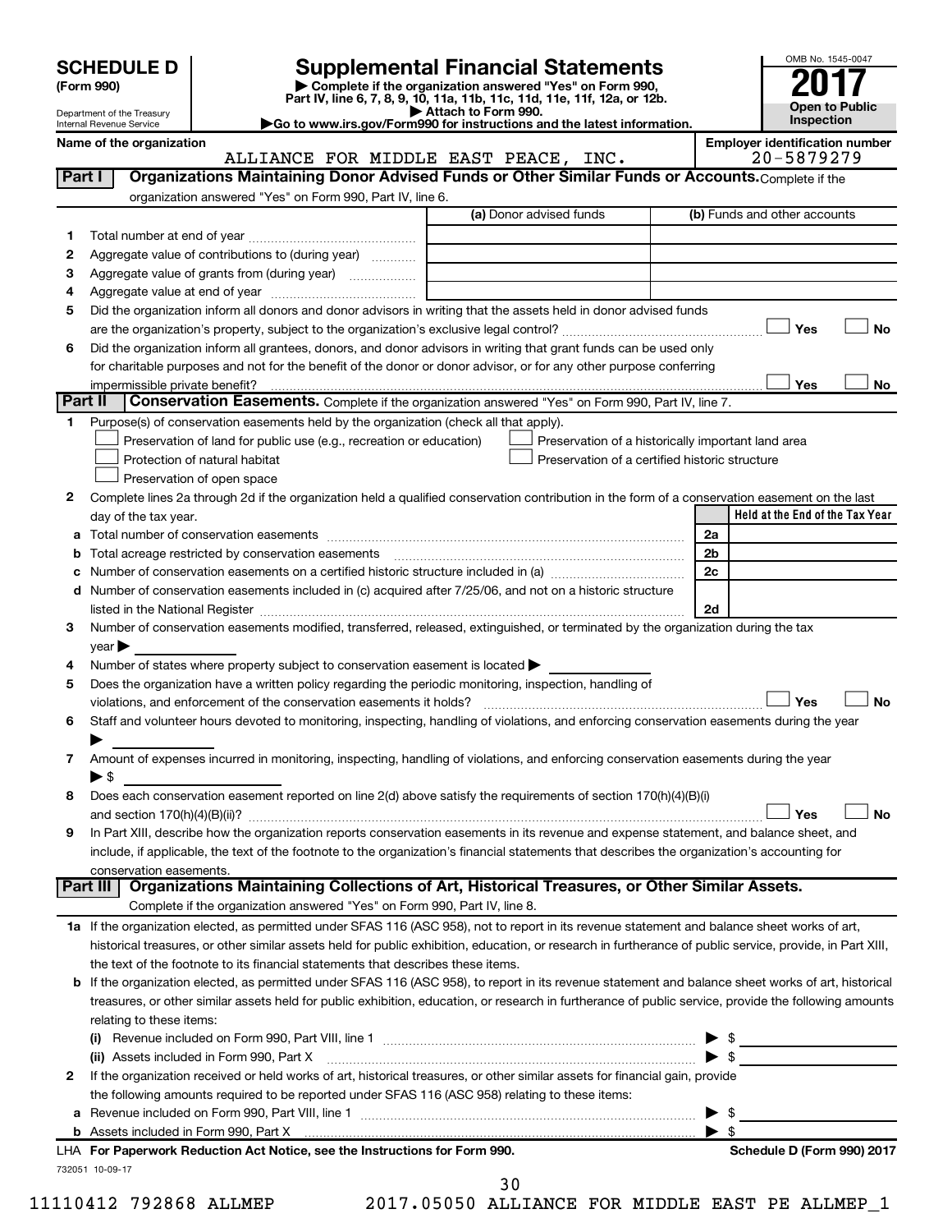**SCHEDULE D**
**(Form 990)**

Department of the Treasury
Internal Revenue Service

# Supplemental Financial Statements

▶ Complete if the organization answered "Yes" on Form 990, Part IV, line 6, 7, 8, 9, 10, 11a, 11b, 11c, 11d, 11e, 11f, 12a, or 12b.
▶ Attach to Form 990.
▶Go to www.irs.gov/Form990 for instructions and the latest information.

OMB No. 1545-0047
**2017**
**Open to Public Inspection**

**Name of the organization**
ALLIANCE FOR MIDDLE EAST PEACE, INC.

**Employer identification number**
20-5879279

## Part I Organizations Maintaining Donor Advised Funds or Other Similar Funds or Accounts.

Complete if the organization answered "Yes" on Form 990, Part IV, line 6.

| | | (a) Donor advised funds | (b) Funds and other accounts |
|---|---|---|---|
| 1 | Total number at end of year | | |
| 2 | Aggregate value of contributions to (during year) | | |
| 3 | Aggregate value of grants from (during year) | | |
| 4 | Aggregate value at end of year | | |

5 Did the organization inform all donors and donor advisors in writing that the assets held in donor advised funds are the organization's property, subject to the organization's exclusive legal control? ☐ Yes ☐ No

6 Did the organization inform all grantees, donors, and donor advisors in writing that grant funds can be used only for charitable purposes and not for the benefit of the donor or donor advisor, or for any other purpose conferring impermissible private benefit? ☐ Yes ☐ No

## Part II Conservation Easements.

Complete if the organization answered "Yes" on Form 990, Part IV, line 7.

1 Purpose(s) of conservation easements held by the organization (check all that apply).
- ☐ Preservation of land for public use (e.g., recreation or education)
- ☐ Protection of natural habitat
- ☐ Preservation of open space
- ☐ Preservation of a historically important land area
- ☐ Preservation of a certified historic structure

2 Complete lines 2a through 2d if the organization held a qualified conservation contribution in the form of a conservation easement on the last day of the tax year.

| | | | Held at the End of the Tax Year |
|---|---|---|---|
| a | Total number of conservation easements | 2a | |
| b | Total acreage restricted by conservation easements | 2b | |
| c | Number of conservation easements on a certified historic structure included in (a) | 2c | |
| d | Number of conservation easements included in (c) acquired after 7/25/06, and not on a historic structure listed in the National Register | 2d | |

3 Number of conservation easements modified, transferred, released, extinguished, or terminated by the organization during the tax year ▶

4 Number of states where property subject to conservation easement is located ▶

5 Does the organization have a written policy regarding the periodic monitoring, inspection, handling of violations, and enforcement of the conservation easements it holds? ☐ Yes ☐ No

6 Staff and volunteer hours devoted to monitoring, inspecting, handling of violations, and enforcing conservation easements during the year ▶

7 Amount of expenses incurred in monitoring, inspecting, handling of violations, and enforcing conservation easements during the year ▶ $

8 Does each conservation easement reported on line 2(d) above satisfy the requirements of section 170(h)(4)(B)(i) and section 170(h)(4)(B)(ii)? ☐ Yes ☐ No

9 In Part XIII, describe how the organization reports conservation easements in its revenue and expense statement, and balance sheet, and include, if applicable, the text of the footnote to the organization's financial statements that describes the organization's accounting for conservation easements.

## Part III Organizations Maintaining Collections of Art, Historical Treasures, or Other Similar Assets.

Complete if the organization answered "Yes" on Form 990, Part IV, line 8.

1a If the organization elected, as permitted under SFAS 116 (ASC 958), not to report in its revenue statement and balance sheet works of art, historical treasures, or other similar assets held for public exhibition, education, or research in furtherance of public service, provide, in Part XIII, the text of the footnote to its financial statements that describes these items.

b If the organization elected, as permitted under SFAS 116 (ASC 958), to report in its revenue statement and balance sheet works of art, historical treasures, or other similar assets held for public exhibition, education, or research in furtherance of public service, provide the following amounts relating to these items:

(i) Revenue included on Form 990, Part VIII, line 1 ▶ $

(ii) Assets included in Form 990, Part X ▶ $

2 If the organization received or held works of art, historical treasures, or other similar assets for financial gain, provide the following amounts required to be reported under SFAS 116 (ASC 958) relating to these items:

a Revenue included on Form 990, Part VIII, line 1 ▶ $

b Assets included in Form 990, Part X ▶ $

LHA **For Paperwork Reduction Act Notice, see the Instructions for Form 990.** **Schedule D (Form 990) 2017**

732051 10-09-17

11110412 792868 ALLMEP 2017.05050 ALLIANCE FOR MIDDLE EAST PE ALLMEP_1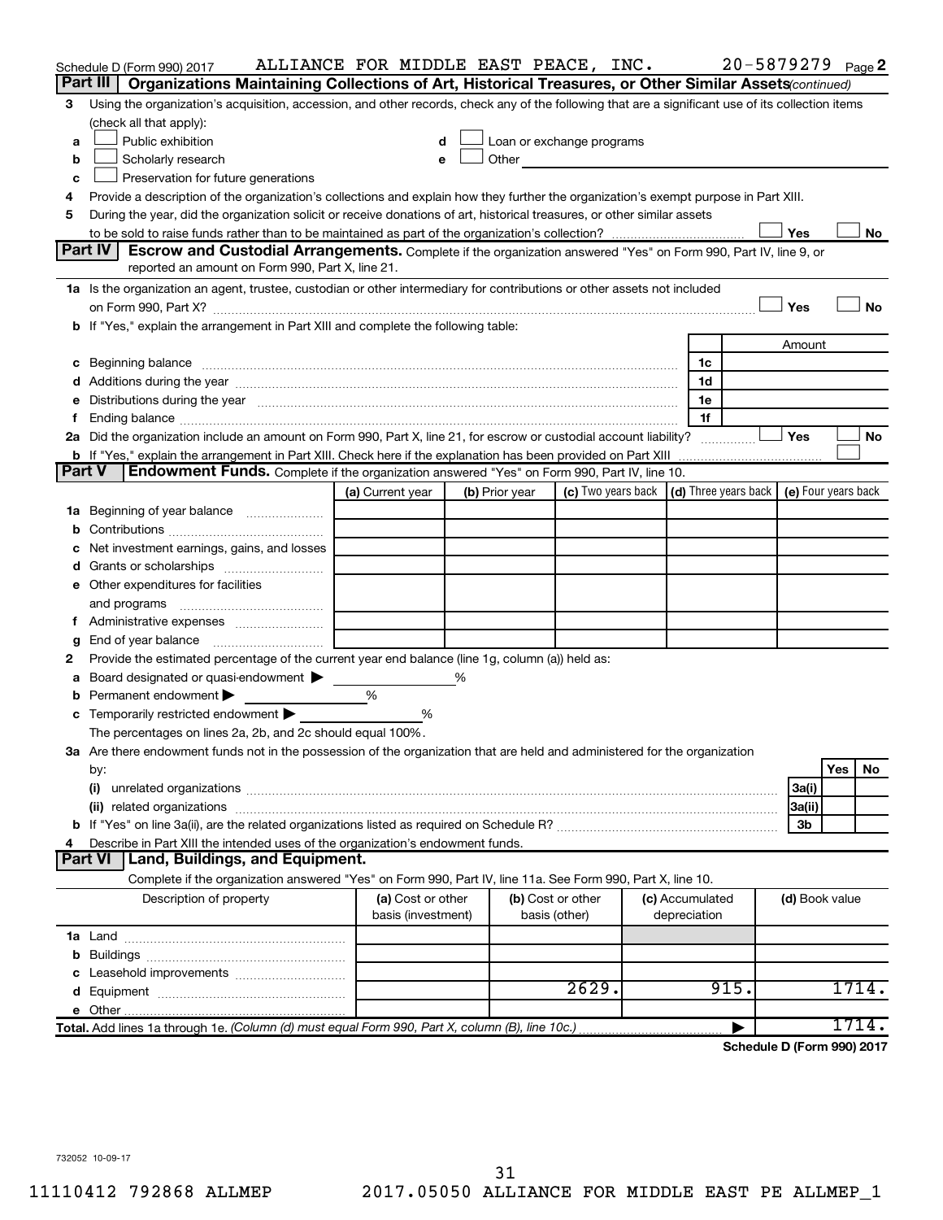Schedule D (Form 990) 2017 ALLIANCE FOR MIDDLE EAST PEACE, INC. 20-5879279 Page 2

## Part III Organizations Maintaining Collections of Art, Historical Treasures, or Other Similar Assets *(continued)*

3 Using the organization's acquisition, accession, and other records, check any of the following that are a significant use of its collection items (check all that apply):

- a ☐ Public exhibition
- b ☐ Scholarly research
- c ☐ Preservation for future generations
- d ☐ Loan or exchange programs
- e ☐ Other

4 Provide a description of the organization's collections and explain how they further the organization's exempt purpose in Part XIII.

5 During the year, did the organization solicit or receive donations of art, historical treasures, or other similar assets to be sold to raise funds rather than to be maintained as part of the organization's collection? ☐ Yes ☐ No

## Part IV Escrow and Custodial Arrangements.

Complete if the organization answered "Yes" on Form 990, Part IV, line 9, or reported an amount on Form 990, Part X, line 21.

1a Is the organization an agent, trustee, custodian or other intermediary for contributions or other assets not included on Form 990, Part X? ☐ Yes ☐ No

b If "Yes," explain the arrangement in Part XIII and complete the following table:

| | | Amount |
|---|---|---|
| c Beginning balance | 1c | |
| d Additions during the year | 1d | |
| e Distributions during the year | 1e | |
| f Ending balance | 1f | |

2a Did the organization include an amount on Form 990, Part X, line 21, for escrow or custodial account liability? ☐ Yes ☐ No

b If "Yes," explain the arrangement in Part XIII. Check here if the explanation has been provided on Part XIII ☐

## Part V Endowment Funds.

Complete if the organization answered "Yes" on Form 990, Part IV, line 10.

| | (a) Current year | (b) Prior year | (c) Two years back | (d) Three years back | (e) Four years back |
|---|---|---|---|---|---|
| 1a Beginning of year balance | | | | | |
| b Contributions | | | | | |
| c Net investment earnings, gains, and losses | | | | | |
| d Grants or scholarships | | | | | |
| e Other expenditures for facilities and programs | | | | | |
| f Administrative expenses | | | | | |
| g End of year balance | | | | | |

2 Provide the estimated percentage of the current year end balance (line 1g, column (a)) held as:

- a Board designated or quasi-endowment ▶ %
- b Permanent endowment ▶ %
- c Temporarily restricted endowment ▶ %

The percentages on lines 2a, 2b, and 2c should equal 100%.

3a Are there endowment funds not in the possession of the organization that are held and administered for the organization by:

| | | Yes | No |
|---|---|---|---|
| (i) unrelated organizations | 3a(i) | | |
| (ii) related organizations | 3a(ii) | | |
| b If "Yes" on line 3a(ii), are the related organizations listed as required on Schedule R? | 3b | | |

4 Describe in Part XIII the intended uses of the organization's endowment funds.

## Part VI Land, Buildings, and Equipment.

Complete if the organization answered "Yes" on Form 990, Part IV, line 11a. See Form 990, Part X, line 10.

| Description of property | (a) Cost or other basis (investment) | (b) Cost or other basis (other) | (c) Accumulated depreciation | (d) Book value |
|---|---|---|---|---|
| 1a Land | | | | |
| b Buildings | | | | |
| c Leasehold improvements | | | | |
| d Equipment | | 2629. | 915. | 1714. |
| e Other | | | | |
| **Total.** Add lines 1a through 1e. *(Column (d) must equal Form 990, Part X, column (B), line 10c.)* ▶ | | | | 1714. |

**Schedule D (Form 990) 2017**

732052 10-09-17

11110412 792868 ALLMEP 2017.05050 ALLIANCE FOR MIDDLE EAST PE ALLMEP_1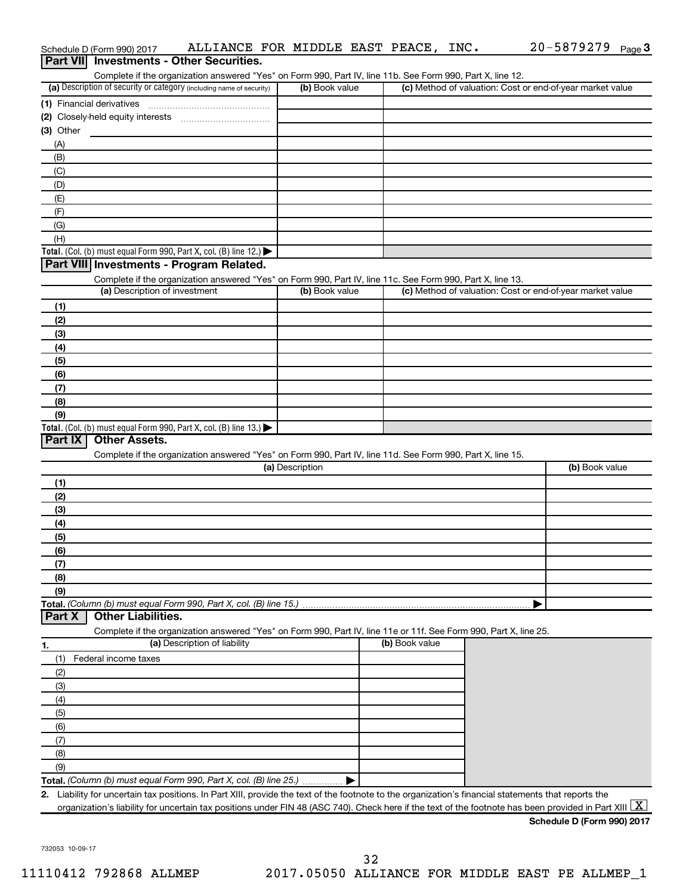Schedule D (Form 990) 2017 ALLIANCE FOR MIDDLE EAST PEACE, INC. 20-5879279 Page 3

## Part VII Investments - Other Securities.

Complete if the organization answered "Yes" on Form 990, Part IV, line 11b. See Form 990, Part X, line 12.

| (a) Description of security or category (including name of security) | (b) Book value | (c) Method of valuation: Cost or end-of-year market value |
|---|---|---|
| (1) Financial derivatives | | |
| (2) Closely-held equity interests | | |
| (3) Other | | |
| (A) | | |
| (B) | | |
| (C) | | |
| (D) | | |
| (E) | | |
| (F) | | |
| (G) | | |
| (H) | | |
| **Total.** (Col. (b) must equal Form 990, Part X, col. (B) line 12.) ▶ | | |

## Part VIII Investments - Program Related.

Complete if the organization answered "Yes" on Form 990, Part IV, line 11c. See Form 990, Part X, line 13.

| (a) Description of investment | (b) Book value | (c) Method of valuation: Cost or end-of-year market value |
|---|---|---|
| (1) | | |
| (2) | | |
| (3) | | |
| (4) | | |
| (5) | | |
| (6) | | |
| (7) | | |
| (8) | | |
| (9) | | |
| **Total.** (Col. (b) must equal Form 990, Part X, col. (B) line 13.) ▶ | | |

## Part IX Other Assets.

Complete if the organization answered "Yes" on Form 990, Part IV, line 11d. See Form 990, Part X, line 15.

| (a) Description | (b) Book value |
|---|---|
| (1) | |
| (2) | |
| (3) | |
| (4) | |
| (5) | |
| (6) | |
| (7) | |
| (8) | |
| (9) | |
| **Total.** *(Column (b) must equal Form 990, Part X, col. (B) line 15.)* ▶ | |

## Part X Other Liabilities.

Complete if the organization answered "Yes" on Form 990, Part IV, line 11e or 11f. See Form 990, Part X, line 25.

| 1. (a) Description of liability | (b) Book value |
|---|---|
| (1) Federal income taxes | |
| (2) | |
| (3) | |
| (4) | |
| (5) | |
| (6) | |
| (7) | |
| (8) | |
| (9) | |
| **Total.** *(Column (b) must equal Form 990, Part X, col. (B) line 25.)* ▶ | |

2. Liability for uncertain tax positions. In Part XIII, provide the text of the footnote to the organization's financial statements that reports the organization's liability for uncertain tax positions under FIN 48 (ASC 740). Check here if the text of the footnote has been provided in Part XIII [X]

**Schedule D (Form 990) 2017**

732053 10-09-17

11110412 792868 ALLMEP 2017.05050 ALLIANCE FOR MIDDLE EAST PE ALLMEP_1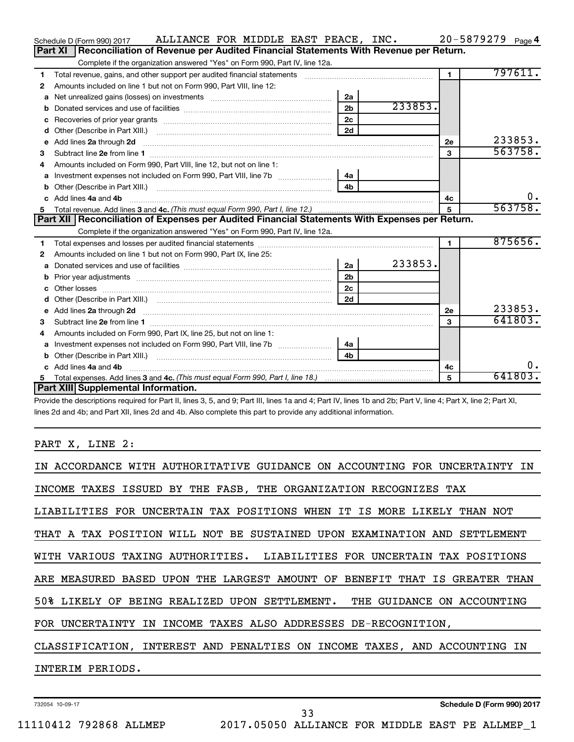Schedule D (Form 990) 2017 ALLIANCE FOR MIDDLE EAST PEACE, INC. 20-5879279 Page 4

## Part XI Reconciliation of Revenue per Audited Financial Statements With Revenue per Return.

Complete if the organization answered "Yes" on Form 990, Part IV, line 12a.

| | | | | | |
|---|---|---|---|---|---|
| 1 | Total revenue, gains, and other support per audited financial statements | | | 1 | 797611. |
| 2 | Amounts included on line 1 but not on Form 990, Part VIII, line 12: | | | | |
| a | Net unrealized gains (losses) on investments | 2a | | | |
| b | Donated services and use of facilities | 2b | 233853. | | |
| c | Recoveries of prior year grants | 2c | | | |
| d | Other (Describe in Part XIII.) | 2d | | | |
| e | Add lines 2a through 2d | | | 2e | 233853. |
| 3 | Subtract line 2e from line 1 | | | 3 | 563758. |
| 4 | Amounts included on Form 990, Part VIII, line 12, but not on line 1: | | | | |
| a | Investment expenses not included on Form 990, Part VIII, line 7b | 4a | | | |
| b | Other (Describe in Part XIII.) | 4b | | | |
| c | Add lines 4a and 4b | | | 4c | 0. |
| 5 | Total revenue. Add lines 3 and 4c. *(This must equal Form 990, Part I, line 12.)* | | | 5 | 563758. |

## Part XII Reconciliation of Expenses per Audited Financial Statements With Expenses per Return.

Complete if the organization answered "Yes" on Form 990, Part IV, line 12a.

| | | | | | |
|---|---|---|---|---|---|
| 1 | Total expenses and losses per audited financial statements | | | 1 | 875656. |
| 2 | Amounts included on line 1 but not on Form 990, Part IX, line 25: | | | | |
| a | Donated services and use of facilities | 2a | 233853. | | |
| b | Prior year adjustments | 2b | | | |
| c | Other losses | 2c | | | |
| d | Other (Describe in Part XIII.) | 2d | | | |
| e | Add lines 2a through 2d | | | 2e | 233853. |
| 3 | Subtract line 2e from line 1 | | | 3 | 641803. |
| 4 | Amounts included on Form 990, Part IX, line 25, but not on line 1: | | | | |
| a | Investment expenses not included on Form 990, Part VIII, line 7b | 4a | | | |
| b | Other (Describe in Part XIII.) | 4b | | | |
| c | Add lines 4a and 4b | | | 4c | 0. |
| 5 | Total expenses. Add lines 3 and 4c. *(This must equal Form 990, Part I, line 18.)* | | | 5 | 641803. |

## Part XIII Supplemental Information.

Provide the descriptions required for Part II, lines 3, 5, and 9; Part III, lines 1a and 4; Part IV, lines 1b and 2b; Part V, line 4; Part X, line 2; Part XI, lines 2d and 4b; and Part XII, lines 2d and 4b. Also complete this part to provide any additional information.

PART X, LINE 2:

IN ACCORDANCE WITH AUTHORITATIVE GUIDANCE ON ACCOUNTING FOR UNCERTAINTY IN INCOME TAXES ISSUED BY THE FASB, THE ORGANIZATION RECOGNIZES TAX LIABILITIES FOR UNCERTAIN TAX POSITIONS WHEN IT IS MORE LIKELY THAN NOT THAT A TAX POSITION WILL NOT BE SUSTAINED UPON EXAMINATION AND SETTLEMENT WITH VARIOUS TAXING AUTHORITIES. LIABILITIES FOR UNCERTAIN TAX POSITIONS ARE MEASURED BASED UPON THE LARGEST AMOUNT OF BENEFIT THAT IS GREATER THAN 50% LIKELY OF BEING REALIZED UPON SETTLEMENT. THE GUIDANCE ON ACCOUNTING FOR UNCERTAINTY IN INCOME TAXES ALSO ADDRESSES DE-RECOGNITION, CLASSIFICATION, INTEREST AND PENALTIES ON INCOME TAXES, AND ACCOUNTING IN INTERIM PERIODS.

732054 10-09-17 **Schedule D (Form 990) 2017**

11110412 792868 ALLMEP 2017.05050 ALLIANCE FOR MIDDLE EAST PE ALLMEP_1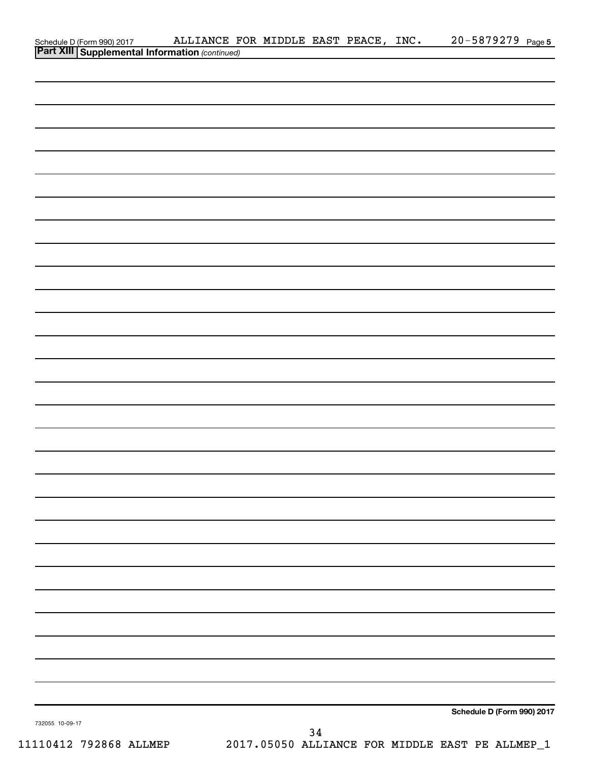Schedule D (Form 990) 2017 ALLIANCE FOR MIDDLE EAST PEACE, INC. 20-5879279 Page **5**

**Part XIII Supplemental Information** *(continued)*

**Schedule D (Form 990) 2017**

732055 10-09-17

11110412 792868 ALLMEP 2017.05050 ALLIANCE FOR MIDDLE EAST PE ALLMEP_1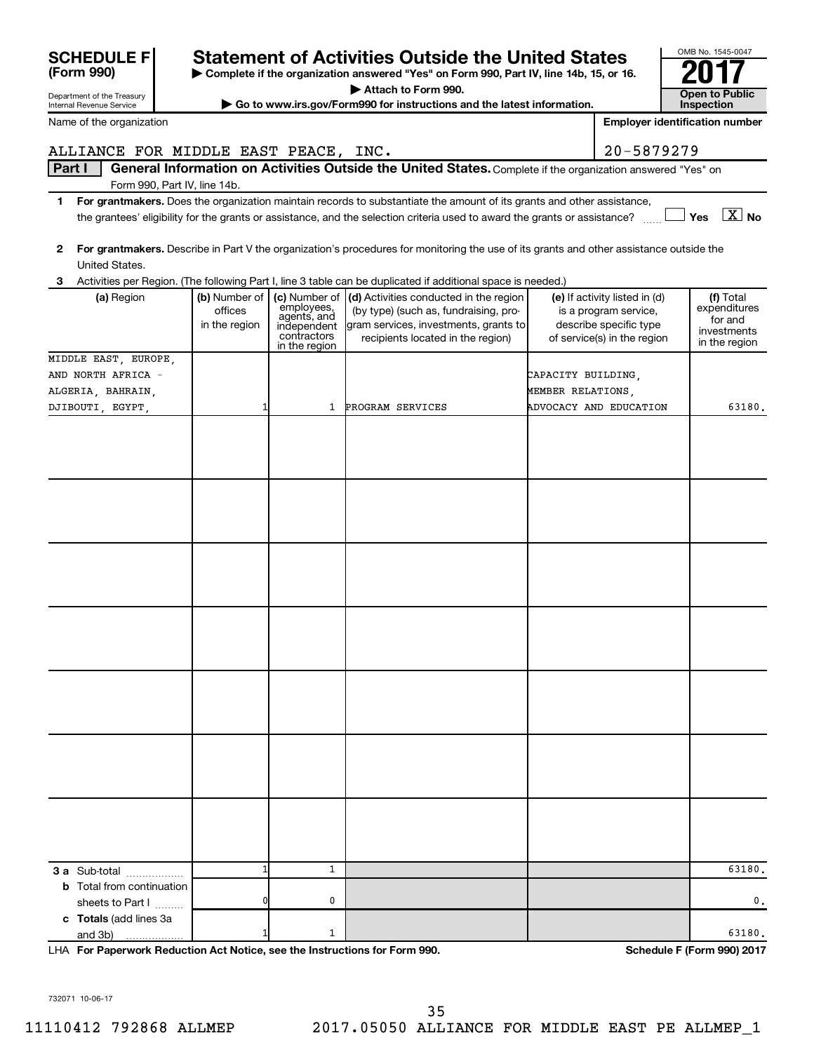**SCHEDULE F (Form 990)**

Department of the Treasury
Internal Revenue Service

# Statement of Activities Outside the United States

▶ Complete if the organization answered "Yes" on Form 990, Part IV, line 14b, 15, or 16.
▶ Attach to Form 990.
▶ Go to www.irs.gov/Form990 for instructions and the latest information.

OMB No. 1545-0047

**2017**

**Open to Public Inspection**

Name of the organization: ALLIANCE FOR MIDDLE EAST PEACE, INC.

Employer identification number: 20-5879279

**Part I — General Information on Activities Outside the United States.** Complete if the organization answered "Yes" on Form 990, Part IV, line 14b.

**1** **For grantmakers.** Does the organization maintain records to substantiate the amount of its grants and other assistance, the grantees' eligibility for the grants or assistance, and the selection criteria used to award the grants or assistance? ☐ Yes ☒ No

**2** **For grantmakers.** Describe in Part V the organization's procedures for monitoring the use of its grants and other assistance outside the United States.

**3** Activities per Region. (The following Part I, line 3 table can be duplicated if additional space is needed.)

| (a) Region | (b) Number of offices in the region | (c) Number of employees, agents, and independent contractors in the region | (d) Activities conducted in the region (by type) (such as, fundraising, program services, investments, grants to recipients located in the region) | (e) If activity listed in (d) is a program service, describe specific type of service(s) in the region | (f) Total expenditures for and investments in the region |
|---|---|---|---|---|---|
| MIDDLE EAST, EUROPE, AND NORTH AFRICA - ALGERIA, BAHRAIN, DJIBOUTI, EGYPT, | 1 | 1 | PROGRAM SERVICES | CAPACITY BUILDING, MEMBER RELATIONS, ADVOCACY AND EDUCATION | 63180. |
| | | | | | |
| | | | | | |
| | | | | | |
| | | | | | |
| | | | | | |
| | | | | | |
| | | | | | |
| **3 a** Sub-total | 1 | 1 | | | 63180. |
| **b** Total from continuation sheets to Part I | 0 | 0 | | | 0. |
| **c Totals** (add lines 3a and 3b) | 1 | 1 | | | 63180. |

LHA **For Paperwork Reduction Act Notice, see the Instructions for Form 990.** **Schedule F (Form 990) 2017**

732071 10-06-17

11110412 792868 ALLMEP 2017.05050 ALLIANCE FOR MIDDLE EAST PE ALLMEP_1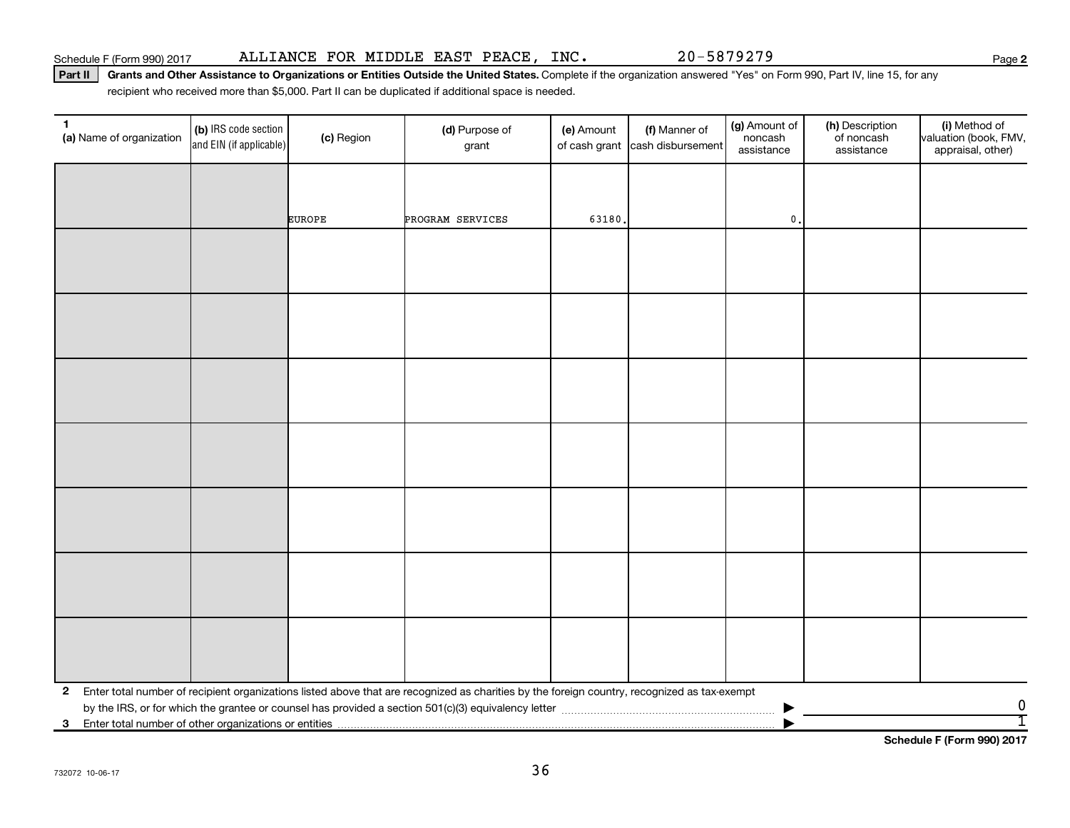Schedule F (Form 990) 2017 ALLIANCE FOR MIDDLE EAST PEACE, INC. 20-5879279

**Part II Grants and Other Assistance to Organizations or Entities Outside the United States.** Complete if the organization answered "Yes" on Form 990, Part IV, line 15, for any recipient who received more than $5,000. Part II can be duplicated if additional space is needed.

| 1 (a) Name of organization | (b) IRS code section and EIN (if applicable) | (c) Region | (d) Purpose of grant | (e) Amount of cash grant | (f) Manner of cash disbursement | (g) Amount of noncash assistance | (h) Description of noncash assistance | (i) Method of valuation (book, FMV, appraisal, other) |
|---|---|---|---|---|---|---|---|---|
| | | EUROPE | PROGRAM SERVICES | 63180. | | 0. | | |
| | | | | | | | | |
| | | | | | | | | |
| | | | | | | | | |
| | | | | | | | | |
| | | | | | | | | |
| | | | | | | | | |
| | | | | | | | | |

2 Enter total number of recipient organizations listed above that are recognized as charities by the foreign country, recognized as tax-exempt by the IRS, or for which the grantee or counsel has provided a section 501(c)(3) equivalency letter ▶ 0

3 Enter total number of other organizations or entities ▶ 1

Schedule F (Form 990) 2017

732072 10-06-17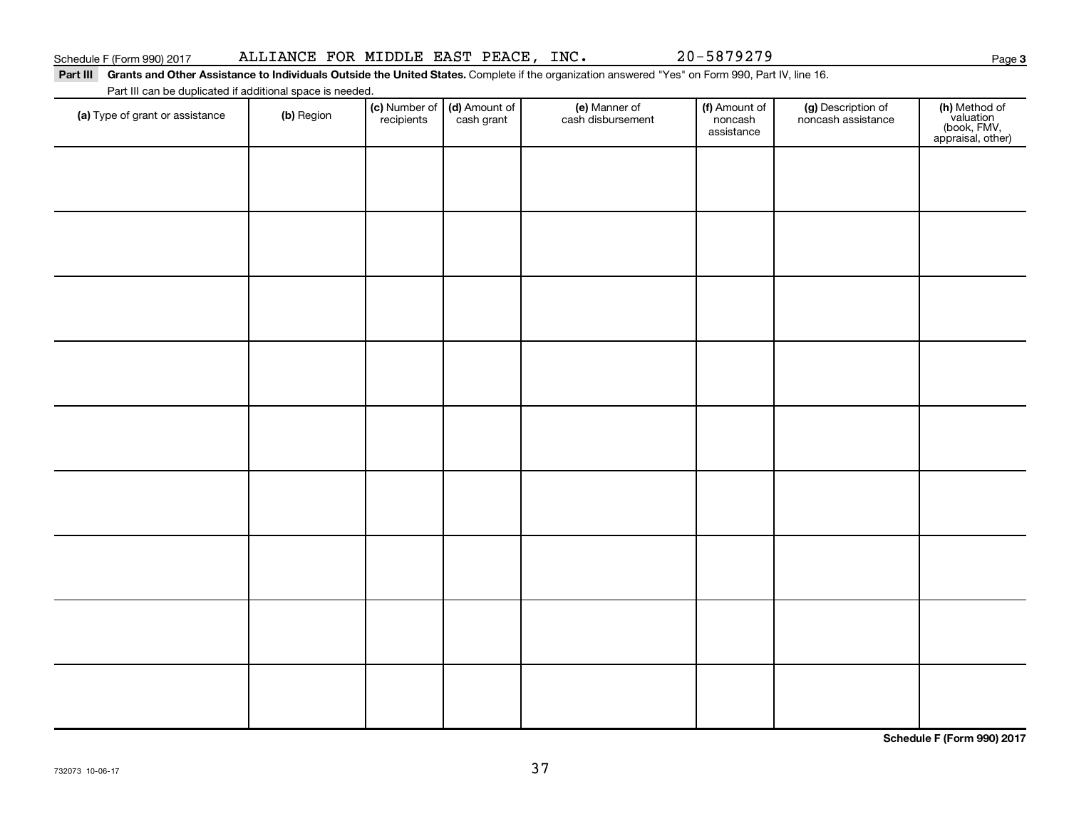Schedule F (Form 990) 2017 ALLIANCE FOR MIDDLE EAST PEACE, INC. 20-5879279 Page 3

**Part III** **Grants and Other Assistance to Individuals Outside the United States.** Complete if the organization answered "Yes" on Form 990, Part IV, line 16.

Part III can be duplicated if additional space is needed.

| (a) Type of grant or assistance | (b) Region | (c) Number of recipients | (d) Amount of cash grant | (e) Manner of cash disbursement | (f) Amount of noncash assistance | (g) Description of noncash assistance | (h) Method of valuation (book, FMV, appraisal, other) |
|---|---|---|---|---|---|---|---|
| | | | | | | | |
| | | | | | | | |
| | | | | | | | |
| | | | | | | | |
| | | | | | | | |
| | | | | | | | |
| | | | | | | | |
| | | | | | | | |
| | | | | | | | |

**Schedule F (Form 990) 2017**

732073 10-06-17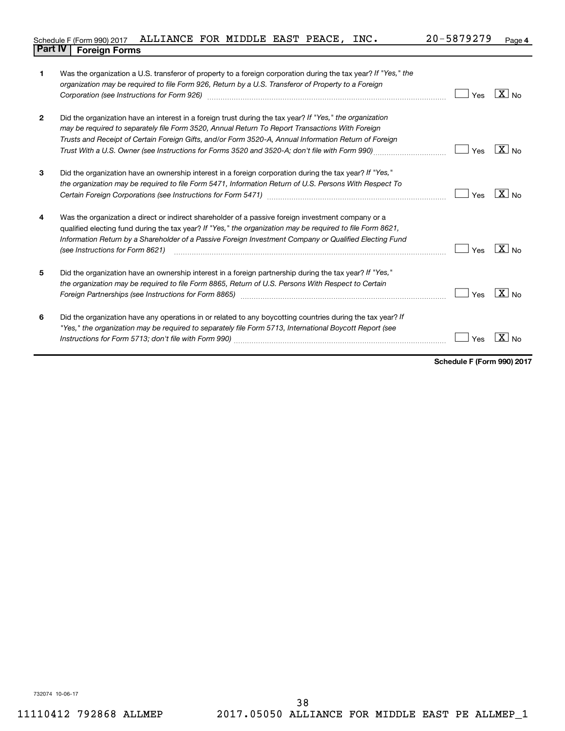Schedule F (Form 990) 2017 ALLIANCE FOR MIDDLE EAST PEACE, INC. 20-5879279 Page 4

## Part IV Foreign Forms

| | | | |
|---|---|---|---|
| 1 | Was the organization a U.S. transferor of property to a foreign corporation during the tax year? *If "Yes," the organization may be required to file Form 926, Return by a U.S. Transferor of Property to a Foreign Corporation (see Instructions for Form 926)* | Yes | X No |
| 2 | Did the organization have an interest in a foreign trust during the tax year? *If "Yes," the organization may be required to separately file Form 3520, Annual Return To Report Transactions With Foreign Trusts and Receipt of Certain Foreign Gifts, and/or Form 3520-A, Annual Information Return of Foreign Trust With a U.S. Owner (see Instructions for Forms 3520 and 3520-A; don't file with Form 990)* | Yes | X No |
| 3 | Did the organization have an ownership interest in a foreign corporation during the tax year? *If "Yes," the organization may be required to file Form 5471, Information Return of U.S. Persons With Respect To Certain Foreign Corporations (see Instructions for Form 5471)* | Yes | X No |
| 4 | Was the organization a direct or indirect shareholder of a passive foreign investment company or a qualified electing fund during the tax year? *If "Yes," the organization may be required to file Form 8621, Information Return by a Shareholder of a Passive Foreign Investment Company or Qualified Electing Fund (see Instructions for Form 8621)* | Yes | X No |
| 5 | Did the organization have an ownership interest in a foreign partnership during the tax year? *If "Yes," the organization may be required to file Form 8865, Return of U.S. Persons With Respect to Certain Foreign Partnerships (see Instructions for Form 8865)* | Yes | X No |
| 6 | Did the organization have any operations in or related to any boycotting countries during the tax year? *If "Yes," the organization may be required to separately file Form 5713, International Boycott Report (see Instructions for Form 5713; don't file with Form 990)* | Yes | X No |

**Schedule F (Form 990) 2017**

732074 10-06-17

11110412 792868 ALLMEP 2017.05050 ALLIANCE FOR MIDDLE EAST PE ALLMEP_1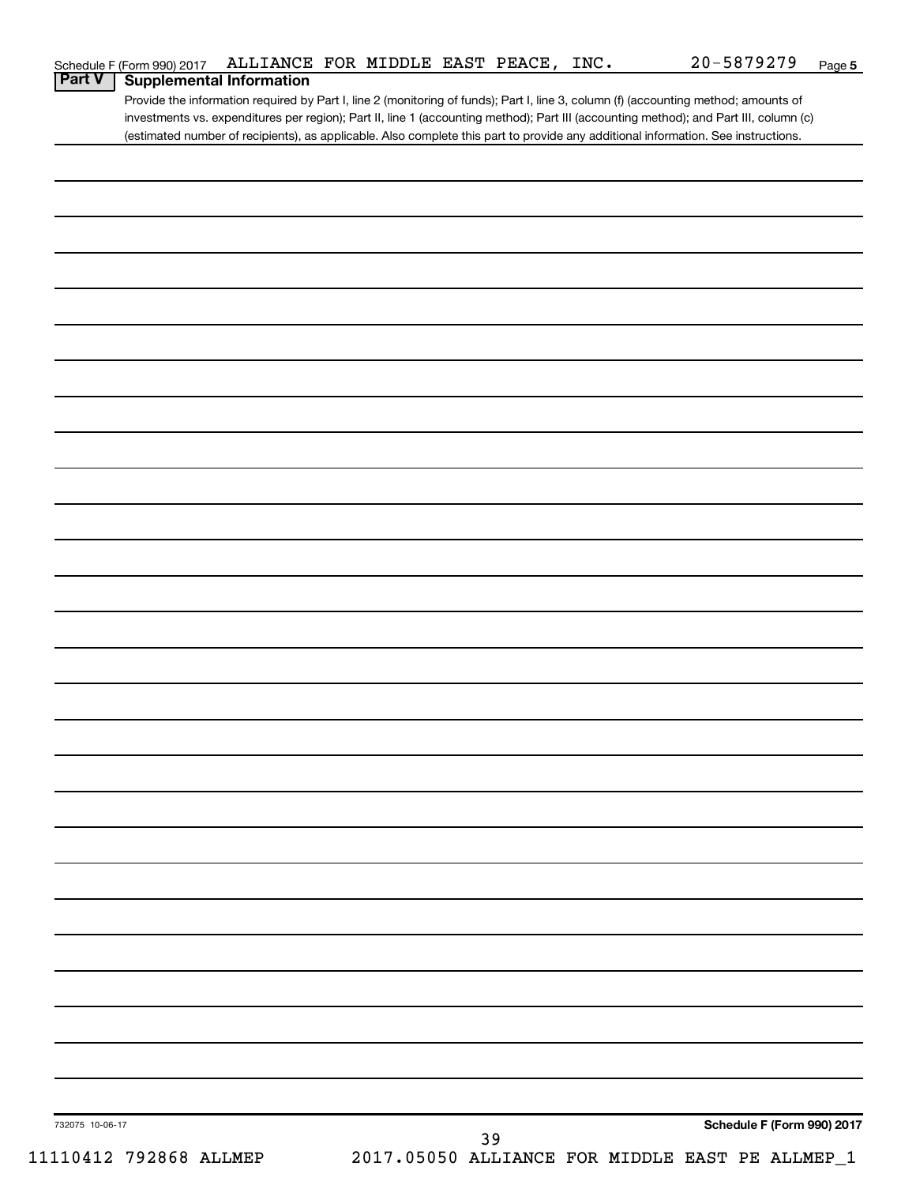Schedule F (Form 990) 2017 ALLIANCE FOR MIDDLE EAST PEACE, INC. 20-5879279 Page 5

## Part V Supplemental Information

Provide the information required by Part I, line 2 (monitoring of funds); Part I, line 3, column (f) (accounting method; amounts of investments vs. expenditures per region); Part II, line 1 (accounting method); Part III (accounting method); and Part III, column (c) (estimated number of recipients), as applicable. Also complete this part to provide any additional information. See instructions.

732075 10-06-17

**Schedule F (Form 990) 2017**

11110412 792868 ALLMEP 2017.05050 ALLIANCE FOR MIDDLE EAST PE ALLMEP_1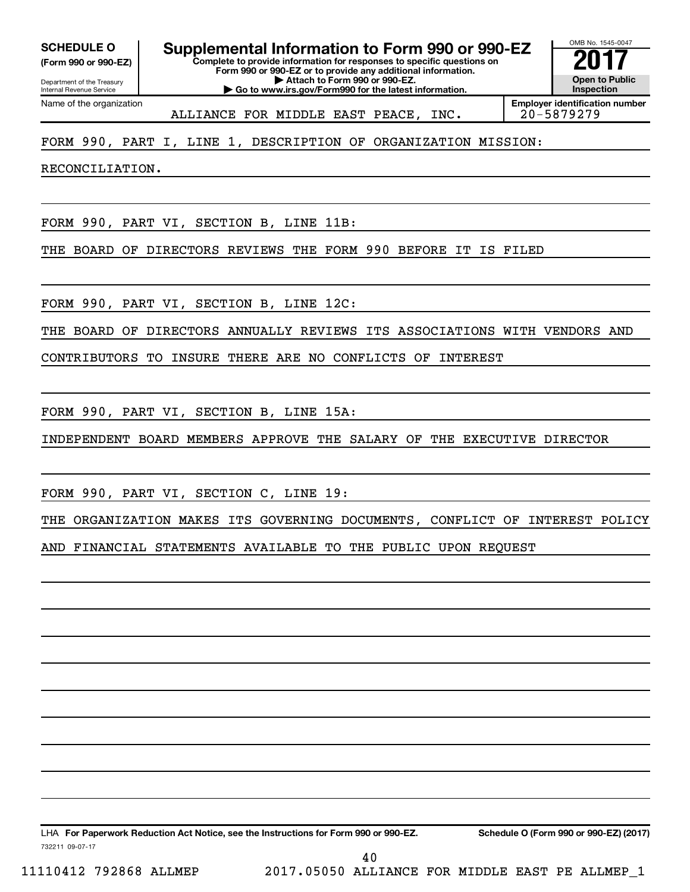**SCHEDULE O**
**(Form 990 or 990-EZ)**

Department of the Treasury
Internal Revenue Service

# Supplemental Information to Form 990 or 990-EZ

**Complete to provide information for responses to specific questions on Form 990 or 990-EZ or to provide any additional information.**
**▶ Attach to Form 990 or 990-EZ.**
**▶ Go to www.irs.gov/Form990 for the latest information.**

OMB No. 1545-0047
**2017**
**Open to Public Inspection**

Name of the organization: ALLIANCE FOR MIDDLE EAST PEACE, INC.

**Employer identification number:** 20-5879279

FORM 990, PART I, LINE 1, DESCRIPTION OF ORGANIZATION MISSION:

RECONCILIATION.

FORM 990, PART VI, SECTION B, LINE 11B:

THE BOARD OF DIRECTORS REVIEWS THE FORM 990 BEFORE IT IS FILED

FORM 990, PART VI, SECTION B, LINE 12C:

THE BOARD OF DIRECTORS ANNUALLY REVIEWS ITS ASSOCIATIONS WITH VENDORS AND CONTRIBUTORS TO INSURE THERE ARE NO CONFLICTS OF INTEREST

FORM 990, PART VI, SECTION B, LINE 15A:

INDEPENDENT BOARD MEMBERS APPROVE THE SALARY OF THE EXECUTIVE DIRECTOR

FORM 990, PART VI, SECTION C, LINE 19:

THE ORGANIZATION MAKES ITS GOVERNING DOCUMENTS, CONFLICT OF INTEREST POLICY AND FINANCIAL STATEMENTS AVAILABLE TO THE PUBLIC UPON REQUEST

LHA **For Paperwork Reduction Act Notice, see the Instructions for Form 990 or 990-EZ.** **Schedule O (Form 990 or 990-EZ) (2017)**

732211 09-07-17

11110412 792868 ALLMEP 2017.05050 ALLIANCE FOR MIDDLE EAST PE ALLMEP_1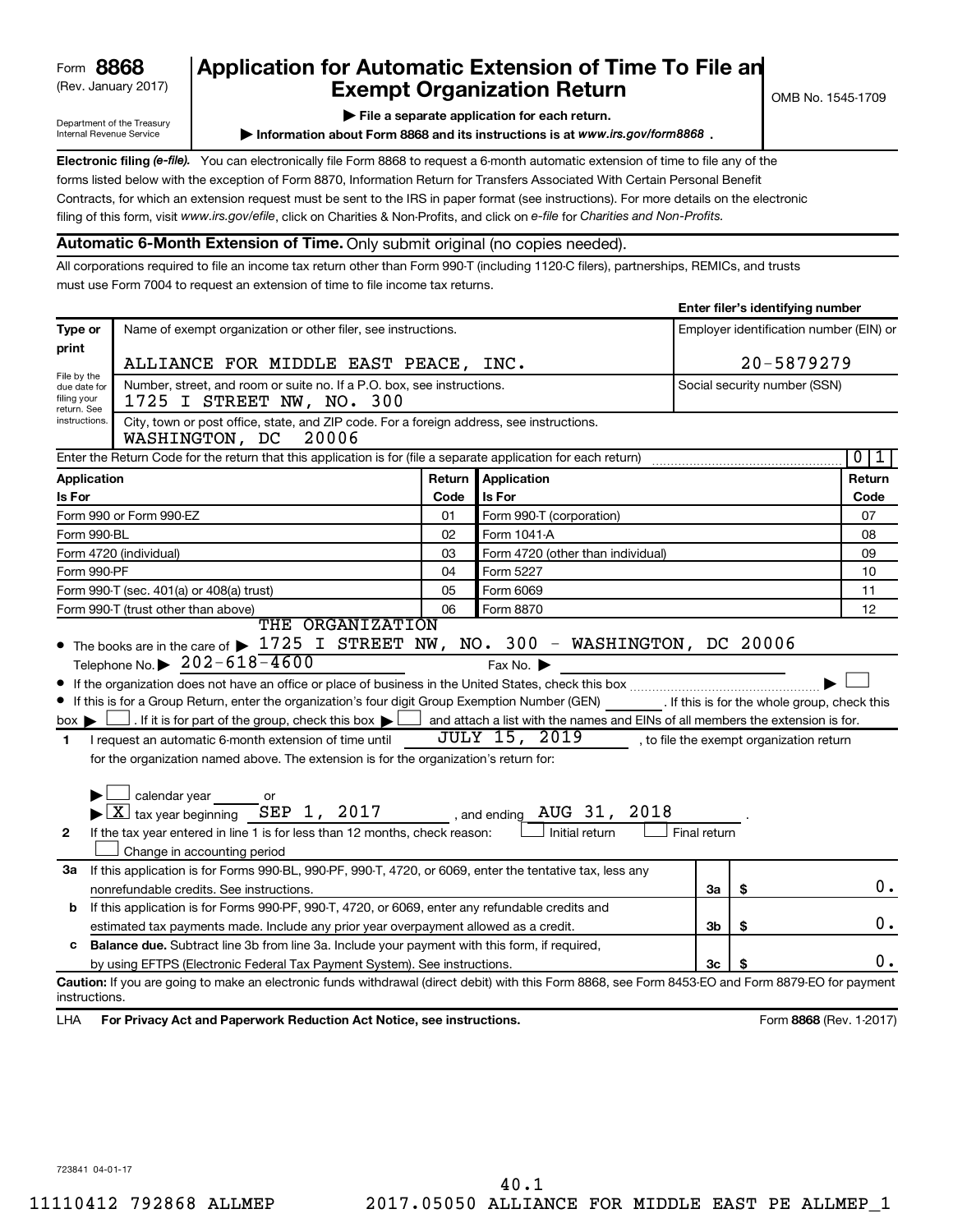Form **8868**
(Rev. January 2017)

Department of the Treasury
Internal Revenue Service

# Application for Automatic Extension of Time To File an Exempt Organization Return

OMB No. 1545-1709

▶ **File a separate application for each return.**

▶ **Information about Form 8868 and its instructions is at *www.irs.gov/form8868*.**

**Electronic filing *(e-file).*** You can electronically file Form 8868 to request a 6-month automatic extension of time to file any of the forms listed below with the exception of Form 8870, Information Return for Transfers Associated With Certain Personal Benefit Contracts, for which an extension request must be sent to the IRS in paper format (see instructions). For more details on the electronic filing of this form, visit *www.irs.gov/efile*, click on Charities & Non-Profits, and click on *e-file* for *Charities and Non-Profits.*

## Automatic 6-Month Extension of Time. Only submit original (no copies needed).

All corporations required to file an income tax return other than Form 990-T (including 1120-C filers), partnerships, REMICs, and trusts must use Form 7004 to request an extension of time to file income tax returns.

**Enter filer's identifying number**

| | | |
|---|---|---|
| **Type or print** | Name of exempt organization or other filer, see instructions.<br>ALLIANCE FOR MIDDLE EAST PEACE, INC. | Employer identification number (EIN) or<br>20-5879279 |
| File by the due date for filing your return. See instructions. | Number, street, and room or suite no. If a P.O. box, see instructions.<br>1725 I STREET NW, NO. 300 | Social security number (SSN) |
| | City, town or post office, state, and ZIP code. For a foreign address, see instructions.<br>WASHINGTON, DC 20006 | |

Enter the Return Code for the return that this application is for (file a separate application for each return) ..... 0 1

| Application Is For | Return Code | Application Is For | Return Code |
|---|---|---|---|
| Form 990 or Form 990-EZ | 01 | Form 990-T (corporation) | 07 |
| Form 990-BL | 02 | Form 1041-A | 08 |
| Form 4720 (individual) | 03 | Form 4720 (other than individual) | 09 |
| Form 990-PF | 04 | Form 5227 | 10 |
| Form 990-T (sec. 401(a) or 408(a) trust) | 05 | Form 6069 | 11 |
| Form 990-T (trust other than above) | 06 | Form 8870 | 12 |

- The books are in the care of ▶ THE ORGANIZATION 1725 I STREET NW, NO. 300 - WASHINGTON, DC 20006
  Telephone No. ▶ 202-618-4600  Fax No. ▶
- If the organization does not have an office or place of business in the United States, check this box ..... ▶ ☐
- If this is for a Group Return, enter the organization's four digit Group Exemption Number (GEN) ______ . If this is for the whole group, check this box ▶ ☐ . If it is for part of the group, check this box ▶ ☐ and attach a list with the names and EINs of all members the extension is for.

**1** I request an automatic 6-month extension of time until JULY 15, 2019 , to file the exempt organization return for the organization named above. The extension is for the organization's return for:

▶ ☐ calendar year ______ or
▶ ☒ tax year beginning SEP 1, 2017 , and ending AUG 31, 2018 .

**2** If the tax year entered in line 1 is for less than 12 months, check reason: ☐ Initial return ☐ Final return ☐ Change in accounting period

| | | | | |
|---|---|---|---|---|
| **3a** | If this application is for Forms 990-BL, 990-PF, 990-T, 4720, or 6069, enter the tentative tax, less any nonrefundable credits. See instructions. | 3a | $ | 0. |
| **b** | If this application is for Forms 990-PF, 990-T, 4720, or 6069, enter any refundable credits and estimated tax payments made. Include any prior year overpayment allowed as a credit. | 3b | $ | 0. |
| **c** | **Balance due.** Subtract line 3b from line 3a. Include your payment with this form, if required, by using EFTPS (Electronic Federal Tax Payment System). See instructions. | 3c | $ | 0. |

**Caution:** If you are going to make an electronic funds withdrawal (direct debit) with this Form 8868, see Form 8453-EO and Form 8879-EO for payment instructions.

LHA **For Privacy Act and Paperwork Reduction Act Notice, see instructions.** Form **8868** (Rev. 1-2017)

723841 04-01-17

40.1
11110412 792868 ALLMEP 2017.05050 ALLIANCE FOR MIDDLE EAST PE ALLMEP_1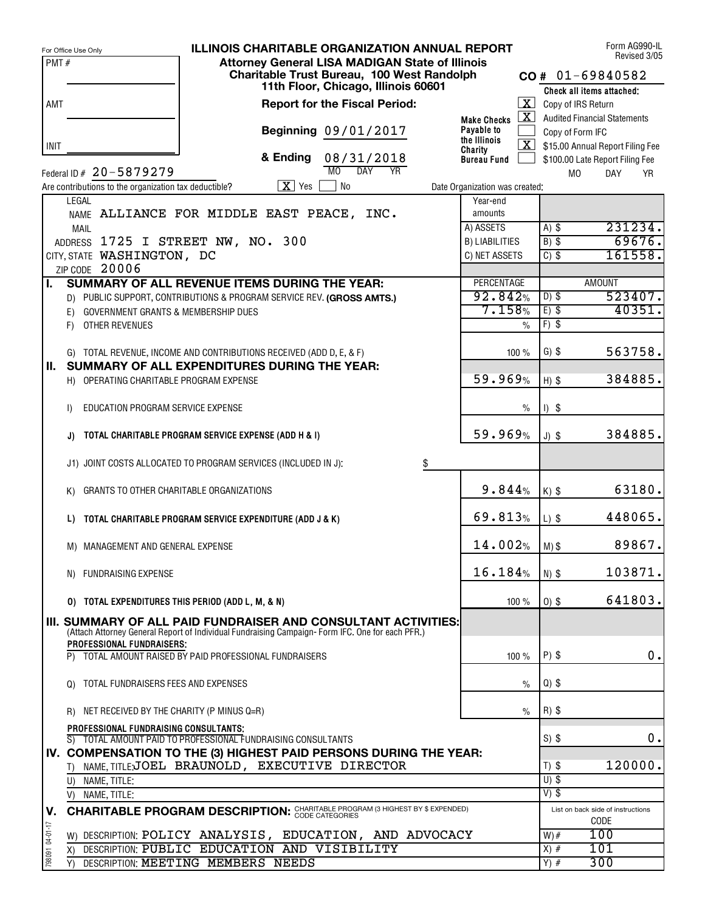For Office Use Only

PMT #

AMT

INIT

# ILLINOIS CHARITABLE ORGANIZATION ANNUAL REPORT

**Attorney General LISA MADIGAN State of Illinois**
**Charitable Trust Bureau, 100 West Randolph**
**11th Floor, Chicago, Illinois 60601**

Form AG990-IL
Revised 3/05

**CO #** 01-69840582

**Report for the Fiscal Period:**

**Beginning** 09/01/2017

**& Ending** 08/31/2018
MO DAY YR

Make Checks Payable to the Illinois Charity Bureau Fund

**Check all items attached:**

- [X] Copy of IRS Return
- [X] Audited Financial Statements
- [ ] Copy of Form IFC
- [X] $15.00 Annual Report Filing Fee
- [ ] $100.00 Late Report Filing Fee

Federal ID # 20-5879279

Are contributions to the organization tax deductible? [X] Yes [ ] No

Date Organization was created: MO DAY YR

LEGAL NAME ALLIANCE FOR MIDDLE EAST PEACE, INC.

MAIL ADDRESS 1725 I STREET NW, NO. 300

CITY, STATE WASHINGTON, DC

ZIP CODE 20006

| Year-end amounts | |
|---|---|
| A) ASSETS | A) $ 231234. |
| B) LIABILITIES | B) $ 69676. |
| C) NET ASSETS | C) $ 161558. |

| | PERCENTAGE | AMOUNT |
|---|---|---|
| **I. SUMMARY OF ALL REVENUE ITEMS DURING THE YEAR:** | | |
| D) PUBLIC SUPPORT, CONTRIBUTIONS & PROGRAM SERVICE REV. **(GROSS AMTS.)** | 92.842% | D) $ 523407. |
| E) GOVERNMENT GRANTS & MEMBERSHIP DUES | 7.158% | E) $ 40351. |
| F) OTHER REVENUES | % | F) $ |
| G) TOTAL REVENUE, INCOME AND CONTRIBUTIONS RECEIVED (ADD D, E, & F) | 100 % | G) $ 563758. |
| **II. SUMMARY OF ALL EXPENDITURES DURING THE YEAR:** | | |
| H) OPERATING CHARITABLE PROGRAM EXPENSE | 59.969% | H) $ 384885. |
| I) EDUCATION PROGRAM SERVICE EXPENSE | % | I) $ |
| **J) TOTAL CHARITABLE PROGRAM SERVICE EXPENSE (ADD H & I)** | 59.969% | J) $ 384885. |
| J1) JOINT COSTS ALLOCATED TO PROGRAM SERVICES (INCLUDED IN J): $ | | |
| K) GRANTS TO OTHER CHARITABLE ORGANIZATIONS | 9.844% | K) $ 63180. |
| **L) TOTAL CHARITABLE PROGRAM SERVICE EXPENDITURE (ADD J & K)** | 69.813% | L) $ 448065. |
| M) MANAGEMENT AND GENERAL EXPENSE | 14.002% | M) $ 89867. |
| N) FUNDRAISING EXPENSE | 16.184% | N) $ 103871. |
| **O) TOTAL EXPENDITURES THIS PERIOD (ADD L, M, & N)** | 100 % | O) $ 641803. |

## III. SUMMARY OF ALL PAID FUNDRAISER AND CONSULTANT ACTIVITIES:

(Attach Attorney General Report of Individual Fundraising Campaign- Form IFC. One for each PFR.)

| | PERCENTAGE | AMOUNT |
|---|---|---|
| **PROFESSIONAL FUNDRAISERS:** | | |
| P) TOTAL AMOUNT RAISED BY PAID PROFESSIONAL FUNDRAISERS | 100 % | P) $ 0. |
| Q) TOTAL FUNDRAISERS FEES AND EXPENSES | % | Q) $ |
| R) NET RECEIVED BY THE CHARITY (P MINUS Q=R) | % | R) $ |
| **PROFESSIONAL FUNDRAISING CONSULTANTS:** | | |
| S) TOTAL AMOUNT PAID TO PROFESSIONAL FUNDRAISING CONSULTANTS | | S) $ 0. |

## IV. COMPENSATION TO THE (3) HIGHEST PAID PERSONS DURING THE YEAR:

| | |
|---|---|
| T) NAME, TITLE: JOEL BRAUNOLD, EXECUTIVE DIRECTOR | T) $ 120000. |
| U) NAME, TITLE: | U) $ |
| V) NAME, TITLE: | V) $ |

## V. CHARITABLE PROGRAM DESCRIPTION: CHARITABLE PROGRAM (3 HIGHEST BY $ EXPENDED) CODE CATEGORIES

List on back side of instructions

| | CODE |
|---|---|
| W) DESCRIPTION: POLICY ANALYSIS, EDUCATION, AND ADVOCACY | W) # 100 |
| X) DESCRIPTION: PUBLIC EDUCATION AND VISIBILITY | X) # 101 |
| Y) DESCRIPTION: MEETING MEMBERS NEEDS | Y) # 300 |

798091 04-01-17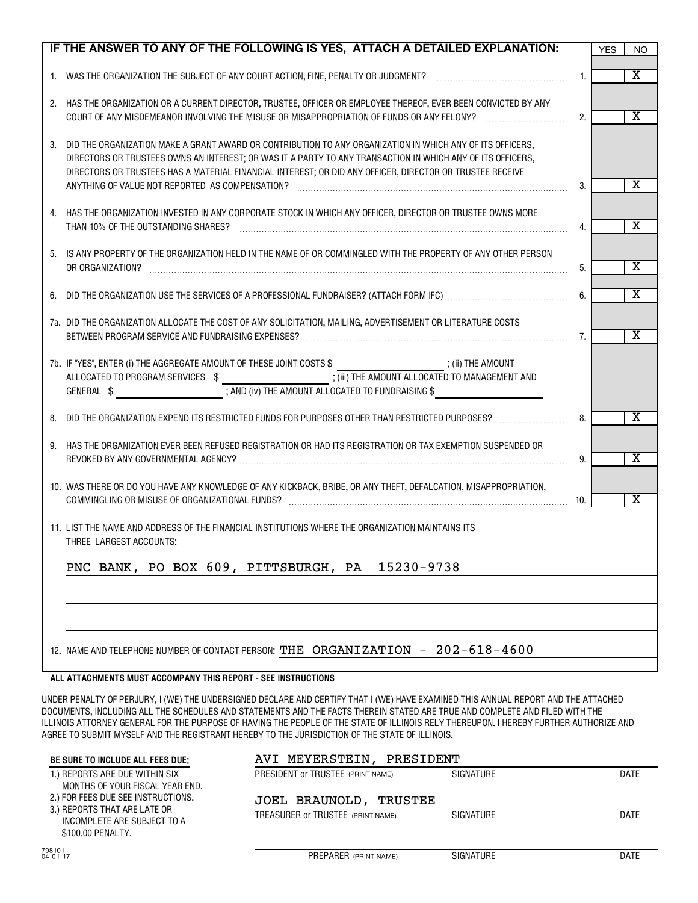| IF THE ANSWER TO ANY OF THE FOLLOWING IS YES, ATTACH A DETAILED EXPLANATION: | | YES | NO |
|---|---|---|---|
| 1. WAS THE ORGANIZATION THE SUBJECT OF ANY COURT ACTION, FINE, PENALTY OR JUDGMENT? | 1. | | X |
| 2. HAS THE ORGANIZATION OR A CURRENT DIRECTOR, TRUSTEE, OFFICER OR EMPLOYEE THEREOF, EVER BEEN CONVICTED BY ANY COURT OF ANY MISDEMEANOR INVOLVING THE MISUSE OR MISAPPROPRIATION OF FUNDS OR ANY FELONY? | 2. | | X |
| 3. DID THE ORGANIZATION MAKE A GRANT AWARD OR CONTRIBUTION TO ANY ORGANIZATION IN WHICH ANY OF ITS OFFICERS, DIRECTORS OR TRUSTEES OWNS AN INTEREST; OR WAS IT A PARTY TO ANY TRANSACTION IN WHICH ANY OF ITS OFFICERS, DIRECTORS OR TRUSTEES HAS A MATERIAL FINANCIAL INTEREST; OR DID ANY OFFICER, DIRECTOR OR TRUSTEE RECEIVE ANYTHING OF VALUE NOT REPORTED AS COMPENSATION? | 3. | | X |
| 4. HAS THE ORGANIZATION INVESTED IN ANY CORPORATE STOCK IN WHICH ANY OFFICER, DIRECTOR OR TRUSTEE OWNS MORE THAN 10% OF THE OUTSTANDING SHARES? | 4. | | X |
| 5. IS ANY PROPERTY OF THE ORGANIZATION HELD IN THE NAME OF OR COMMINGLED WITH THE PROPERTY OF ANY OTHER PERSON OR ORGANIZATION? | 5. | | X |
| 6. DID THE ORGANIZATION USE THE SERVICES OF A PROFESSIONAL FUNDRAISER? (ATTACH FORM IFC) | 6. | | X |
| 7a. DID THE ORGANIZATION ALLOCATE THE COST OF ANY SOLICITATION, MAILING, ADVERTISEMENT OR LITERATURE COSTS BETWEEN PROGRAM SERVICE AND FUNDRAISING EXPENSES? | 7. | | X |
| 7b. IF "YES", ENTER (i) THE AGGREGATE AMOUNT OF THESE JOINT COSTS $ \_\_\_\_\_ ; (ii) THE AMOUNT ALLOCATED TO PROGRAM SERVICES $ \_\_\_\_\_ ; (iii) THE AMOUNT ALLOCATED TO MANAGEMENT AND GENERAL $ \_\_\_\_\_ ; AND (iv) THE AMOUNT ALLOCATED TO FUNDRAISING $ \_\_\_\_\_ | | | |
| 8. DID THE ORGANIZATION EXPEND ITS RESTRICTED FUNDS FOR PURPOSES OTHER THAN RESTRICTED PURPOSES? | 8. | | X |
| 9. HAS THE ORGANIZATION EVER BEEN REFUSED REGISTRATION OR HAD ITS REGISTRATION OR TAX EXEMPTION SUSPENDED OR REVOKED BY ANY GOVERNMENTAL AGENCY? | 9. | | X |
| 10. WAS THERE OR DO YOU HAVE ANY KNOWLEDGE OF ANY KICKBACK, BRIBE, OR ANY THEFT, DEFALCATION, MISAPPROPRIATION, COMMINGLING OR MISUSE OF ORGANIZATIONAL FUNDS? | 10. | | X |

11. LIST THE NAME AND ADDRESS OF THE FINANCIAL INSTITUTIONS WHERE THE ORGANIZATION MAINTAINS ITS THREE LARGEST ACCOUNTS:

PNC BANK, PO BOX 609, PITTSBURGH, PA 15230-9738

12. NAME AND TELEPHONE NUMBER OF CONTACT PERSON: THE ORGANIZATION - 202-618-4600

**ALL ATTACHMENTS MUST ACCOMPANY THIS REPORT - SEE INSTRUCTIONS**

UNDER PENALTY OF PERJURY, I (WE) THE UNDERSIGNED DECLARE AND CERTIFY THAT I (WE) HAVE EXAMINED THIS ANNUAL REPORT AND THE ATTACHED DOCUMENTS, INCLUDING ALL THE SCHEDULES AND STATEMENTS AND THE FACTS THEREIN STATED ARE TRUE AND COMPLETE AND FILED WITH THE ILLINOIS ATTORNEY GENERAL FOR THE PURPOSE OF HAVING THE PEOPLE OF THE STATE OF ILLINOIS RELY THEREUPON. I HEREBY FURTHER AUTHORIZE AND AGREE TO SUBMIT MYSELF AND THE REGISTRANT HEREBY TO THE JURISDICTION OF THE STATE OF ILLINOIS.

**BE SURE TO INCLUDE ALL FEES DUE:**

1.) REPORTS ARE DUE WITHIN SIX MONTHS OF YOUR FISCAL YEAR END.
2.) FOR FEES DUE SEE INSTRUCTIONS.
3.) REPORTS THAT ARE LATE OR INCOMPLETE ARE SUBJECT TO A $100.00 PENALTY.

AVI MEYERSTEIN, PRESIDENT
PRESIDENT or TRUSTEE (PRINT NAME) SIGNATURE DATE

JOEL BRAUNOLD, TRUSTEE
TREASURER or TRUSTEE (PRINT NAME) SIGNATURE DATE

PREPARER (PRINT NAME) SIGNATURE DATE

798101
04-01-17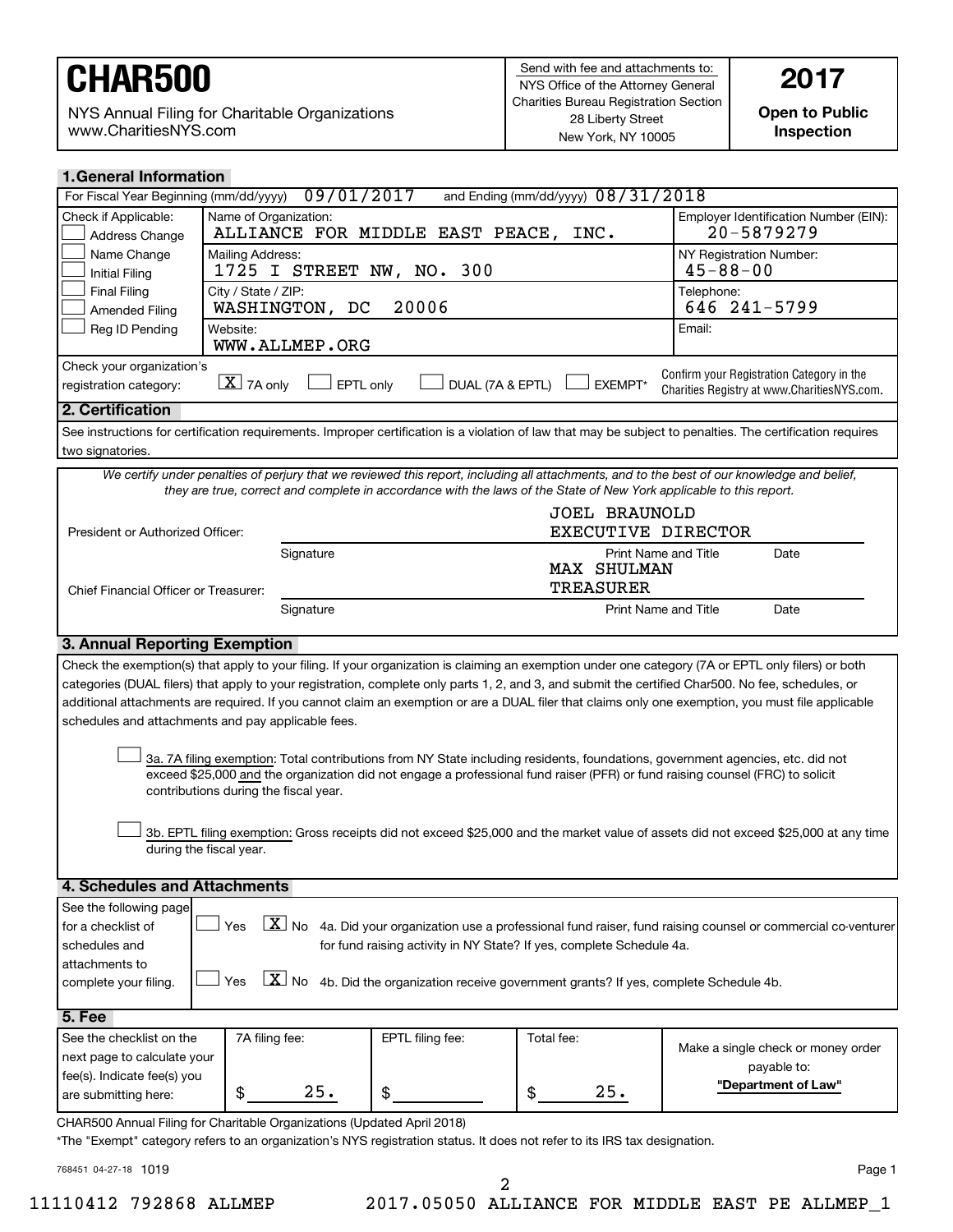# CHAR500

NYS Annual Filing for Charitable Organizations
www.CharitiesNYS.com

Send with fee and attachments to:
NYS Office of the Attorney General
Charities Bureau Registration Section
28 Liberty Street
New York, NY 10005

**2017**

**Open to Public Inspection**

## 1. General Information

For Fiscal Year Beginning (mm/dd/yyyy) 09/01/2017 and Ending (mm/dd/yyyy) 08/31/2018

| Check if Applicable: | | |
|---|---|---|
| ☐ Address Change<br>☐ Name Change<br>☐ Initial Filing<br>☐ Final Filing<br>☐ Amended Filing<br>☐ Reg ID Pending | Name of Organization: ALLIANCE FOR MIDDLE EAST PEACE, INC. | Employer Identification Number (EIN): 20-5879279 |
| | Mailing Address: 1725 I STREET NW, NO. 300 | NY Registration Number: 45-88-00 |
| | City / State / ZIP: WASHINGTON, DC 20006 | Telephone: 646 241-5799 |
| | Website: WWW.ALLMEP.ORG | Email: |

Check your organization's registration category: [X] 7A only ☐ EPTL only ☐ DUAL (7A & EPTL) ☐ EXEMPT*

Confirm your Registration Category in the Charities Registry at www.CharitiesNYS.com.

## 2. Certification

See instructions for certification requirements. Improper certification is a violation of law that may be subject to penalties. The certification requires two signatories.

*We certify under penalties of perjury that we reviewed this report, including all attachments, and to the best of our knowledge and belief, they are true, correct and complete in accordance with the laws of the State of New York applicable to this report.*

President or Authorized Officer: ______________________ JOEL BRAUNOLD EXECUTIVE DIRECTOR ______
Signature / Print Name and Title / Date

Chief Financial Officer or Treasurer: ______________________ MAX SHULMAN TREASURER ______
Signature / Print Name and Title / Date

## 3. Annual Reporting Exemption

Check the exemption(s) that apply to your filing. If your organization is claiming an exemption under one category (7A or EPTL only filers) or both categories (DUAL filers) that apply to your registration, complete only parts 1, 2, and 3, and submit the certified Char500. No fee, schedules, or additional attachments are required. If you cannot claim an exemption or are a DUAL filer that claims only one exemption, you must file applicable schedules and attachments and pay applicable fees.

☐ 3a. 7A filing exemption: Total contributions from NY State including residents, foundations, government agencies, etc. did not exceed $25,000 and the organization did not engage a professional fund raiser (PFR) or fund raising counsel (FRC) to solicit contributions during the fiscal year.

☐ 3b. EPTL filing exemption: Gross receipts did not exceed $25,000 and the market value of assets did not exceed $25,000 at any time during the fiscal year.

## 4. Schedules and Attachments

See the following page for a checklist of schedules and attachments to complete your filing.

☐ Yes [X] No 4a. Did your organization use a professional fund raiser, fund raising counsel or commercial co-venturer for fund raising activity in NY State? If yes, complete Schedule 4a.

☐ Yes [X] No 4b. Did the organization receive government grants? If yes, complete Schedule 4b.

## 5. Fee

| See the checklist on the next page to calculate your fee(s). Indicate fee(s) you are submitting here: | 7A filing fee: | EPTL filing fee: | Total fee: | Make a single check or money order payable to: **"Department of Law"** |
|---|---|---|---|---|
| | $ 25. | $ | $ 25. | |

CHAR500 Annual Filing for Charitable Organizations (Updated April 2018)

*The "Exempt" category refers to an organization's NYS registration status. It does not refer to its IRS tax designation.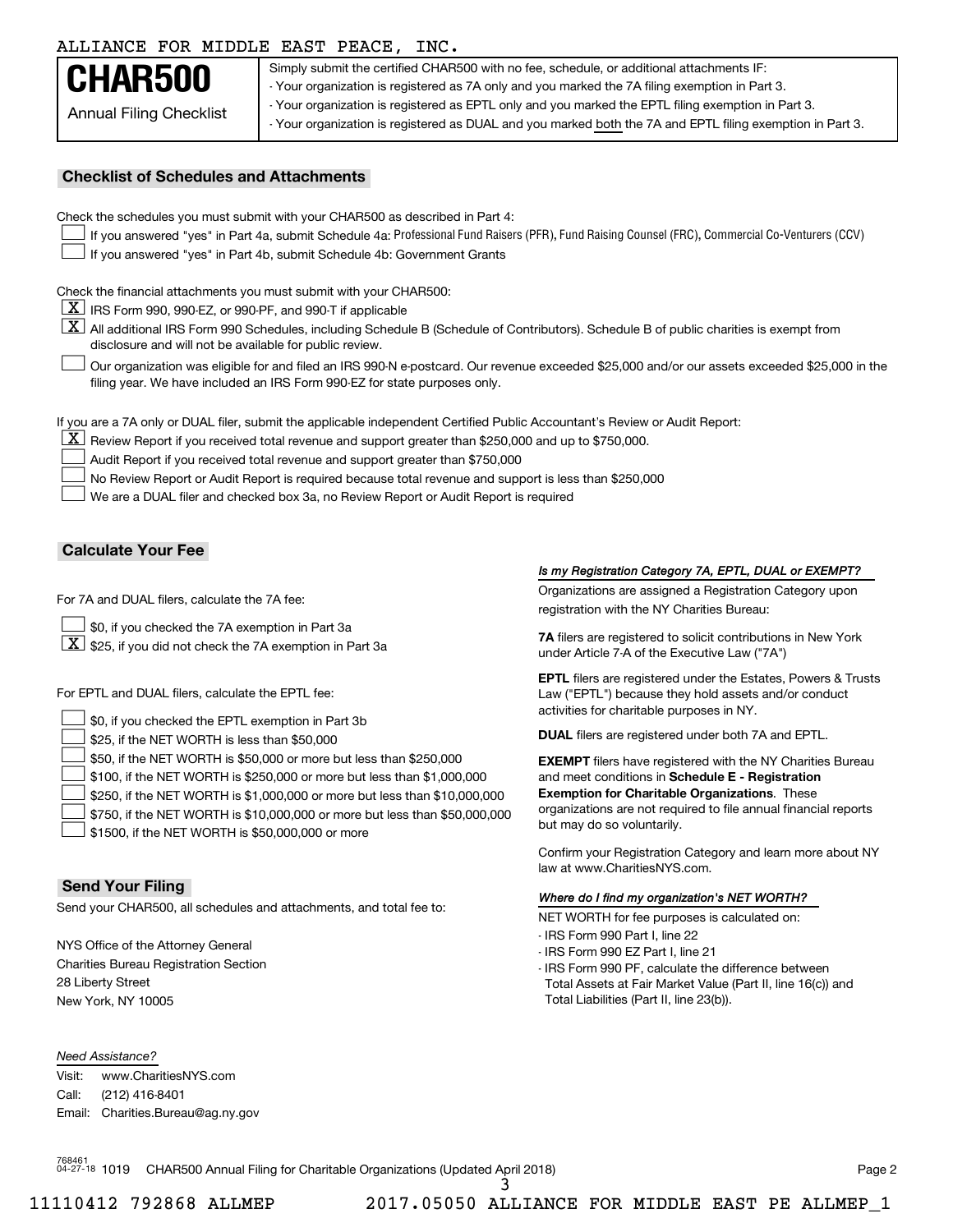ALLIANCE FOR MIDDLE EAST PEACE, INC.

# CHAR500

Annual Filing Checklist

Simply submit the certified CHAR500 with no fee, schedule, or additional attachments IF:
- Your organization is registered as 7A only and you marked the 7A filing exemption in Part 3.
- Your organization is registered as EPTL only and you marked the EPTL filing exemption in Part 3.
- Your organization is registered as DUAL and you marked both the 7A and EPTL filing exemption in Part 3.

## Checklist of Schedules and Attachments

Check the schedules you must submit with your CHAR500 as described in Part 4:

- [ ] If you answered "yes" in Part 4a, submit Schedule 4a: Professional Fund Raisers (PFR), Fund Raising Counsel (FRC), Commercial Co-Venturers (CCV)
- [ ] If you answered "yes" in Part 4b, submit Schedule 4b: Government Grants

Check the financial attachments you must submit with your CHAR500:

- [X] IRS Form 990, 990-EZ, or 990-PF, and 990-T if applicable
- [X] All additional IRS Form 990 Schedules, including Schedule B (Schedule of Contributors). Schedule B of public charities is exempt from disclosure and will not be available for public review.
- [ ] Our organization was eligible for and filed an IRS 990-N e-postcard. Our revenue exceeded $25,000 and/or our assets exceeded $25,000 in the filing year. We have included an IRS Form 990-EZ for state purposes only.

If you are a 7A only or DUAL filer, submit the applicable independent Certified Public Accountant's Review or Audit Report:

- [X] Review Report if you received total revenue and support greater than $250,000 and up to $750,000.
- [ ] Audit Report if you received total revenue and support greater than $750,000
- [ ] No Review Report or Audit Report is required because total revenue and support is less than $250,000
- [ ] We are a DUAL filer and checked box 3a, no Review Report or Audit Report is required

## Calculate Your Fee

For 7A and DUAL filers, calculate the 7A fee:

- [ ] $0, if you checked the 7A exemption in Part 3a
- [X] $25, if you did not check the 7A exemption in Part 3a

For EPTL and DUAL filers, calculate the EPTL fee:

- [ ] $0, if you checked the EPTL exemption in Part 3b
- [ ] $25, if the NET WORTH is less than $50,000
- [ ] $50, if the NET WORTH is $50,000 or more but less than $250,000
- [ ] $100, if the NET WORTH is $250,000 or more but less than $1,000,000
- [ ] $250, if the NET WORTH is $1,000,000 or more but less than $10,000,000
- [ ] $750, if the NET WORTH is $10,000,000 or more but less than $50,000,000
- [ ] $1500, if the NET WORTH is $50,000,000 or more

## Send Your Filing

Send your CHAR500, all schedules and attachments, and total fee to:

NYS Office of the Attorney General
Charities Bureau Registration Section
28 Liberty Street
New York, NY 10005

*Need Assistance?*

Visit: www.CharitiesNYS.com
Call: (212) 416-8401
Email: Charities.Bureau@ag.ny.gov

***Is my Registration Category 7A, EPTL, DUAL or EXEMPT?***

Organizations are assigned a Registration Category upon registration with the NY Charities Bureau:

**7A** filers are registered to solicit contributions in New York under Article 7-A of the Executive Law ("7A")

**EPTL** filers are registered under the Estates, Powers & Trusts Law ("EPTL") because they hold assets and/or conduct activities for charitable purposes in NY.

**DUAL** filers are registered under both 7A and EPTL.

**EXEMPT** filers have registered with the NY Charities Bureau and meet conditions in **Schedule E - Registration Exemption for Charitable Organizations**. These organizations are not required to file annual financial reports but may do so voluntarily.

Confirm your Registration Category and learn more about NY law at www.CharitiesNYS.com.

***Where do I find my organization's NET WORTH?***

NET WORTH for fee purposes is calculated on:
- IRS Form 990 Part I, line 22
- IRS Form 990 EZ Part I, line 21
- IRS Form 990 PF, calculate the difference between Total Assets at Fair Market Value (Part II, line 16(c)) and Total Liabilities (Part II, line 23(b)).

768461 04-27-18 1019 CHAR500 Annual Filing for Charitable Organizations (Updated April 2018)

11110412 792868 ALLMEP 2017.05050 ALLIANCE FOR MIDDLE EAST PE ALLMEP_1